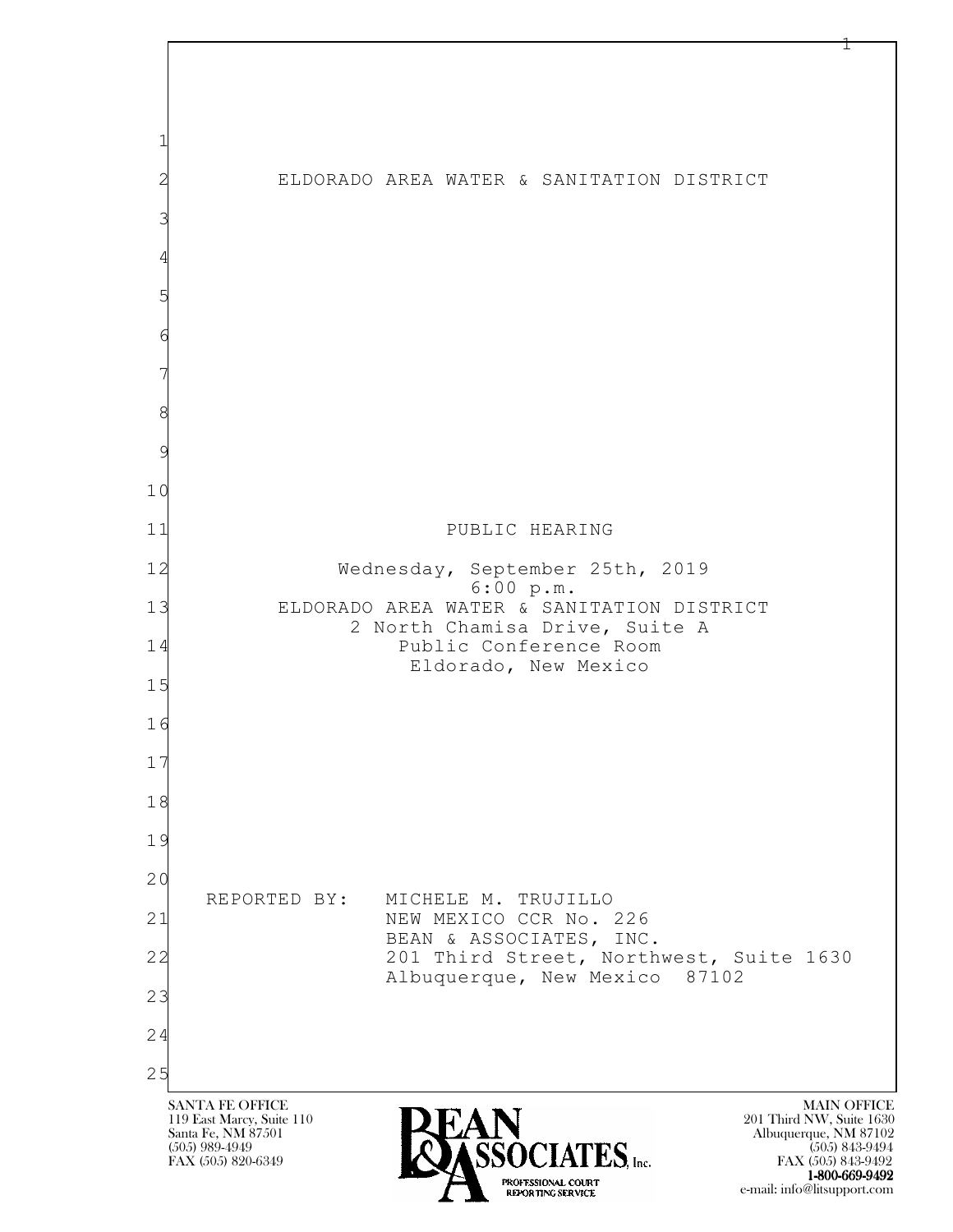# ELDORADO AREA WATER & SANITATION DISTRICT

## PUBLIC HEARING

Wednesday, September 25th, 2019
6:00 p.m.
ELDORADO AREA WATER & SANITATION DISTRICT
2 North Chamisa Drive, Suite A
Public Conference Room
Eldorado, New Mexico

REPORTED BY: MICHELE M. TRUJILLO
NEW MEXICO CCR No. 226
BEAN & ASSOCIATES, INC.
201 Third Street, Northwest, Suite 1630
Albuquerque, New Mexico 87102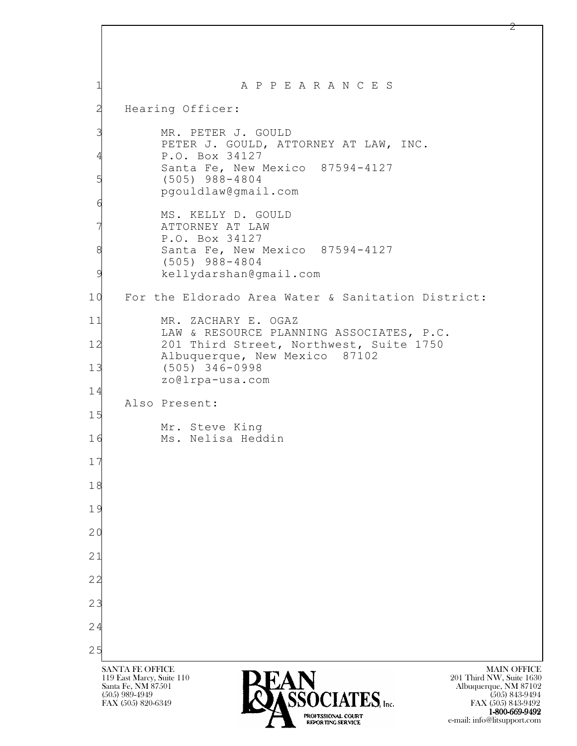# A P P E A R A N C E S

Hearing Officer:

MR. PETER J. GOULD
PETER J. GOULD, ATTORNEY AT LAW, INC.
P.O. Box 34127
Santa Fe, New Mexico 87594-4127
(505) 988-4804
pgouldlaw@gmail.com

MS. KELLY D. GOULD
ATTORNEY AT LAW
P.O. Box 34127
Santa Fe, New Mexico 87594-4127
(505) 988-4804
kellydarshan@gmail.com

For the Eldorado Area Water & Sanitation District:

MR. ZACHARY E. OGAZ
LAW & RESOURCE PLANNING ASSOCIATES, P.C.
201 Third Street, Northwest, Suite 1750
Albuquerque, New Mexico 87102
(505) 346-0998
zo@lrpa-usa.com

Also Present:

Mr. Steve King
Ms. Nelisa Heddin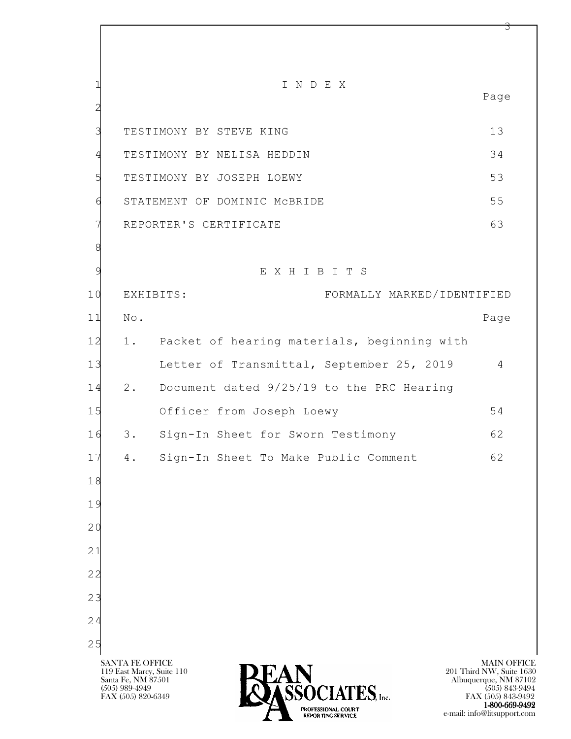# I N D E X

| | Page |
|---|---|
| TESTIMONY BY STEVE KING | 13 |
| TESTIMONY BY NELISA HEDDIN | 34 |
| TESTIMONY BY JOSEPH LOEWY | 53 |
| STATEMENT OF DOMINIC McBRIDE | 55 |
| REPORTER'S CERTIFICATE | 63 |

# E X H I B I T S

| EXHIBITS: No. | FORMALLY MARKED/IDENTIFIED Page |
|---|---|
| 1. Packet of hearing materials, beginning with Letter of Transmittal, September 25, 2019 | 4 |
| 2. Document dated 9/25/19 to the PRC Hearing Officer from Joseph Loewy | 54 |
| 3. Sign-In Sheet for Sworn Testimony | 62 |
| 4. Sign-In Sheet To Make Public Comment | 62 |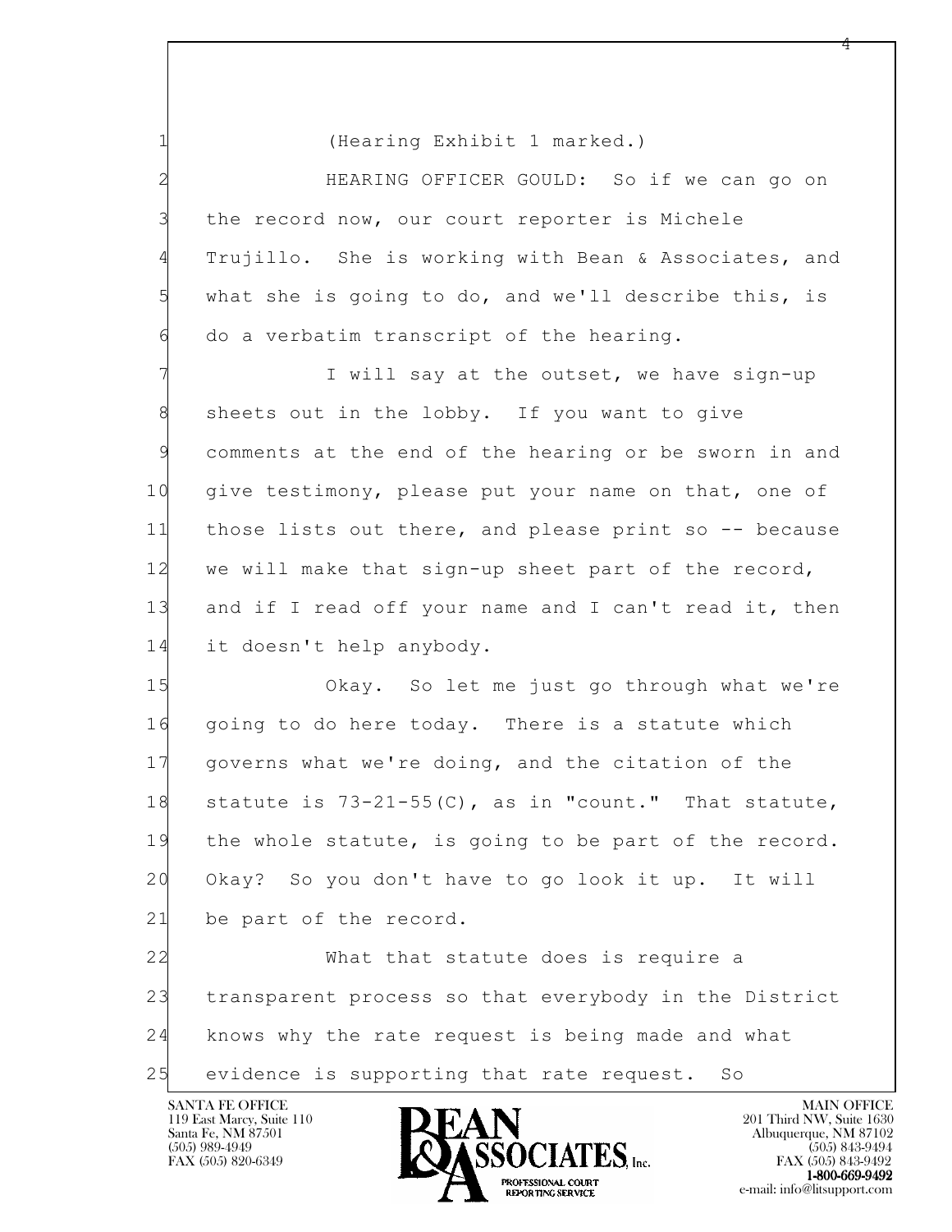(Hearing Exhibit 1 marked.)

HEARING OFFICER GOULD: So if we can go on the record now, our court reporter is Michele Trujillo. She is working with Bean & Associates, and what she is going to do, and we'll describe this, is do a verbatim transcript of the hearing.

I will say at the outset, we have sign-up sheets out in the lobby. If you want to give comments at the end of the hearing or be sworn in and give testimony, please put your name on that, one of those lists out there, and please print so -- because we will make that sign-up sheet part of the record, and if I read off your name and I can't read it, then it doesn't help anybody.

Okay. So let me just go through what we're going to do here today. There is a statute which governs what we're doing, and the citation of the statute is 73-21-55(C), as in "count." That statute, the whole statute, is going to be part of the record. Okay? So you don't have to go look it up. It will be part of the record.

What that statute does is require a transparent process so that everybody in the District knows why the rate request is being made and what evidence is supporting that rate request. So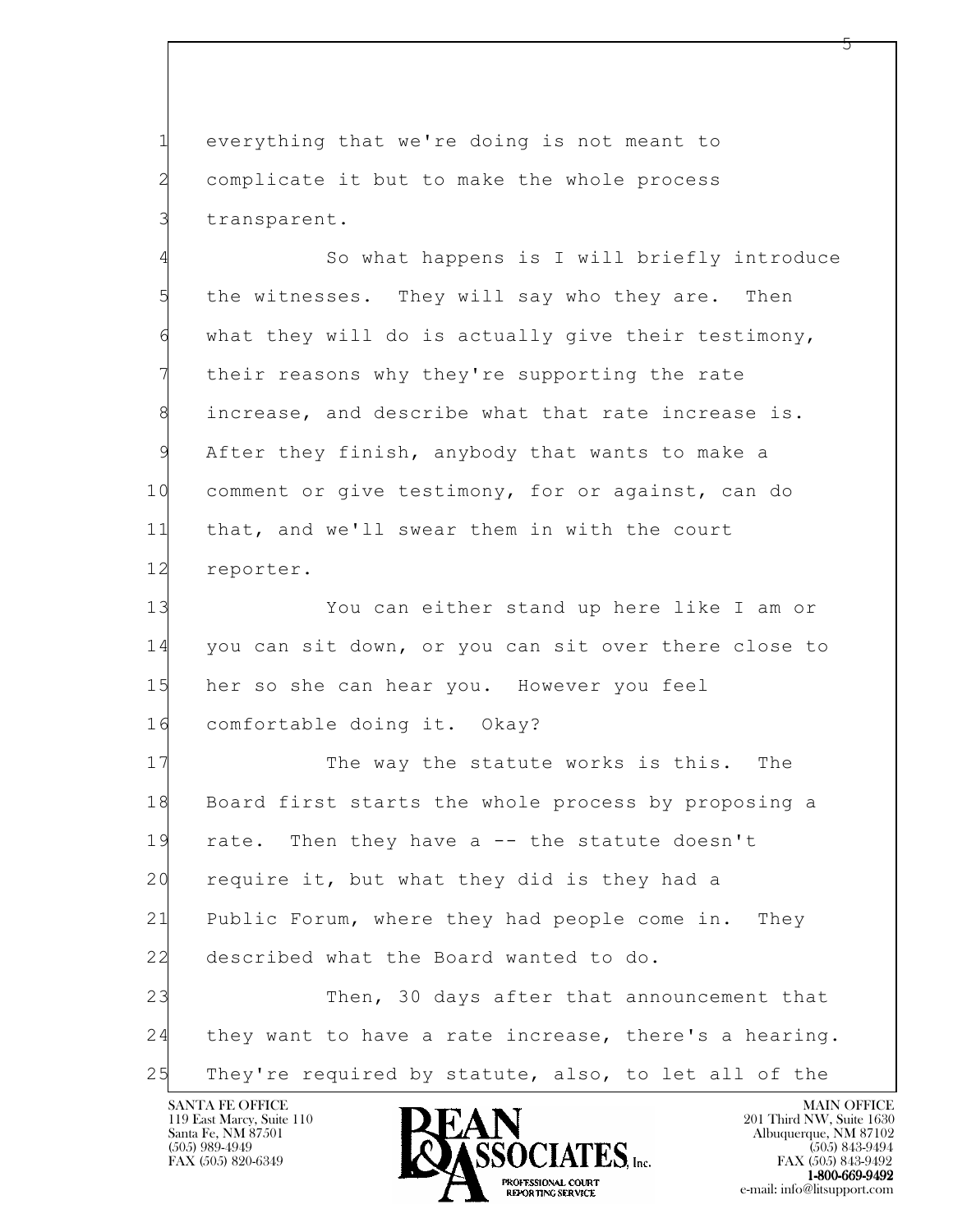1 everything that we're doing is not meant to
2 complicate it but to make the whole process
3 transparent.

4 So what happens is I will briefly introduce
5 the witnesses. They will say who they are. Then
6 what they will do is actually give their testimony,
7 their reasons why they're supporting the rate
8 increase, and describe what that rate increase is.
9 After they finish, anybody that wants to make a
10 comment or give testimony, for or against, can do
11 that, and we'll swear them in with the court
12 reporter.

13 You can either stand up here like I am or
14 you can sit down, or you can sit over there close to
15 her so she can hear you. However you feel
16 comfortable doing it. Okay?

17 The way the statute works is this. The
18 Board first starts the whole process by proposing a
19 rate. Then they have a -- the statute doesn't
20 require it, but what they did is they had a
21 Public Forum, where they had people come in. They
22 described what the Board wanted to do.

23 Then, 30 days after that announcement that
24 they want to have a rate increase, there's a hearing.
25 They're required by statute, also, to let all of the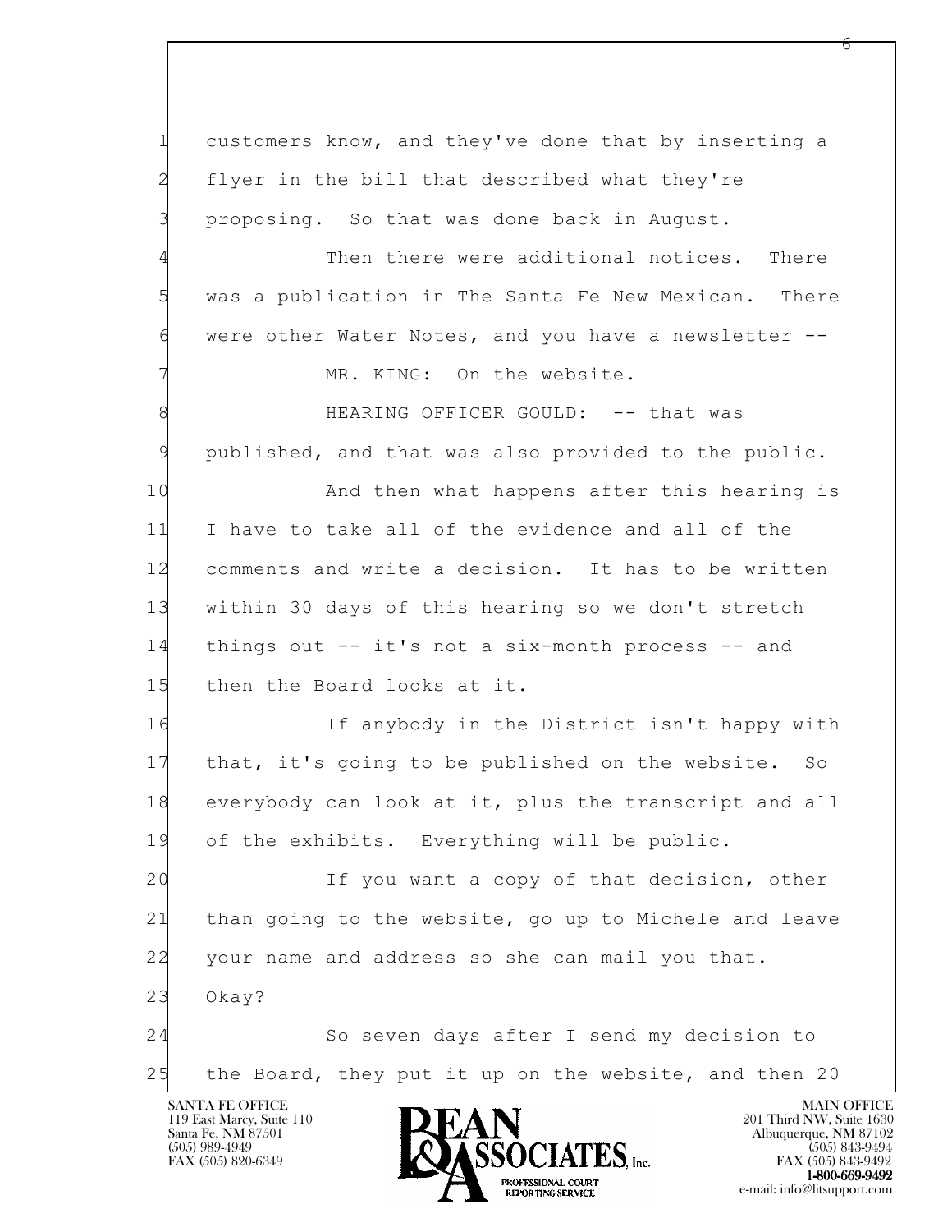1 customers know, and they've done that by inserting a
2 flyer in the bill that described what they're
3 proposing. So that was done back in August.

4 Then there were additional notices. There
5 was a publication in The Santa Fe New Mexican. There
6 were other Water Notes, and you have a newsletter --

7 MR. KING: On the website.

8 HEARING OFFICER GOULD: -- that was
9 published, and that was also provided to the public.

10 And then what happens after this hearing is
11 I have to take all of the evidence and all of the
12 comments and write a decision. It has to be written
13 within 30 days of this hearing so we don't stretch
14 things out -- it's not a six-month process -- and
15 then the Board looks at it.

16 If anybody in the District isn't happy with
17 that, it's going to be published on the website. So
18 everybody can look at it, plus the transcript and all
19 of the exhibits. Everything will be public.

20 If you want a copy of that decision, other
21 than going to the website, go up to Michele and leave
22 your name and address so she can mail you that.
23 Okay?

24 So seven days after I send my decision to
25 the Board, they put it up on the website, and then 20

SANTA FE OFFICE
119 East Marcy, Suite 110
Santa Fe, NM 87501
(505) 989-4949
FAX (505) 820-6349

MAIN OFFICE
201 Third NW, Suite 1630
Albuquerque, NM 87102
(505) 843-9494
FAX (505) 843-9492
1-800-669-9492
e-mail: info@litsupport.com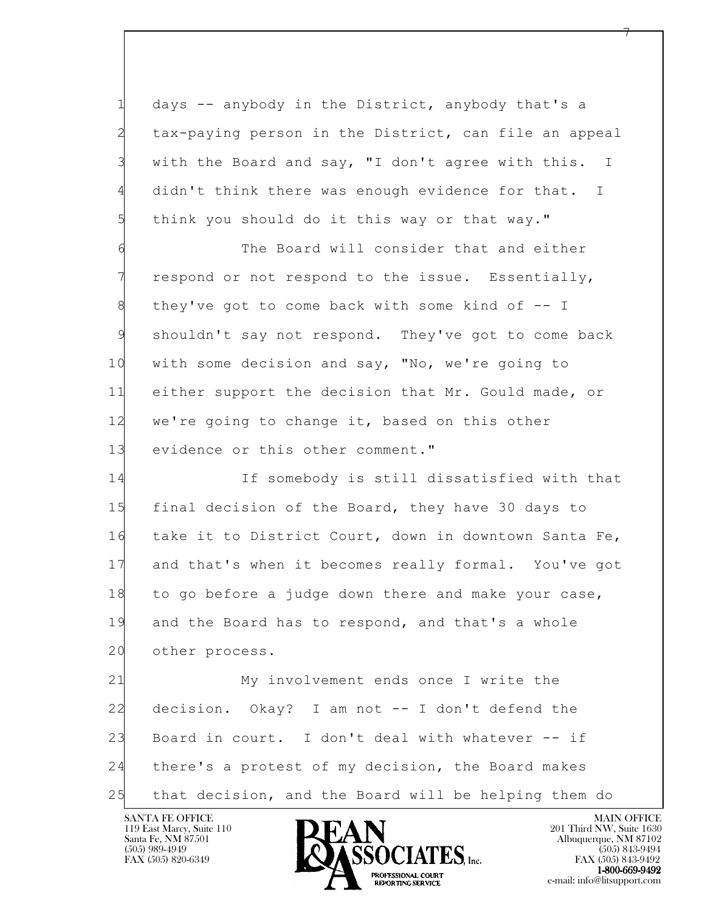1 days -- anybody in the District, anybody that's a
2 tax-paying person in the District, can file an appeal
3 with the Board and say, "I don't agree with this. I
4 didn't think there was enough evidence for that. I
5 think you should do it this way or that way."
6 The Board will consider that and either
7 respond or not respond to the issue. Essentially,
8 they've got to come back with some kind of -- I
9 shouldn't say not respond. They've got to come back
10 with some decision and say, "No, we're going to
11 either support the decision that Mr. Gould made, or
12 we're going to change it, based on this other
13 evidence or this other comment."
14 If somebody is still dissatisfied with that
15 final decision of the Board, they have 30 days to
16 take it to District Court, down in downtown Santa Fe,
17 and that's when it becomes really formal. You've got
18 to go before a judge down there and make your case,
19 and the Board has to respond, and that's a whole
20 other process.
21 My involvement ends once I write the
22 decision. Okay? I am not -- I don't defend the
23 Board in court. I don't deal with whatever -- if
24 there's a protest of my decision, the Board makes
25 that decision, and the Board will be helping them do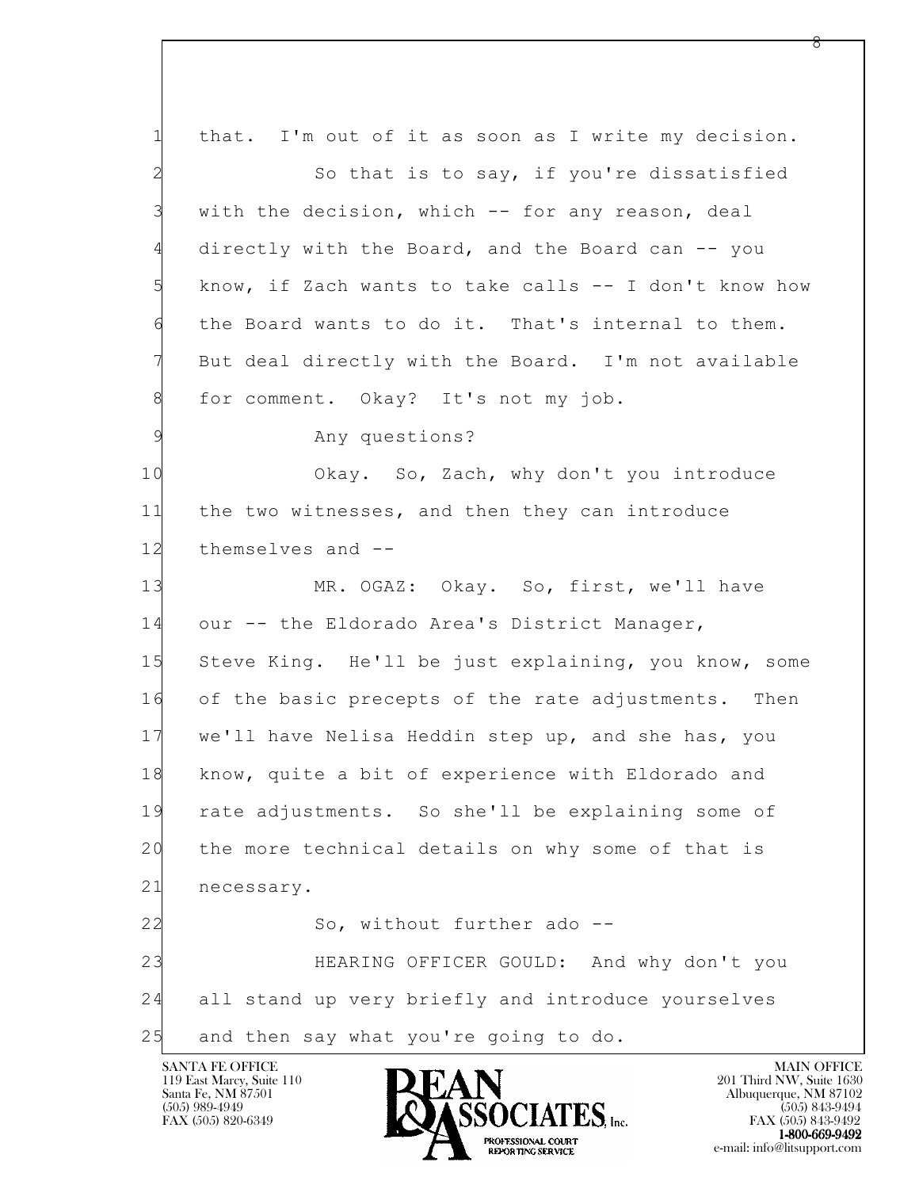1 that. I'm out of it as soon as I write my decision.

2 So that is to say, if you're dissatisfied

3 with the decision, which -- for any reason, deal

4 directly with the Board, and the Board can -- you

5 know, if Zach wants to take calls -- I don't know how

6 the Board wants to do it. That's internal to them.

7 But deal directly with the Board. I'm not available

8 for comment. Okay? It's not my job.

9 Any questions?

10 Okay. So, Zach, why don't you introduce

11 the two witnesses, and then they can introduce

12 themselves and --

13 MR. OGAZ: Okay. So, first, we'll have

14 our -- the Eldorado Area's District Manager,

15 Steve King. He'll be just explaining, you know, some

16 of the basic precepts of the rate adjustments. Then

17 we'll have Nelisa Heddin step up, and she has, you

18 know, quite a bit of experience with Eldorado and

19 rate adjustments. So she'll be explaining some of

20 the more technical details on why some of that is

21 necessary.

22 So, without further ado --

23 HEARING OFFICER GOULD: And why don't you

24 all stand up very briefly and introduce yourselves

25 and then say what you're going to do.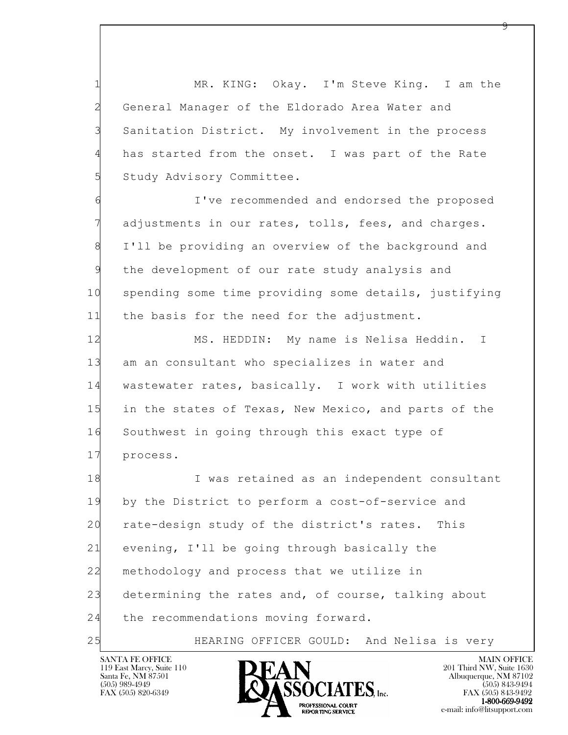1 MR. KING: Okay. I'm Steve King. I am the
2 General Manager of the Eldorado Area Water and
3 Sanitation District. My involvement in the process
4 has started from the onset. I was part of the Rate
5 Study Advisory Committee.
6 I've recommended and endorsed the proposed
7 adjustments in our rates, tolls, fees, and charges.
8 I'll be providing an overview of the background and
9 the development of our rate study analysis and
10 spending some time providing some details, justifying
11 the basis for the need for the adjustment.
12 MS. HEDDIN: My name is Nelisa Heddin. I
13 am an consultant who specializes in water and
14 wastewater rates, basically. I work with utilities
15 in the states of Texas, New Mexico, and parts of the
16 Southwest in going through this exact type of
17 process.
18 I was retained as an independent consultant
19 by the District to perform a cost-of-service and
20 rate-design study of the district's rates. This
21 evening, I'll be going through basically the
22 methodology and process that we utilize in
23 determining the rates and, of course, talking about
24 the recommendations moving forward.
25 HEARING OFFICER GOULD: And Nelisa is very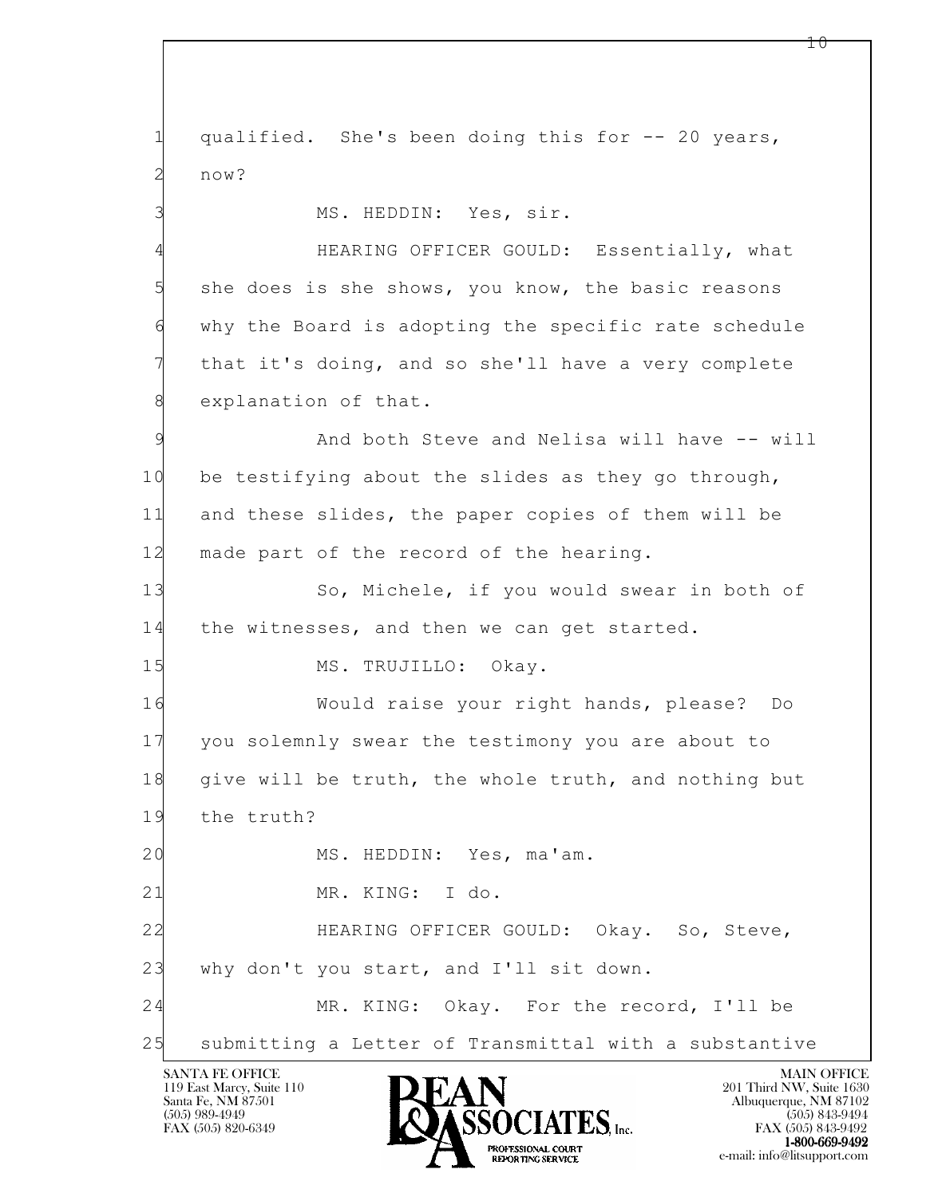qualified. She's been doing this for -- 20 years, now?

MS. HEDDIN: Yes, sir.

HEARING OFFICER GOULD: Essentially, what she does is she shows, you know, the basic reasons why the Board is adopting the specific rate schedule that it's doing, and so she'll have a very complete explanation of that.

And both Steve and Nelisa will have -- will be testifying about the slides as they go through, and these slides, the paper copies of them will be made part of the record of the hearing.

So, Michele, if you would swear in both of the witnesses, and then we can get started.

MS. TRUJILLO: Okay.

Would raise your right hands, please? Do you solemnly swear the testimony you are about to give will be truth, the whole truth, and nothing but the truth?

MS. HEDDIN: Yes, ma'am.

MR. KING: I do.

HEARING OFFICER GOULD: Okay. So, Steve, why don't you start, and I'll sit down.

MR. KING: Okay. For the record, I'll be submitting a Letter of Transmittal with a substantive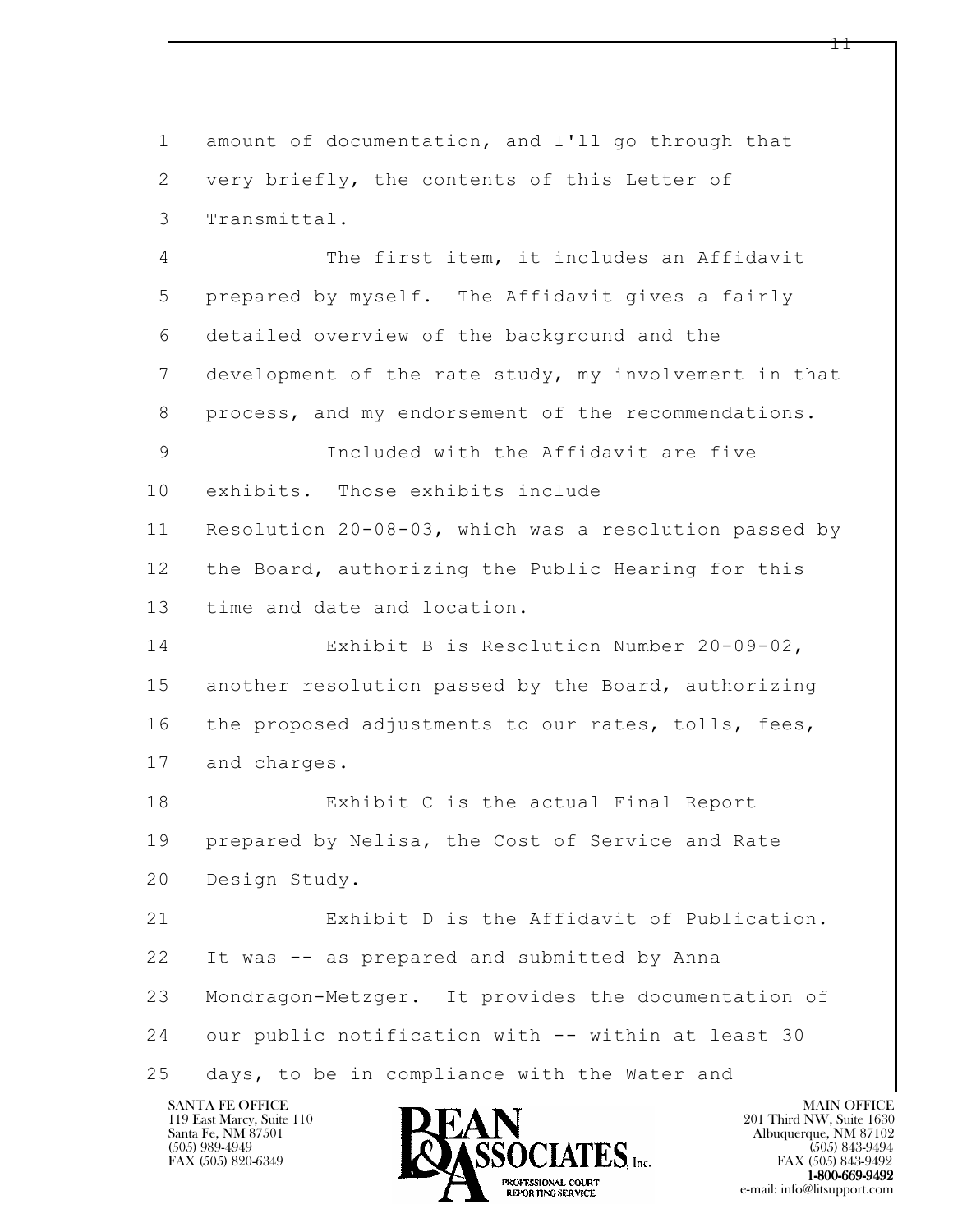amount of documentation, and I'll go through that very briefly, the contents of this Letter of Transmittal.

The first item, it includes an Affidavit prepared by myself. The Affidavit gives a fairly detailed overview of the background and the development of the rate study, my involvement in that process, and my endorsement of the recommendations.

Included with the Affidavit are five exhibits. Those exhibits include Resolution 20-08-03, which was a resolution passed by the Board, authorizing the Public Hearing for this time and date and location.

Exhibit B is Resolution Number 20-09-02, another resolution passed by the Board, authorizing the proposed adjustments to our rates, tolls, fees, and charges.

Exhibit C is the actual Final Report prepared by Nelisa, the Cost of Service and Rate Design Study.

Exhibit D is the Affidavit of Publication. It was -- as prepared and submitted by Anna Mondragon-Metzger. It provides the documentation of our public notification with -- within at least 30 days, to be in compliance with the Water and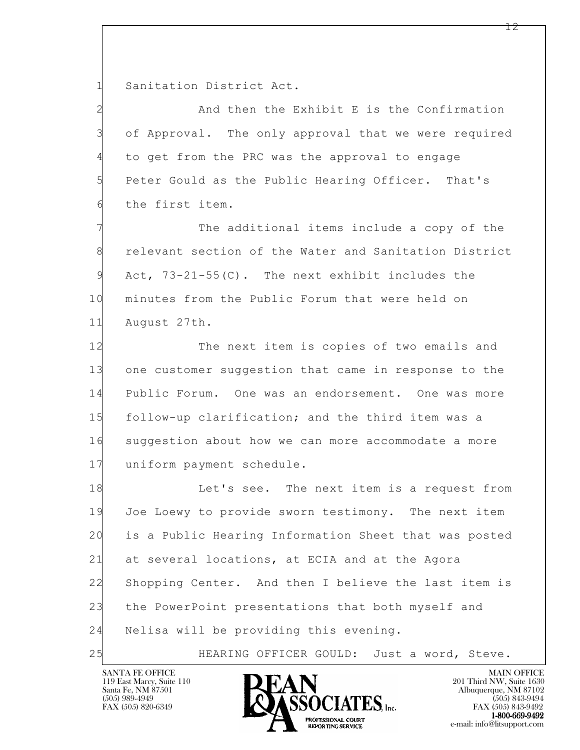1 Sanitation District Act.

2 And then the Exhibit E is the Confirmation
3 of Approval. The only approval that we were required
4 to get from the PRC was the approval to engage
5 Peter Gould as the Public Hearing Officer. That's
6 the first item.

7 The additional items include a copy of the
8 relevant section of the Water and Sanitation District
9 Act, 73-21-55(C). The next exhibit includes the
10 minutes from the Public Forum that were held on
11 August 27th.

12 The next item is copies of two emails and
13 one customer suggestion that came in response to the
14 Public Forum. One was an endorsement. One was more
15 follow-up clarification; and the third item was a
16 suggestion about how we can more accommodate a more
17 uniform payment schedule.

18 Let's see. The next item is a request from
19 Joe Loewy to provide sworn testimony. The next item
20 is a Public Hearing Information Sheet that was posted
21 at several locations, at ECIA and at the Agora
22 Shopping Center. And then I believe the last item is
23 the PowerPoint presentations that both myself and
24 Nelisa will be providing this evening.

25 HEARING OFFICER GOULD: Just a word, Steve.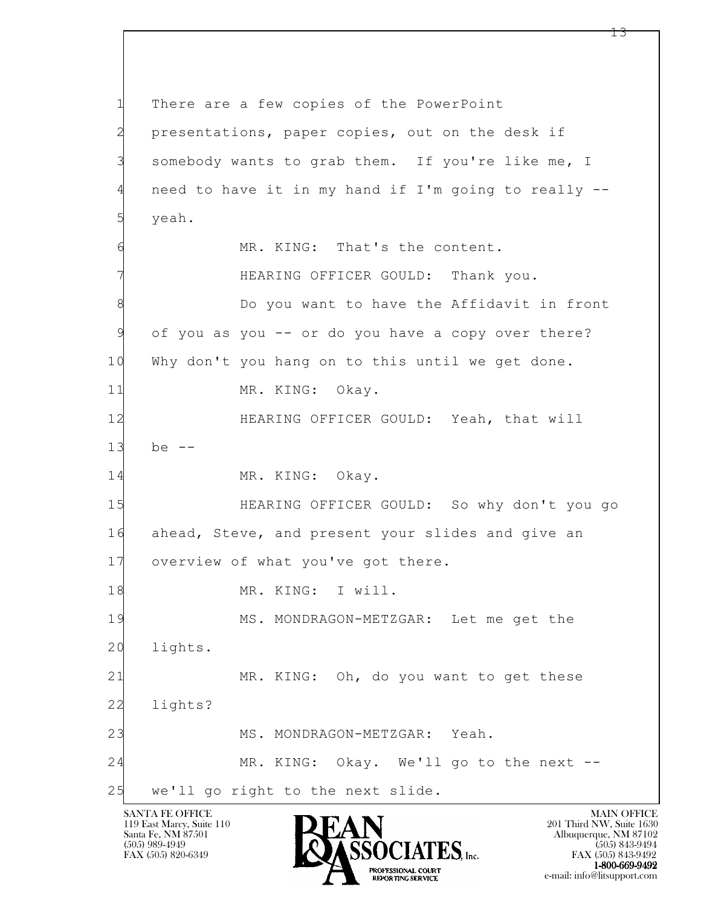1 There are a few copies of the PowerPoint
2 presentations, paper copies, out on the desk if
3 somebody wants to grab them. If you're like me, I
4 need to have it in my hand if I'm going to really --
5 yeah.
6 MR. KING: That's the content.
7 HEARING OFFICER GOULD: Thank you.
8 Do you want to have the Affidavit in front
9 of you as you -- or do you have a copy over there?
10 Why don't you hang on to this until we get done.
11 MR. KING: Okay.
12 HEARING OFFICER GOULD: Yeah, that will
13 be --
14 MR. KING: Okay.
15 HEARING OFFICER GOULD: So why don't you go
16 ahead, Steve, and present your slides and give an
17 overview of what you've got there.
18 MR. KING: I will.
19 MS. MONDRAGON-METZGAR: Let me get the
20 lights.
21 MR. KING: Oh, do you want to get these
22 lights?
23 MS. MONDRAGON-METZGAR: Yeah.
24 MR. KING: Okay. We'll go to the next --
25 we'll go right to the next slide.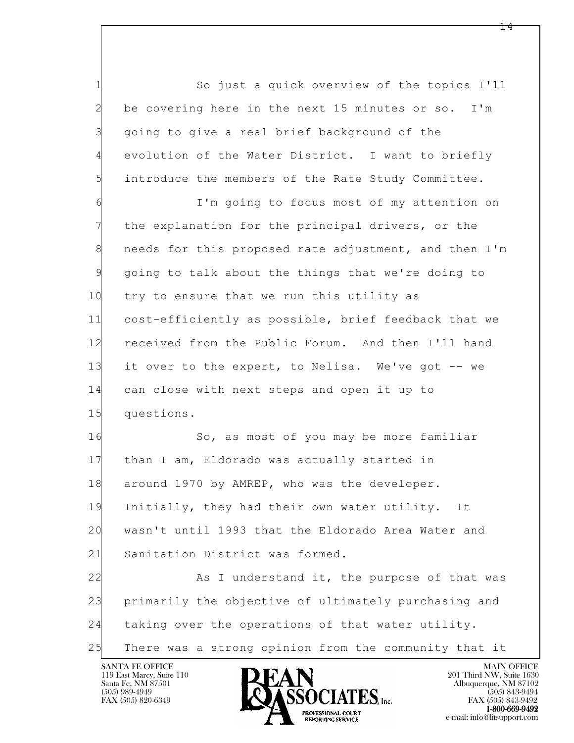So just a quick overview of the topics I'll be covering here in the next 15 minutes or so. I'm going to give a real brief background of the evolution of the Water District. I want to briefly introduce the members of the Rate Study Committee.

I'm going to focus most of my attention on the explanation for the principal drivers, or the needs for this proposed rate adjustment, and then I'm going to talk about the things that we're doing to try to ensure that we run this utility as cost-efficiently as possible, brief feedback that we received from the Public Forum. And then I'll hand it over to the expert, to Nelisa. We've got -- we can close with next steps and open it up to questions.

So, as most of you may be more familiar than I am, Eldorado was actually started in around 1970 by AMREP, who was the developer. Initially, they had their own water utility. It wasn't until 1993 that the Eldorado Area Water and Sanitation District was formed.

As I understand it, the purpose of that was primarily the objective of ultimately purchasing and taking over the operations of that water utility. There was a strong opinion from the community that it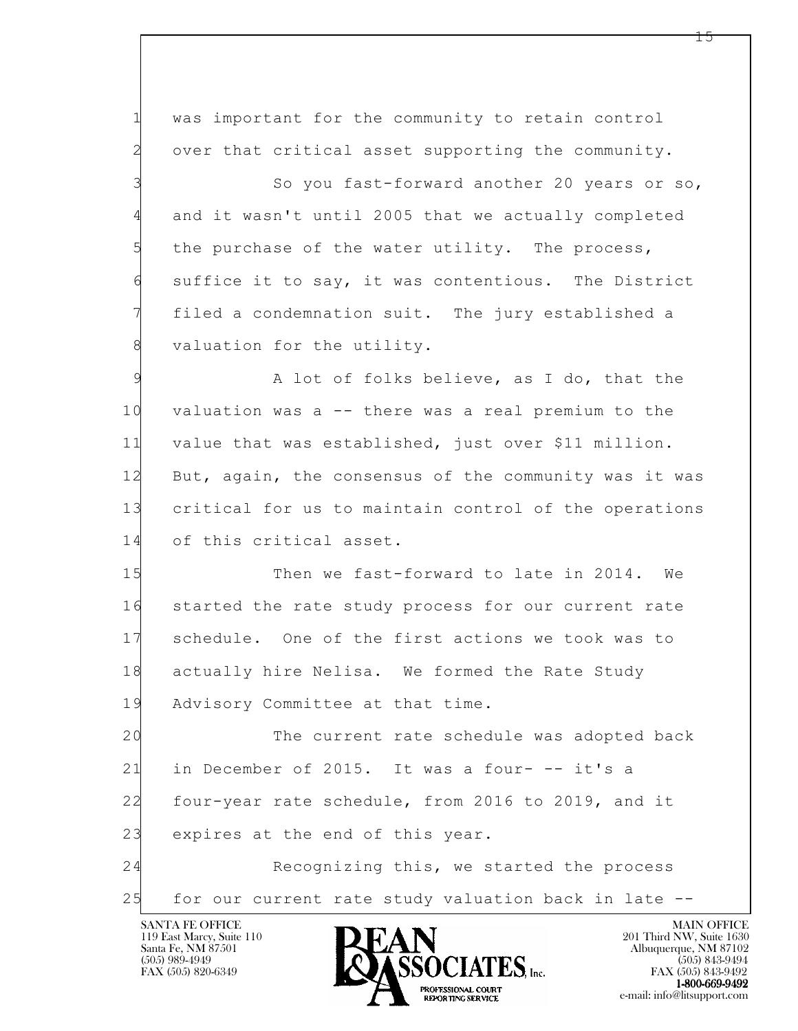1 was important for the community to retain control
2 over that critical asset supporting the community.
3 So you fast-forward another 20 years or so,
4 and it wasn't until 2005 that we actually completed
5 the purchase of the water utility. The process,
6 suffice it to say, it was contentious. The District
7 filed a condemnation suit. The jury established a
8 valuation for the utility.
9 A lot of folks believe, as I do, that the
10 valuation was a -- there was a real premium to the
11 value that was established, just over $11 million.
12 But, again, the consensus of the community was it was
13 critical for us to maintain control of the operations
14 of this critical asset.
15 Then we fast-forward to late in 2014. We
16 started the rate study process for our current rate
17 schedule. One of the first actions we took was to
18 actually hire Nelisa. We formed the Rate Study
19 Advisory Committee at that time.
20 The current rate schedule was adopted back
21 in December of 2015. It was a four- -- it's a
22 four-year rate schedule, from 2016 to 2019, and it
23 expires at the end of this year.
24 Recognizing this, we started the process
25 for our current rate study valuation back in late --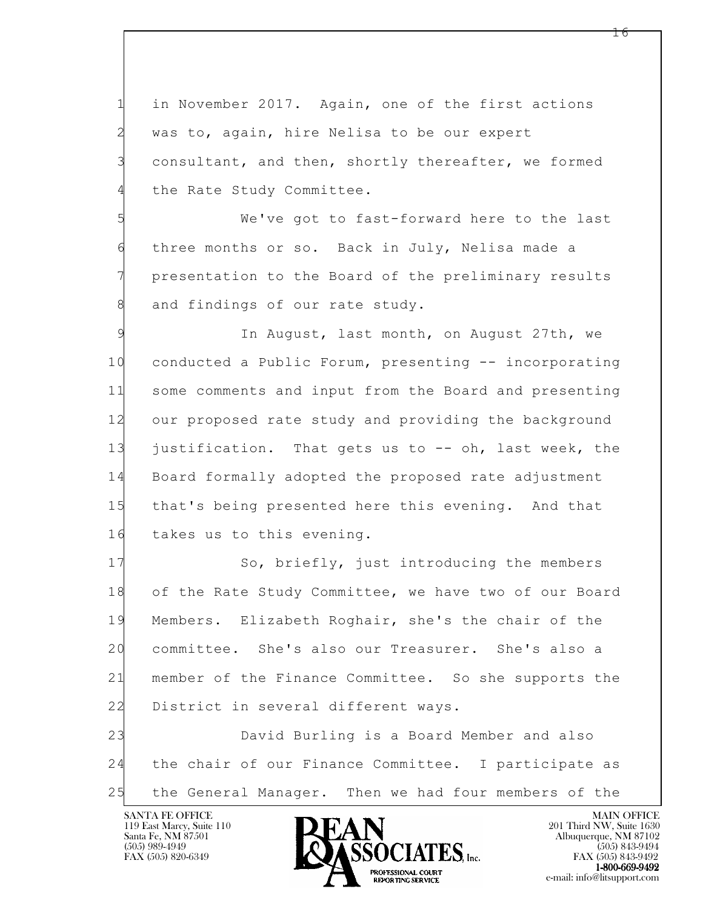1 in November 2017. Again, one of the first actions
2 was to, again, hire Nelisa to be our expert
3 consultant, and then, shortly thereafter, we formed
4 the Rate Study Committee.

5 We've got to fast-forward here to the last
6 three months or so. Back in July, Nelisa made a
7 presentation to the Board of the preliminary results
8 and findings of our rate study.

9 In August, last month, on August 27th, we
10 conducted a Public Forum, presenting -- incorporating
11 some comments and input from the Board and presenting
12 our proposed rate study and providing the background
13 justification. That gets us to -- oh, last week, the
14 Board formally adopted the proposed rate adjustment
15 that's being presented here this evening. And that
16 takes us to this evening.

17 So, briefly, just introducing the members
18 of the Rate Study Committee, we have two of our Board
19 Members. Elizabeth Roghair, she's the chair of the
20 committee. She's also our Treasurer. She's also a
21 member of the Finance Committee. So she supports the
22 District in several different ways.

23 David Burling is a Board Member and also
24 the chair of our Finance Committee. I participate as
25 the General Manager. Then we had four members of the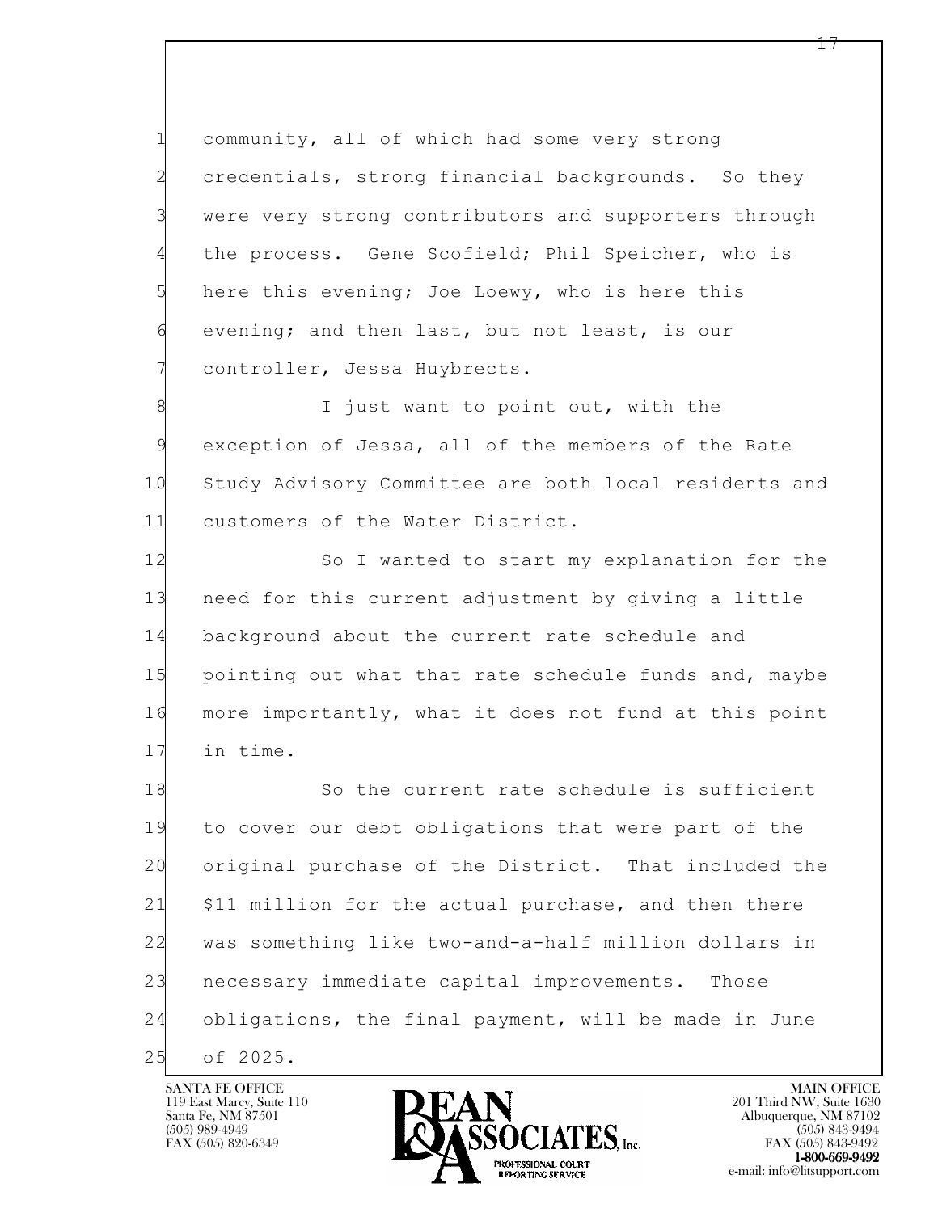community, all of which had some very strong credentials, strong financial backgrounds. So they were very strong contributors and supporters through the process. Gene Scofield; Phil Speicher, who is here this evening; Joe Loewy, who is here this evening; and then last, but not least, is our controller, Jessa Huybrects.

I just want to point out, with the exception of Jessa, all of the members of the Rate Study Advisory Committee are both local residents and customers of the Water District.

So I wanted to start my explanation for the need for this current adjustment by giving a little background about the current rate schedule and pointing out what that rate schedule funds and, maybe more importantly, what it does not fund at this point in time.

So the current rate schedule is sufficient to cover our debt obligations that were part of the original purchase of the District. That included the $11 million for the actual purchase, and then there was something like two-and-a-half million dollars in necessary immediate capital improvements. Those obligations, the final payment, will be made in June of 2025.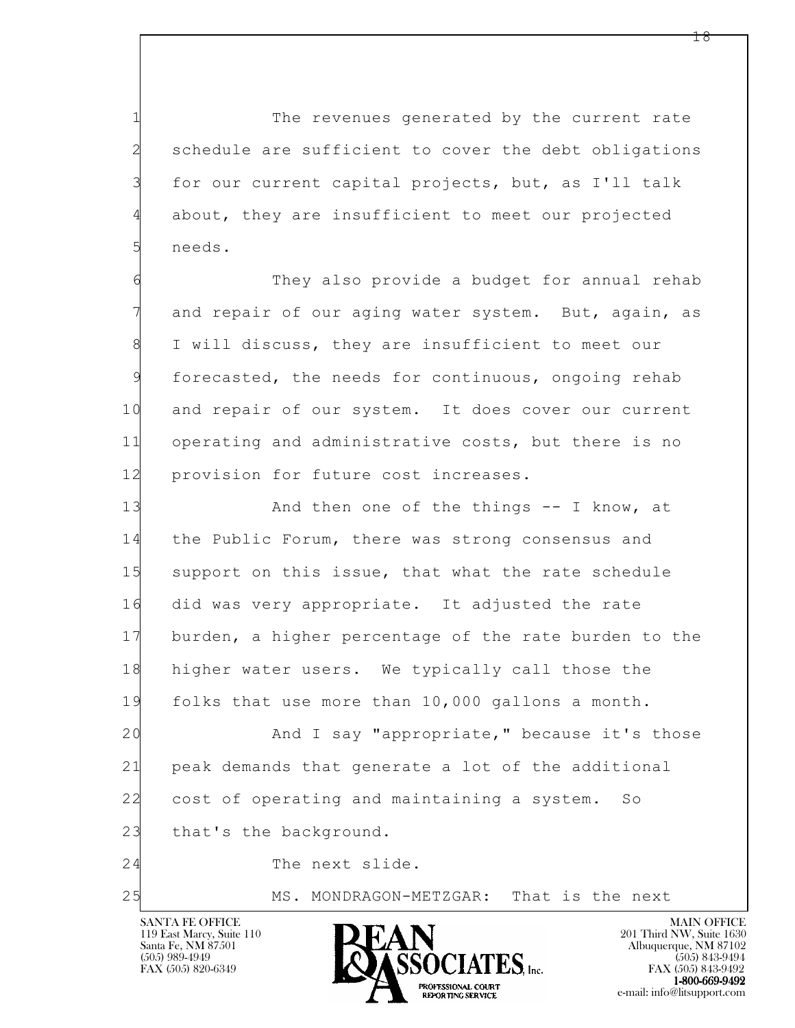1 The revenues generated by the current rate
2 schedule are sufficient to cover the debt obligations
3 for our current capital projects, but, as I'll talk
4 about, they are insufficient to meet our projected
5 needs.

6 They also provide a budget for annual rehab
7 and repair of our aging water system. But, again, as
8 I will discuss, they are insufficient to meet our
9 forecasted, the needs for continuous, ongoing rehab
10 and repair of our system. It does cover our current
11 operating and administrative costs, but there is no
12 provision for future cost increases.

13 And then one of the things -- I know, at
14 the Public Forum, there was strong consensus and
15 support on this issue, that what the rate schedule
16 did was very appropriate. It adjusted the rate
17 burden, a higher percentage of the rate burden to the
18 higher water users. We typically call those the
19 folks that use more than 10,000 gallons a month.

20 And I say "appropriate," because it's those
21 peak demands that generate a lot of the additional
22 cost of operating and maintaining a system. So
23 that's the background.

24 The next slide.

25 MS. MONDRAGON-METZGAR: That is the next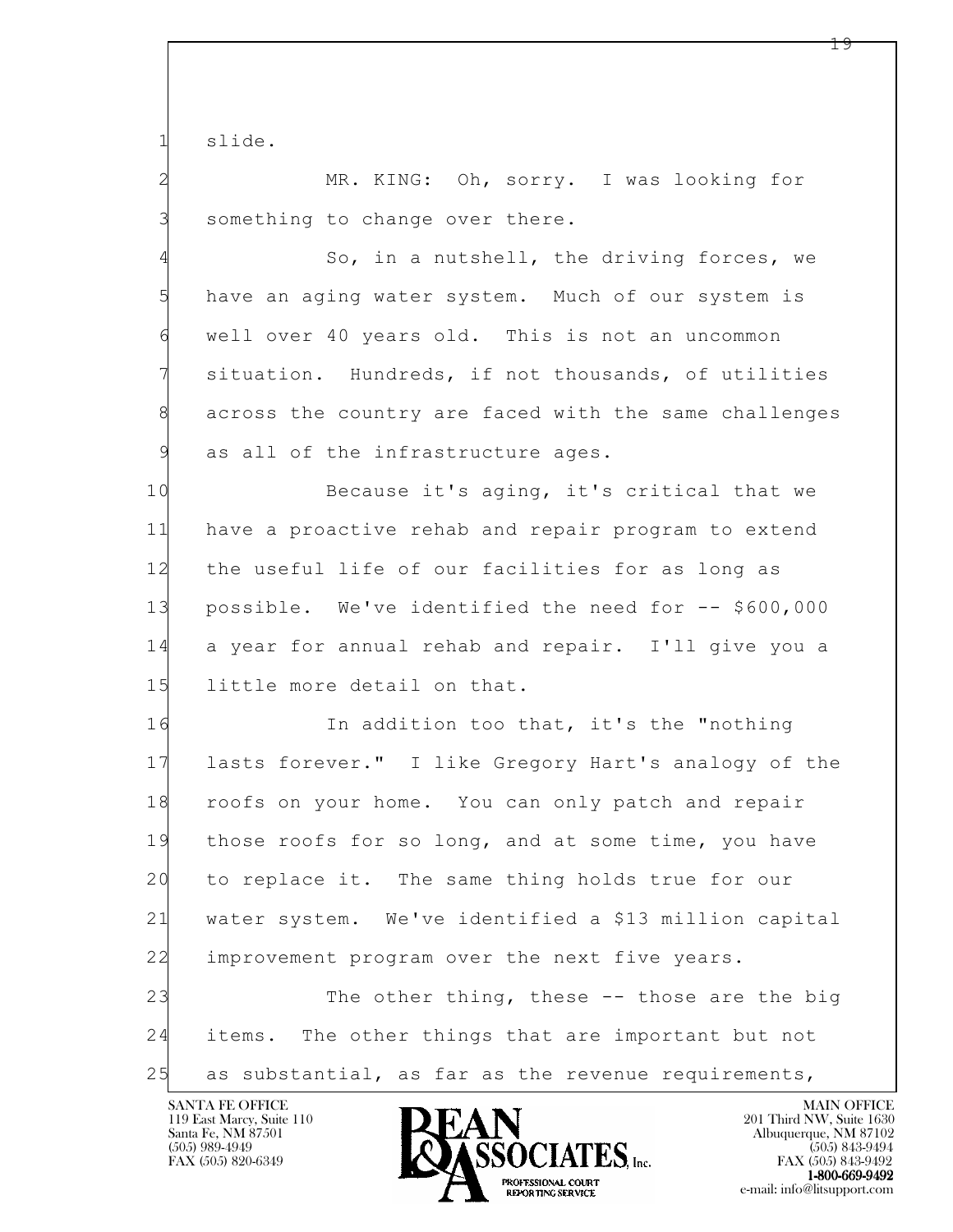slide.

MR. KING: Oh, sorry. I was looking for something to change over there.

So, in a nutshell, the driving forces, we have an aging water system. Much of our system is well over 40 years old. This is not an uncommon situation. Hundreds, if not thousands, of utilities across the country are faced with the same challenges as all of the infrastructure ages.

Because it's aging, it's critical that we have a proactive rehab and repair program to extend the useful life of our facilities for as long as possible. We've identified the need for -- $600,000 a year for annual rehab and repair. I'll give you a little more detail on that.

In addition too that, it's the "nothing lasts forever." I like Gregory Hart's analogy of the roofs on your home. You can only patch and repair those roofs for so long, and at some time, you have to replace it. The same thing holds true for our water system. We've identified a $13 million capital improvement program over the next five years.

The other thing, these -- those are the big items. The other things that are important but not as substantial, as far as the revenue requirements,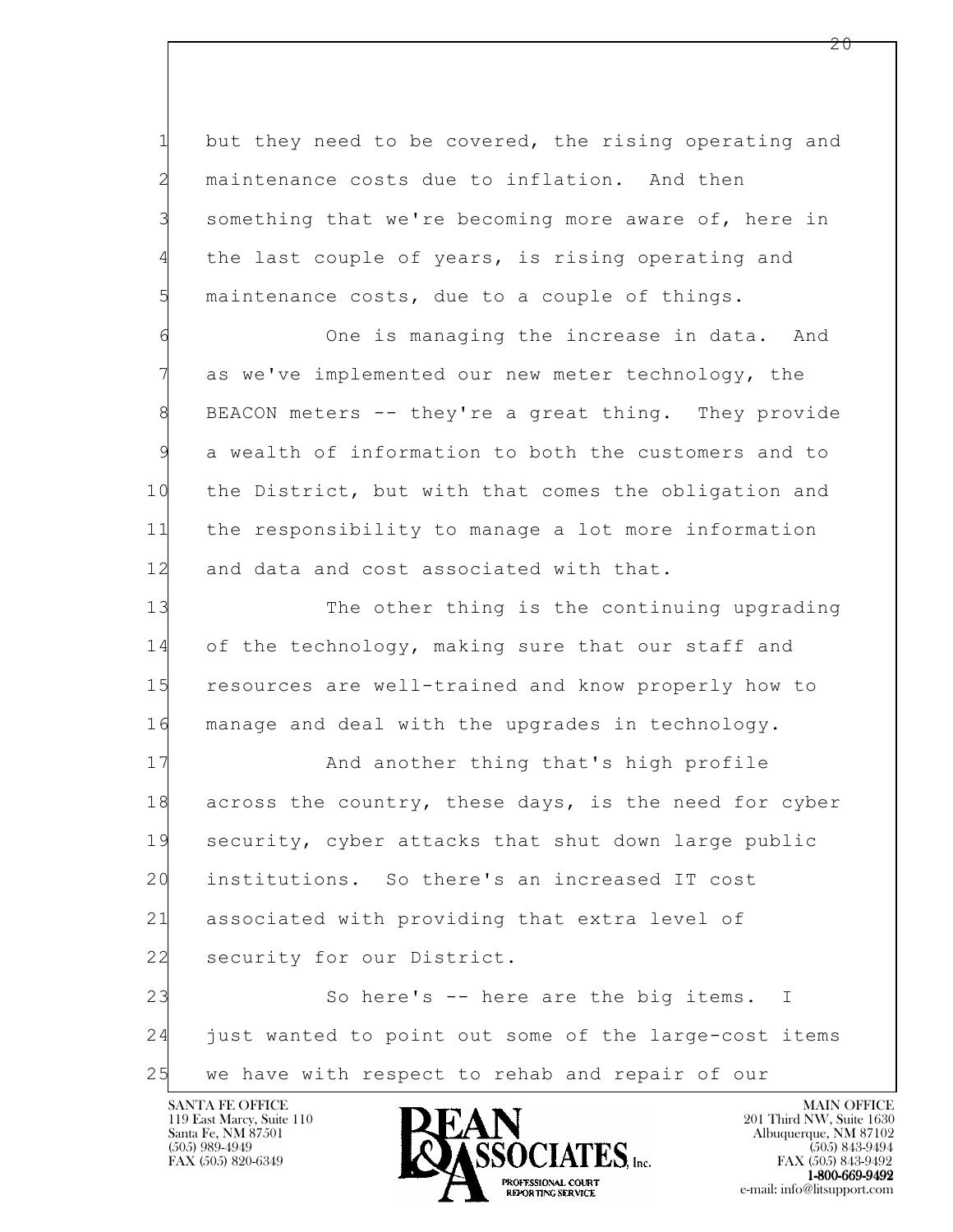but they need to be covered, the rising operating and maintenance costs due to inflation. And then something that we're becoming more aware of, here in the last couple of years, is rising operating and maintenance costs, due to a couple of things.

One is managing the increase in data. And as we've implemented our new meter technology, the BEACON meters -- they're a great thing. They provide a wealth of information to both the customers and to the District, but with that comes the obligation and the responsibility to manage a lot more information and data and cost associated with that.

The other thing is the continuing upgrading of the technology, making sure that our staff and resources are well-trained and know properly how to manage and deal with the upgrades in technology.

And another thing that's high profile across the country, these days, is the need for cyber security, cyber attacks that shut down large public institutions. So there's an increased IT cost associated with providing that extra level of security for our District.

So here's -- here are the big items. I just wanted to point out some of the large-cost items we have with respect to rehab and repair of our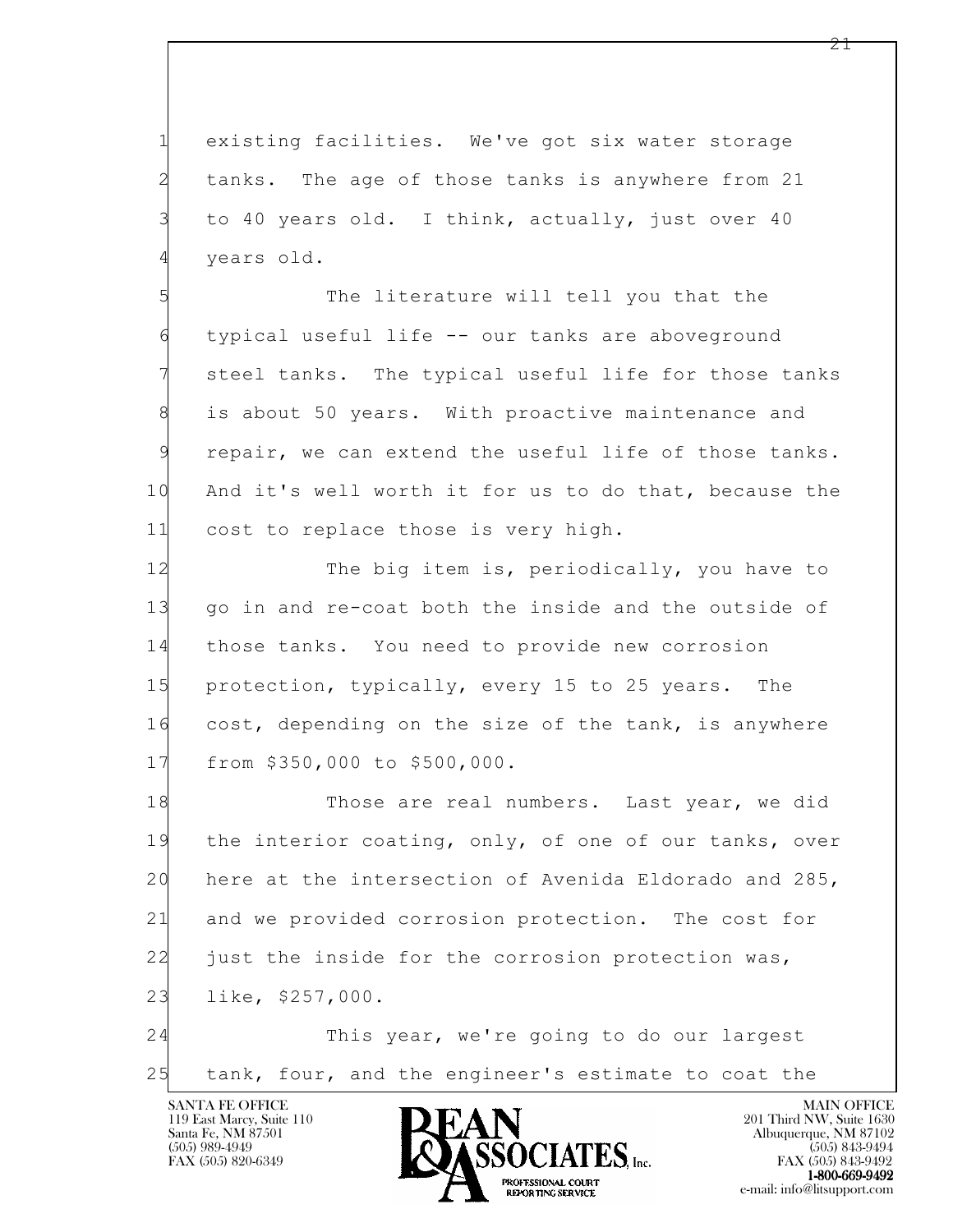existing facilities. We've got six water storage tanks. The age of those tanks is anywhere from 21 to 40 years old. I think, actually, just over 40 years old.

The literature will tell you that the typical useful life -- our tanks are aboveground steel tanks. The typical useful life for those tanks is about 50 years. With proactive maintenance and repair, we can extend the useful life of those tanks. And it's well worth it for us to do that, because the cost to replace those is very high.

The big item is, periodically, you have to go in and re-coat both the inside and the outside of those tanks. You need to provide new corrosion protection, typically, every 15 to 25 years. The cost, depending on the size of the tank, is anywhere from $350,000 to $500,000.

Those are real numbers. Last year, we did the interior coating, only, of one of our tanks, over here at the intersection of Avenida Eldorado and 285, and we provided corrosion protection. The cost for just the inside for the corrosion protection was, like, $257,000.

This year, we're going to do our largest tank, four, and the engineer's estimate to coat the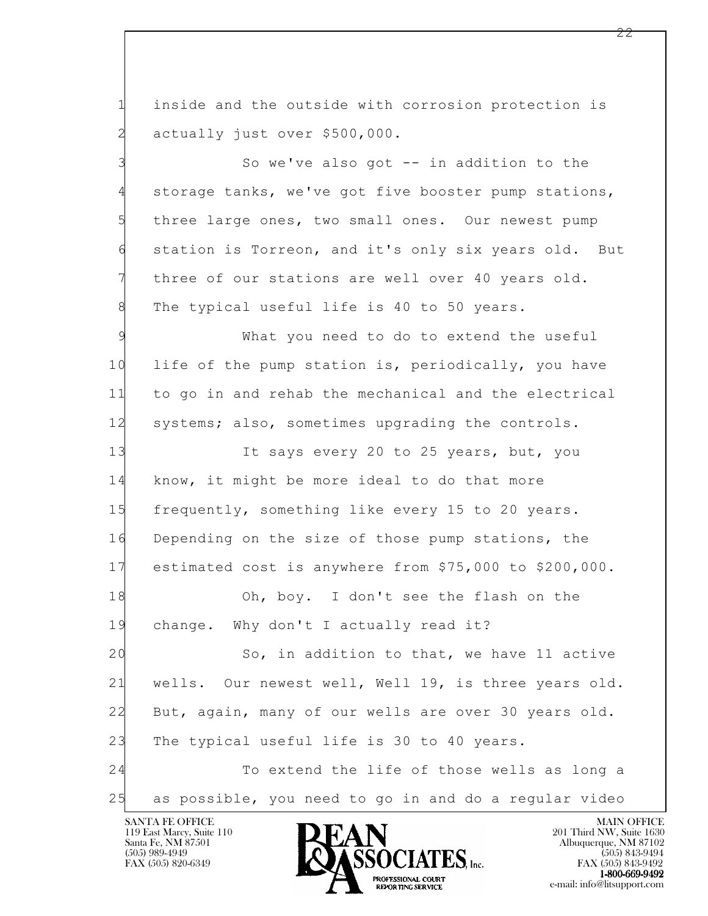1 inside and the outside with corrosion protection is
2 actually just over $500,000.

3 So we've also got -- in addition to the
4 storage tanks, we've got five booster pump stations,
5 three large ones, two small ones. Our newest pump
6 station is Torreon, and it's only six years old. But
7 three of our stations are well over 40 years old.
8 The typical useful life is 40 to 50 years.

9 What you need to do to extend the useful
10 life of the pump station is, periodically, you have
11 to go in and rehab the mechanical and the electrical
12 systems; also, sometimes upgrading the controls.

13 It says every 20 to 25 years, but, you
14 know, it might be more ideal to do that more
15 frequently, something like every 15 to 20 years.
16 Depending on the size of those pump stations, the
17 estimated cost is anywhere from $75,000 to $200,000.

18 Oh, boy. I don't see the flash on the
19 change. Why don't I actually read it?

20 So, in addition to that, we have 11 active
21 wells. Our newest well, Well 19, is three years old.
22 But, again, many of our wells are over 30 years old.
23 The typical useful life is 30 to 40 years.

24 To extend the life of those wells as long a
25 as possible, you need to go in and do a regular video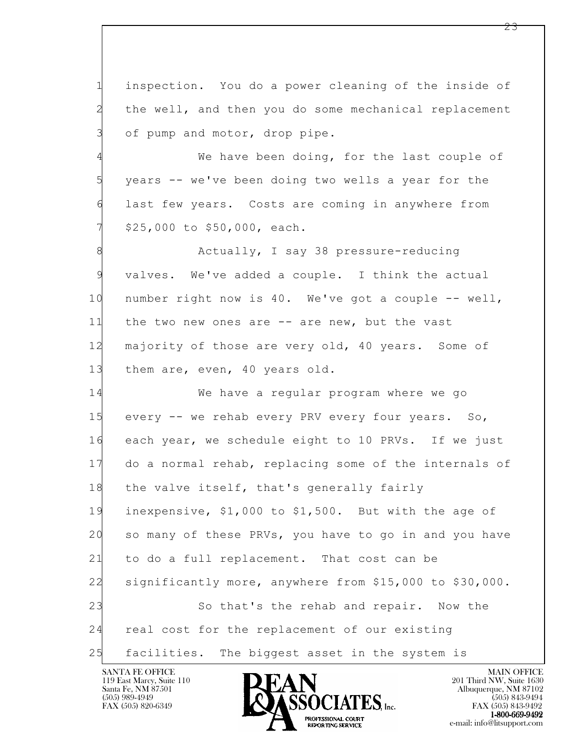1 inspection. You do a power cleaning of the inside of
2 the well, and then you do some mechanical replacement
3 of pump and motor, drop pipe.

4 We have been doing, for the last couple of
5 years -- we've been doing two wells a year for the
6 last few years. Costs are coming in anywhere from
7 $25,000 to $50,000, each.

8 Actually, I say 38 pressure-reducing
9 valves. We've added a couple. I think the actual
10 number right now is 40. We've got a couple -- well,
11 the two new ones are -- are new, but the vast
12 majority of those are very old, 40 years. Some of
13 them are, even, 40 years old.

14 We have a regular program where we go
15 every -- we rehab every PRV every four years. So,
16 each year, we schedule eight to 10 PRVs. If we just
17 do a normal rehab, replacing some of the internals of
18 the valve itself, that's generally fairly
19 inexpensive, $1,000 to $1,500. But with the age of
20 so many of these PRVs, you have to go in and you have
21 to do a full replacement. That cost can be
22 significantly more, anywhere from $15,000 to $30,000.

23 So that's the rehab and repair. Now the
24 real cost for the replacement of our existing
25 facilities. The biggest asset in the system is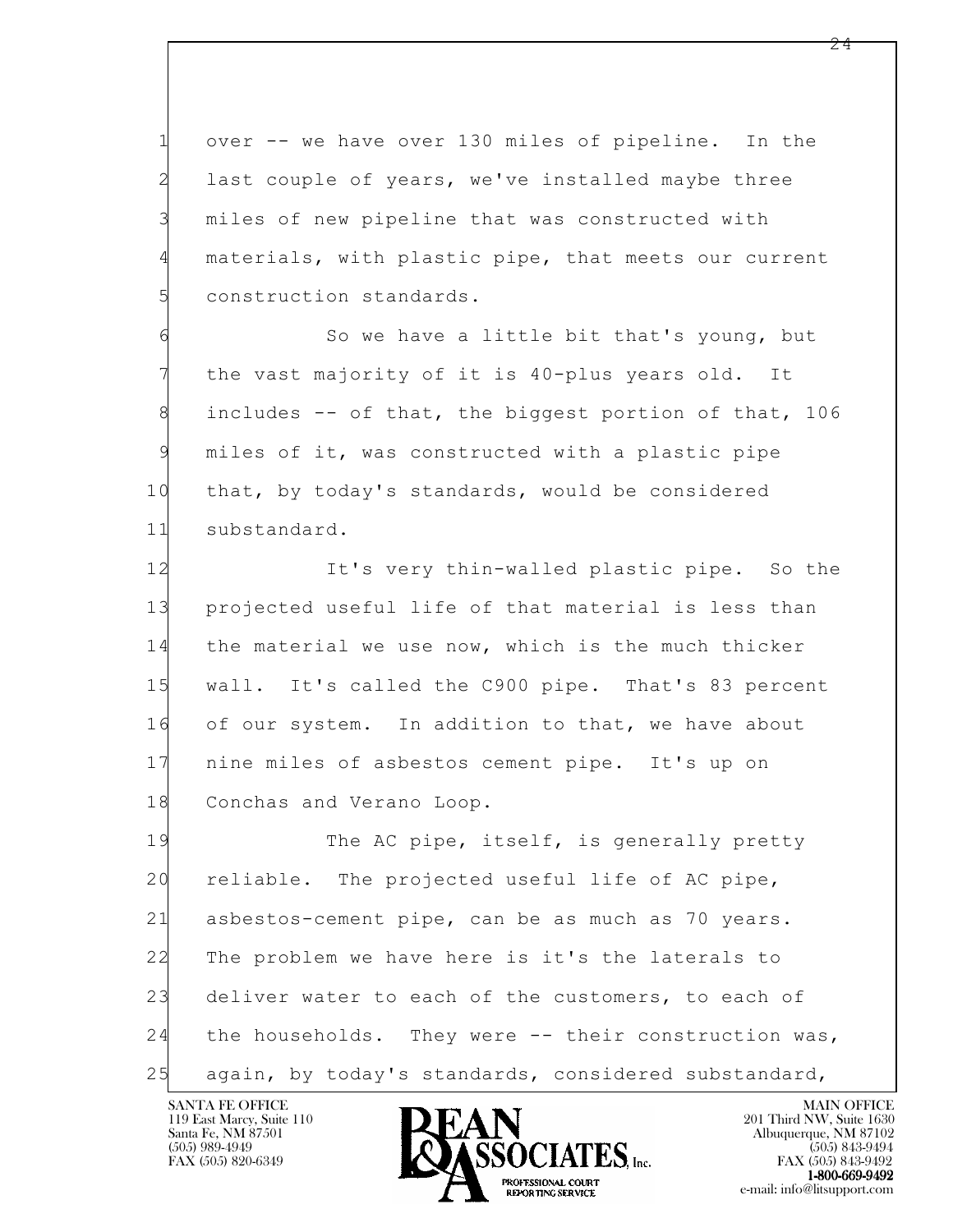over -- we have over 130 miles of pipeline. In the last couple of years, we've installed maybe three miles of new pipeline that was constructed with materials, with plastic pipe, that meets our current construction standards.

So we have a little bit that's young, but the vast majority of it is 40-plus years old. It includes -- of that, the biggest portion of that, 106 miles of it, was constructed with a plastic pipe that, by today's standards, would be considered substandard.

It's very thin-walled plastic pipe. So the projected useful life of that material is less than the material we use now, which is the much thicker wall. It's called the C900 pipe. That's 83 percent of our system. In addition to that, we have about nine miles of asbestos cement pipe. It's up on Conchas and Verano Loop.

The AC pipe, itself, is generally pretty reliable. The projected useful life of AC pipe, asbestos-cement pipe, can be as much as 70 years. The problem we have here is it's the laterals to deliver water to each of the customers, to each of the households. They were -- their construction was, again, by today's standards, considered substandard,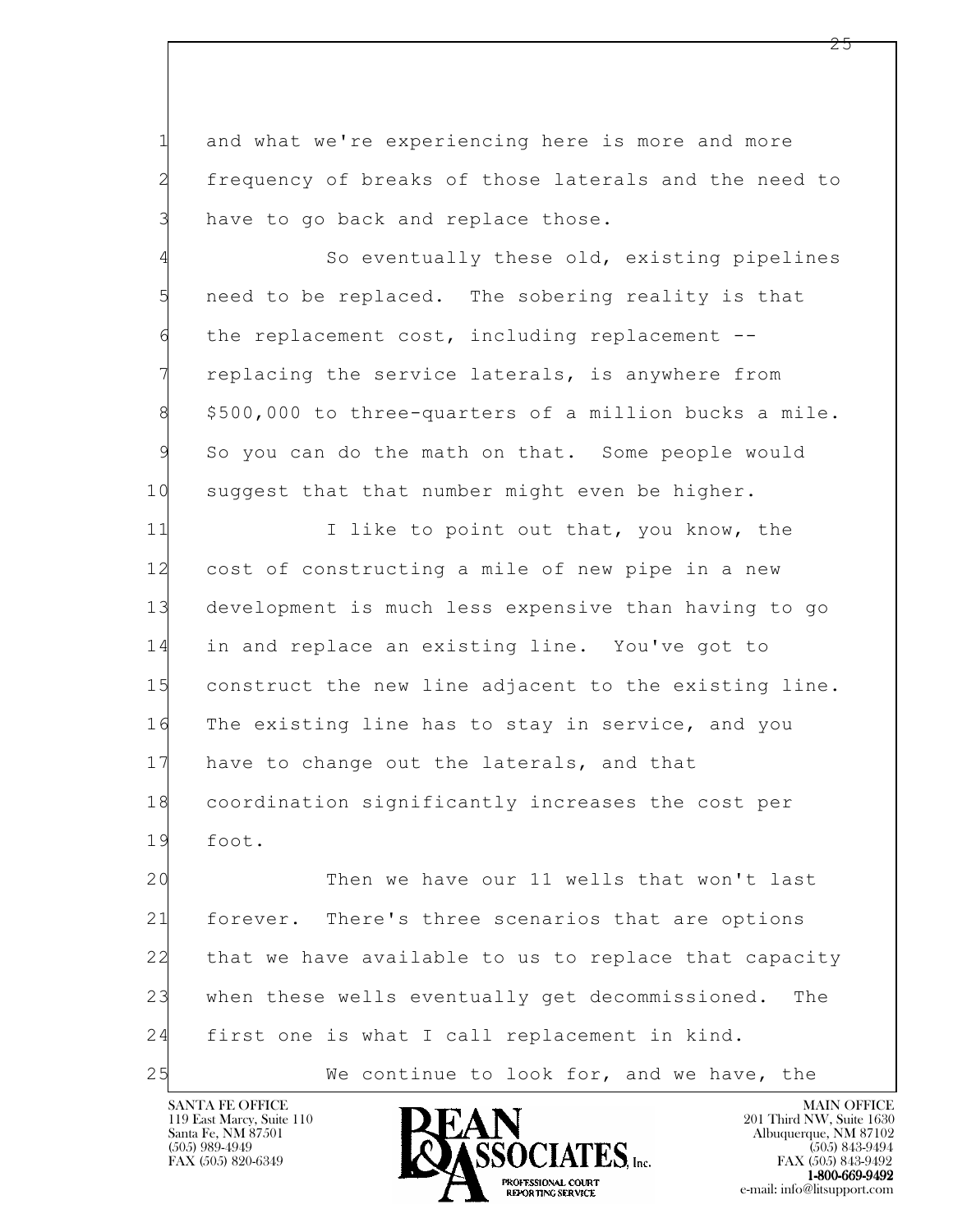1 and what we're experiencing here is more and more
2 frequency of breaks of those laterals and the need to
3 have to go back and replace those.

4 So eventually these old, existing pipelines
5 need to be replaced. The sobering reality is that
6 the replacement cost, including replacement --
7 replacing the service laterals, is anywhere from
8 $500,000 to three-quarters of a million bucks a mile.
9 So you can do the math on that. Some people would
10 suggest that that number might even be higher.

11 I like to point out that, you know, the
12 cost of constructing a mile of new pipe in a new
13 development is much less expensive than having to go
14 in and replace an existing line. You've got to
15 construct the new line adjacent to the existing line.
16 The existing line has to stay in service, and you
17 have to change out the laterals, and that
18 coordination significantly increases the cost per
19 foot.

20 Then we have our 11 wells that won't last
21 forever. There's three scenarios that are options
22 that we have available to us to replace that capacity
23 when these wells eventually get decommissioned. The
24 first one is what I call replacement in kind.

25 We continue to look for, and we have, the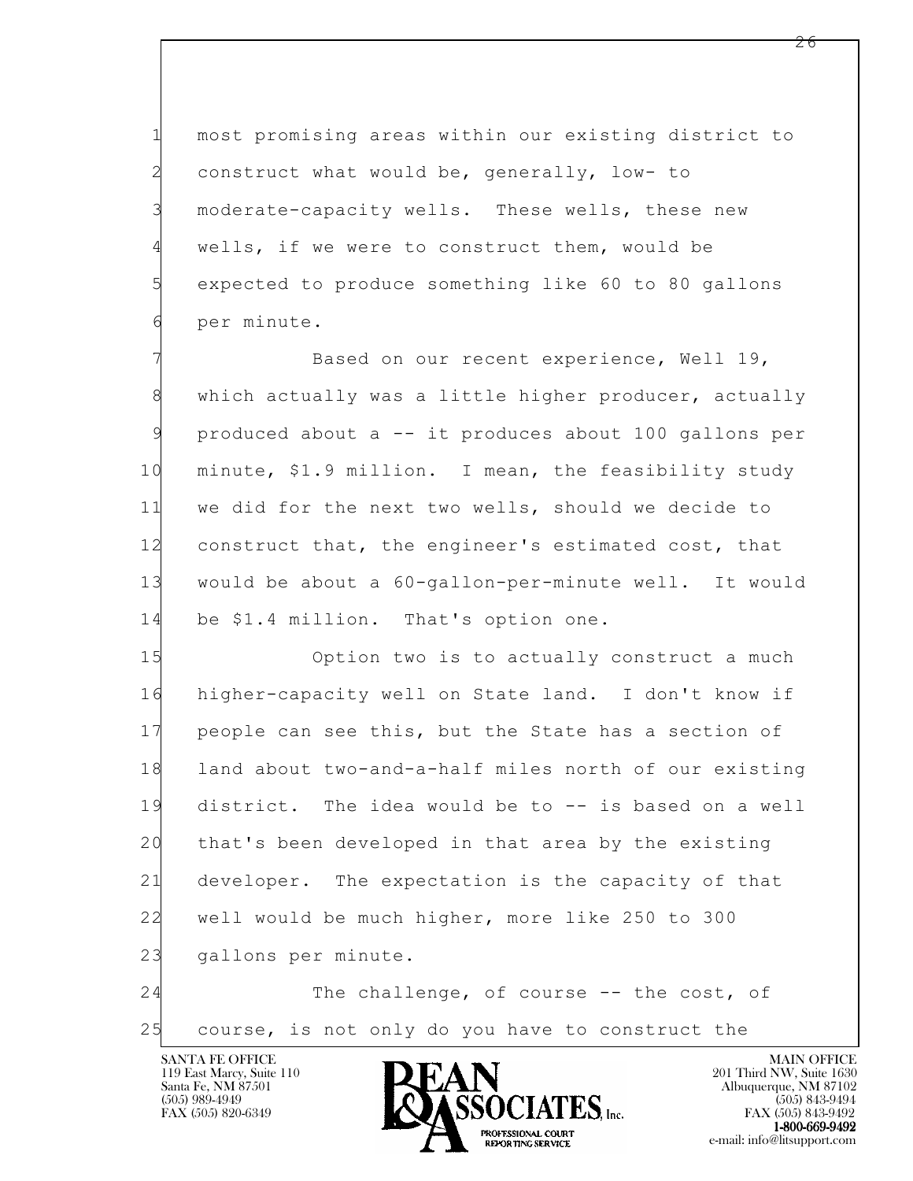1 most promising areas within our existing district to
2 construct what would be, generally, low- to
3 moderate-capacity wells. These wells, these new
4 wells, if we were to construct them, would be
5 expected to produce something like 60 to 80 gallons
6 per minute.

7 Based on our recent experience, Well 19,
8 which actually was a little higher producer, actually
9 produced about a -- it produces about 100 gallons per
10 minute, $1.9 million. I mean, the feasibility study
11 we did for the next two wells, should we decide to
12 construct that, the engineer's estimated cost, that
13 would be about a 60-gallon-per-minute well. It would
14 be $1.4 million. That's option one.

15 Option two is to actually construct a much
16 higher-capacity well on State land. I don't know if
17 people can see this, but the State has a section of
18 land about two-and-a-half miles north of our existing
19 district. The idea would be to -- is based on a well
20 that's been developed in that area by the existing
21 developer. The expectation is the capacity of that
22 well would be much higher, more like 250 to 300
23 gallons per minute.

24 The challenge, of course -- the cost, of
25 course, is not only do you have to construct the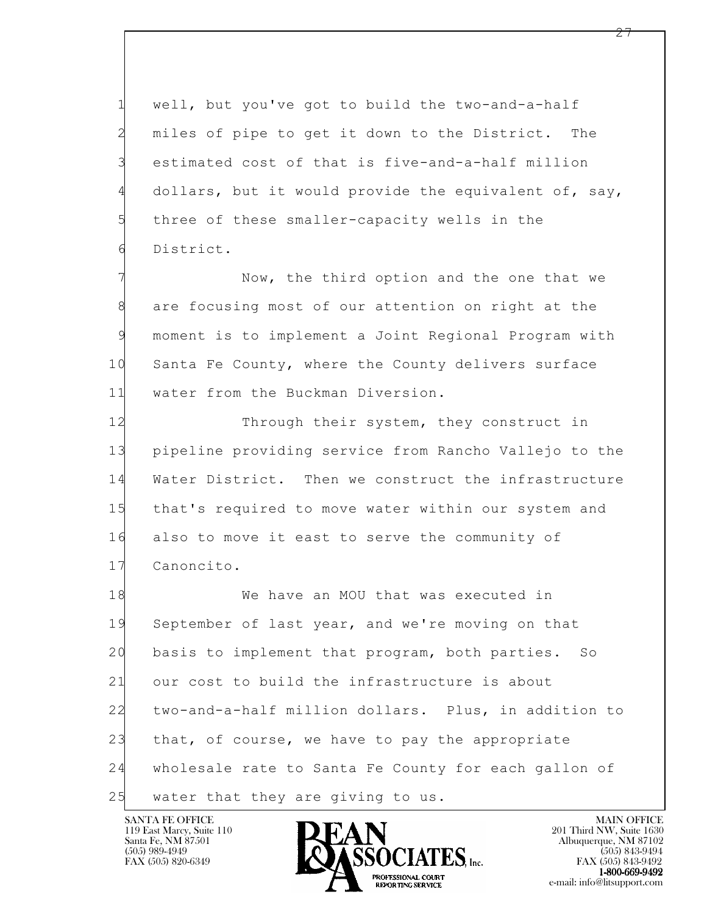1 well, but you've got to build the two-and-a-half
2 miles of pipe to get it down to the District. The
3 estimated cost of that is five-and-a-half million
4 dollars, but it would provide the equivalent of, say,
5 three of these smaller-capacity wells in the
6 District.

7 Now, the third option and the one that we
8 are focusing most of our attention on right at the
9 moment is to implement a Joint Regional Program with
10 Santa Fe County, where the County delivers surface
11 water from the Buckman Diversion.

12 Through their system, they construct in
13 pipeline providing service from Rancho Vallejo to the
14 Water District. Then we construct the infrastructure
15 that's required to move water within our system and
16 also to move it east to serve the community of
17 Canoncito.

18 We have an MOU that was executed in
19 September of last year, and we're moving on that
20 basis to implement that program, both parties. So
21 our cost to build the infrastructure is about
22 two-and-a-half million dollars. Plus, in addition to
23 that, of course, we have to pay the appropriate
24 wholesale rate to Santa Fe County for each gallon of
25 water that they are giving to us.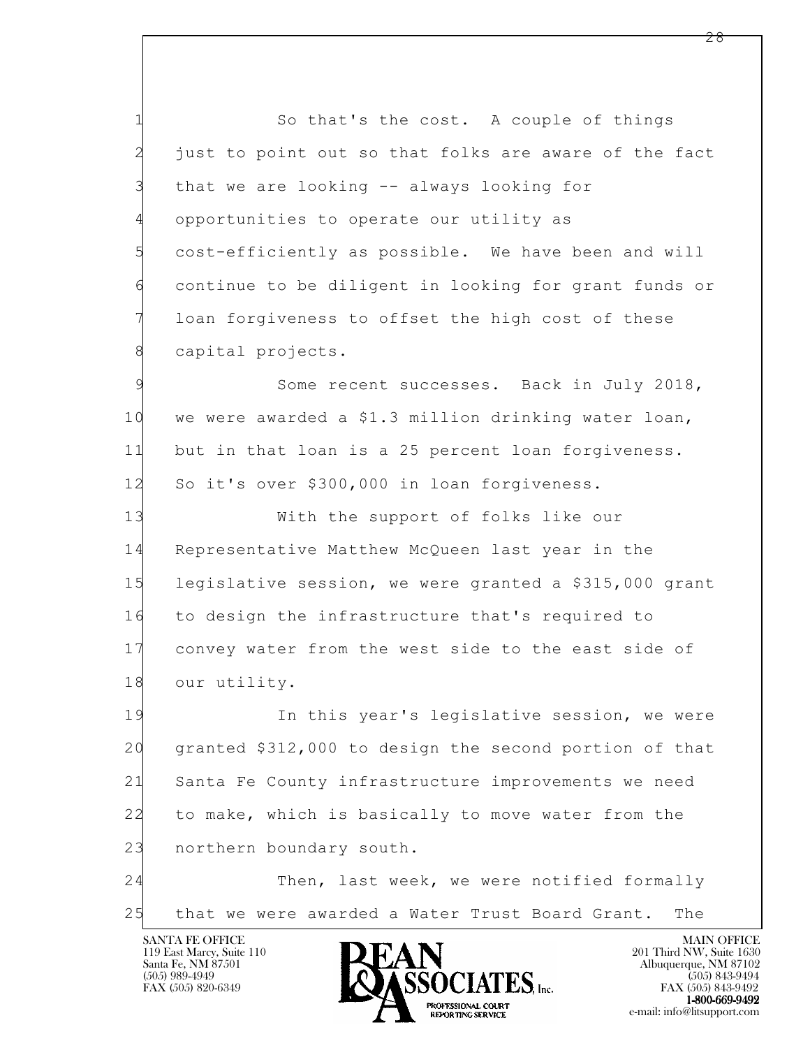1 So that's the cost. A couple of things
2 just to point out so that folks are aware of the fact
3 that we are looking -- always looking for
4 opportunities to operate our utility as
5 cost-efficiently as possible. We have been and will
6 continue to be diligent in looking for grant funds or
7 loan forgiveness to offset the high cost of these
8 capital projects.
9 Some recent successes. Back in July 2018,
10 we were awarded a $1.3 million drinking water loan,
11 but in that loan is a 25 percent loan forgiveness.
12 So it's over $300,000 in loan forgiveness.
13 With the support of folks like our
14 Representative Matthew McQueen last year in the
15 legislative session, we were granted a $315,000 grant
16 to design the infrastructure that's required to
17 convey water from the west side to the east side of
18 our utility.
19 In this year's legislative session, we were
20 granted $312,000 to design the second portion of that
21 Santa Fe County infrastructure improvements we need
22 to make, which is basically to move water from the
23 northern boundary south.
24 Then, last week, we were notified formally
25 that we were awarded a Water Trust Board Grant. The

SANTA FE OFFICE
119 East Marcy, Suite 110
Santa Fe, NM 87501
(505) 989-4949
FAX (505) 820-6349

BEAN & ASSOCIATES, Inc.
PROFESSIONAL COURT REPORTING SERVICE

MAIN OFFICE
201 Third NW, Suite 1630
Albuquerque, NM 87102
(505) 843-9494
FAX (505) 843-9492
1-800-669-9492
e-mail: info@litsupport.com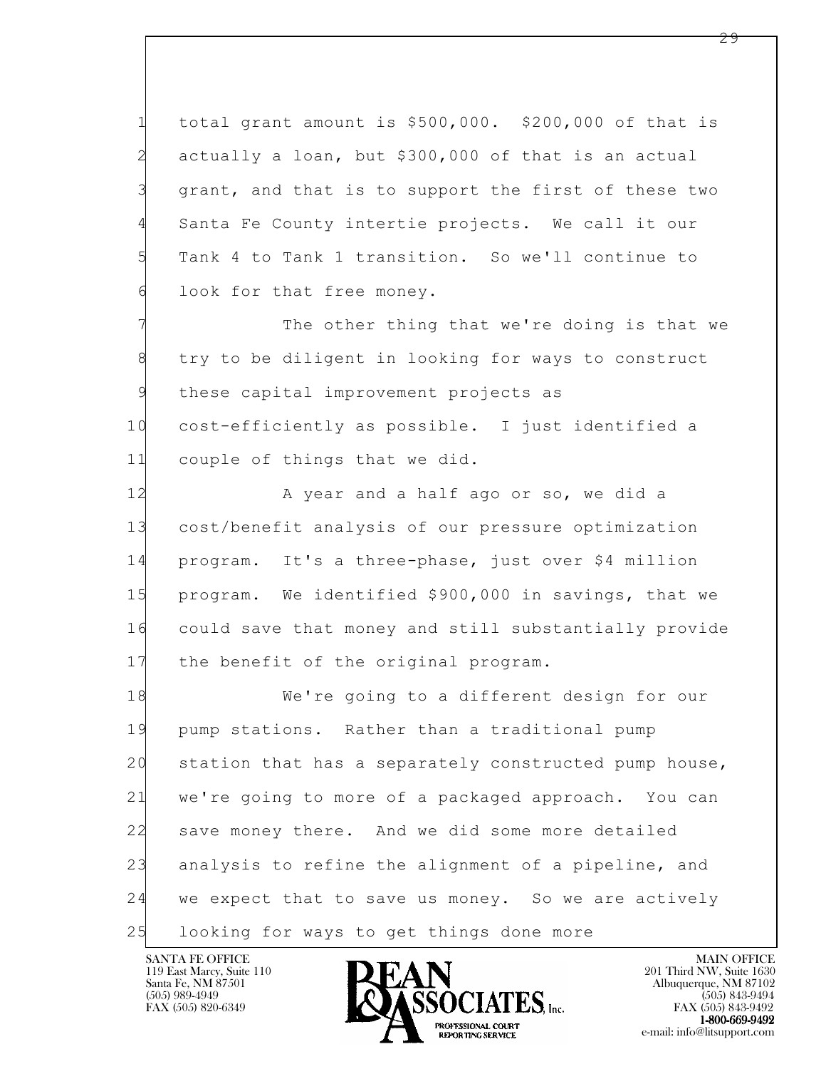total grant amount is $500,000. $200,000 of that is actually a loan, but $300,000 of that is an actual grant, and that is to support the first of these two Santa Fe County intertie projects. We call it our Tank 4 to Tank 1 transition. So we'll continue to look for that free money.

The other thing that we're doing is that we try to be diligent in looking for ways to construct these capital improvement projects as cost-efficiently as possible. I just identified a couple of things that we did.

A year and a half ago or so, we did a cost/benefit analysis of our pressure optimization program. It's a three-phase, just over $4 million program. We identified $900,000 in savings, that we could save that money and still substantially provide the benefit of the original program.

We're going to a different design for our pump stations. Rather than a traditional pump station that has a separately constructed pump house, we're going to more of a packaged approach. You can save money there. And we did some more detailed analysis to refine the alignment of a pipeline, and we expect that to save us money. So we are actively looking for ways to get things done more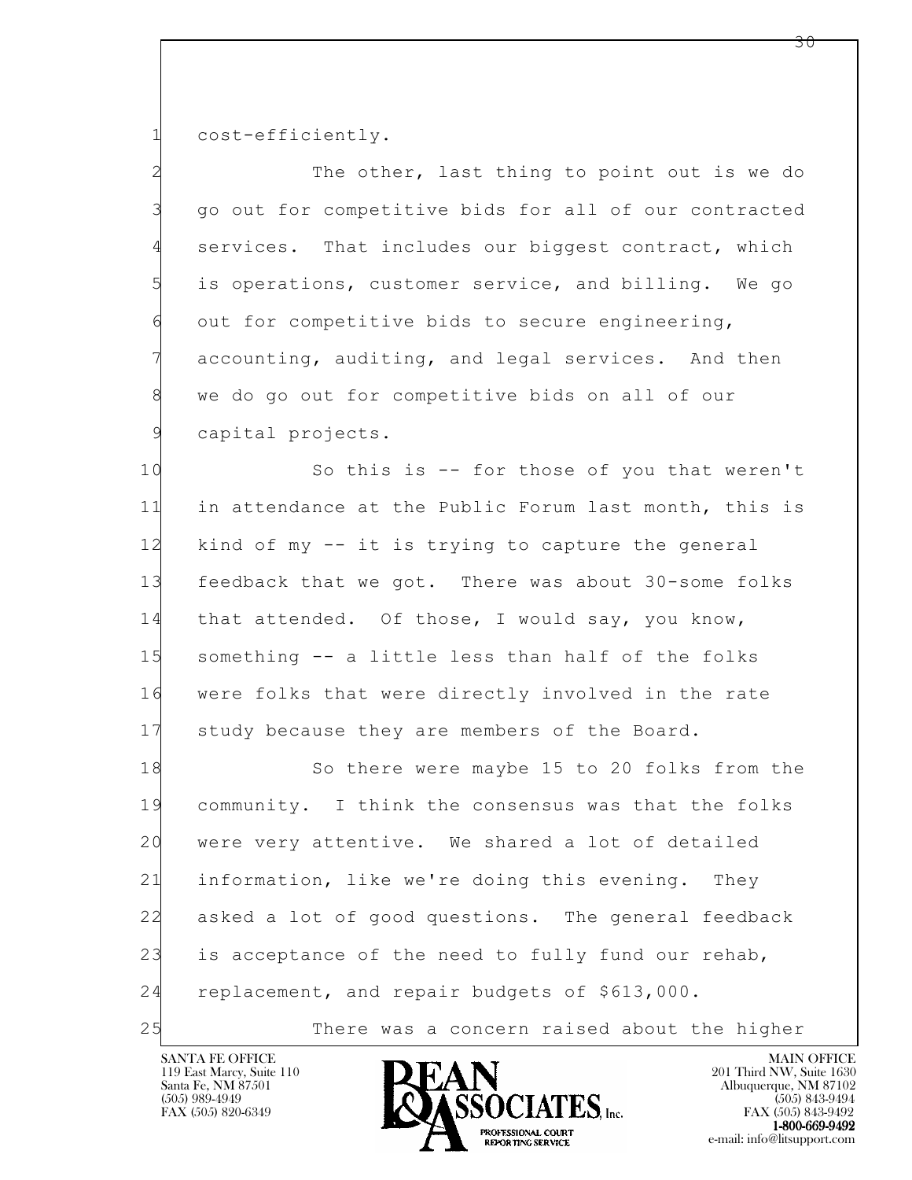cost-efficiently.

The other, last thing to point out is we do go out for competitive bids for all of our contracted services. That includes our biggest contract, which is operations, customer service, and billing. We go out for competitive bids to secure engineering, accounting, auditing, and legal services. And then we do go out for competitive bids on all of our capital projects.

So this is -- for those of you that weren't in attendance at the Public Forum last month, this is kind of my -- it is trying to capture the general feedback that we got. There was about 30-some folks that attended. Of those, I would say, you know, something -- a little less than half of the folks were folks that were directly involved in the rate study because they are members of the Board.

So there were maybe 15 to 20 folks from the community. I think the consensus was that the folks were very attentive. We shared a lot of detailed information, like we're doing this evening. They asked a lot of good questions. The general feedback is acceptance of the need to fully fund our rehab, replacement, and repair budgets of $613,000.

There was a concern raised about the higher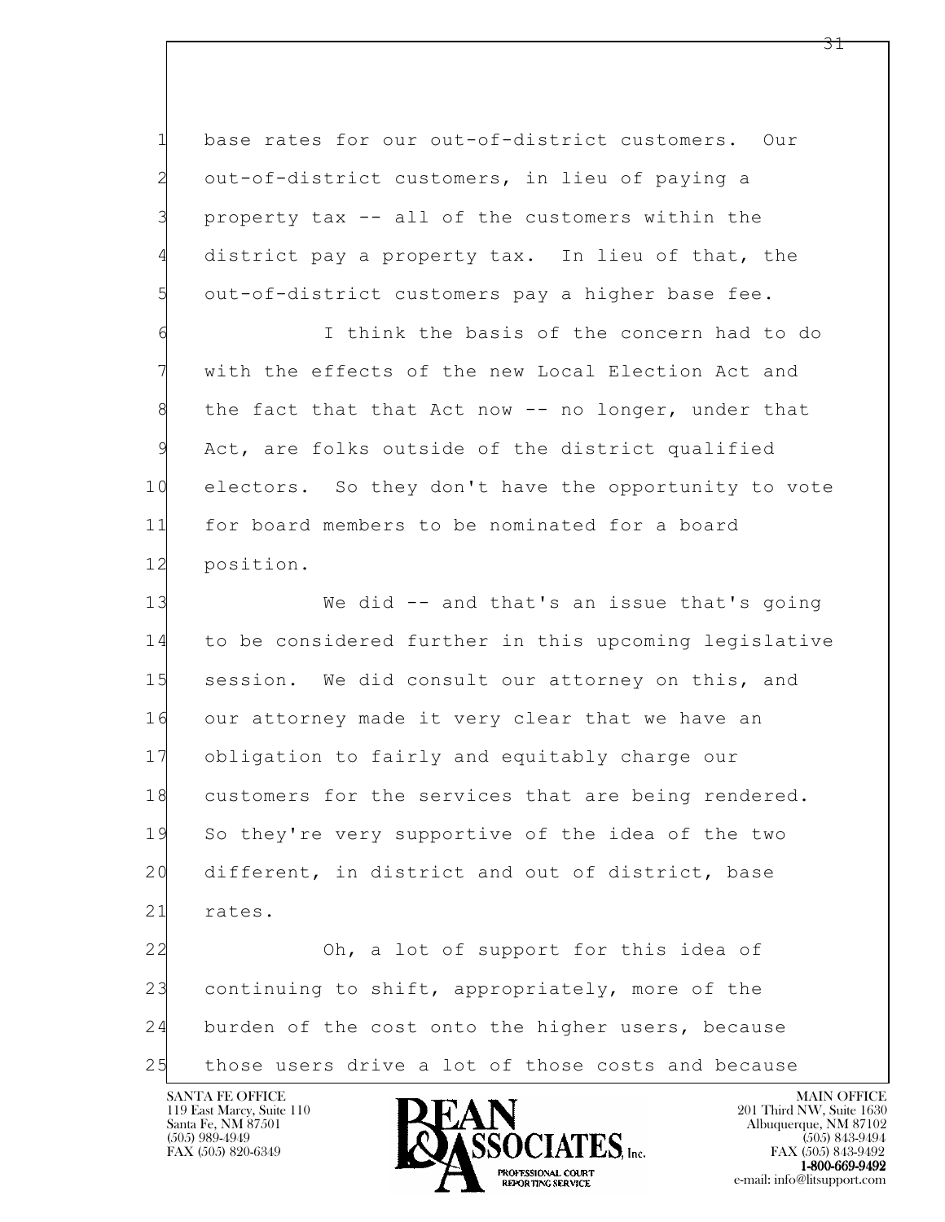1 base rates for our out-of-district customers. Our
2 out-of-district customers, in lieu of paying a
3 property tax -- all of the customers within the
4 district pay a property tax. In lieu of that, the
5 out-of-district customers pay a higher base fee.
6 I think the basis of the concern had to do
7 with the effects of the new Local Election Act and
8 the fact that that Act now -- no longer, under that
9 Act, are folks outside of the district qualified
10 electors. So they don't have the opportunity to vote
11 for board members to be nominated for a board
12 position.
13 We did -- and that's an issue that's going
14 to be considered further in this upcoming legislative
15 session. We did consult our attorney on this, and
16 our attorney made it very clear that we have an
17 obligation to fairly and equitably charge our
18 customers for the services that are being rendered.
19 So they're very supportive of the idea of the two
20 different, in district and out of district, base
21 rates.
22 Oh, a lot of support for this idea of
23 continuing to shift, appropriately, more of the
24 burden of the cost onto the higher users, because
25 those users drive a lot of those costs and because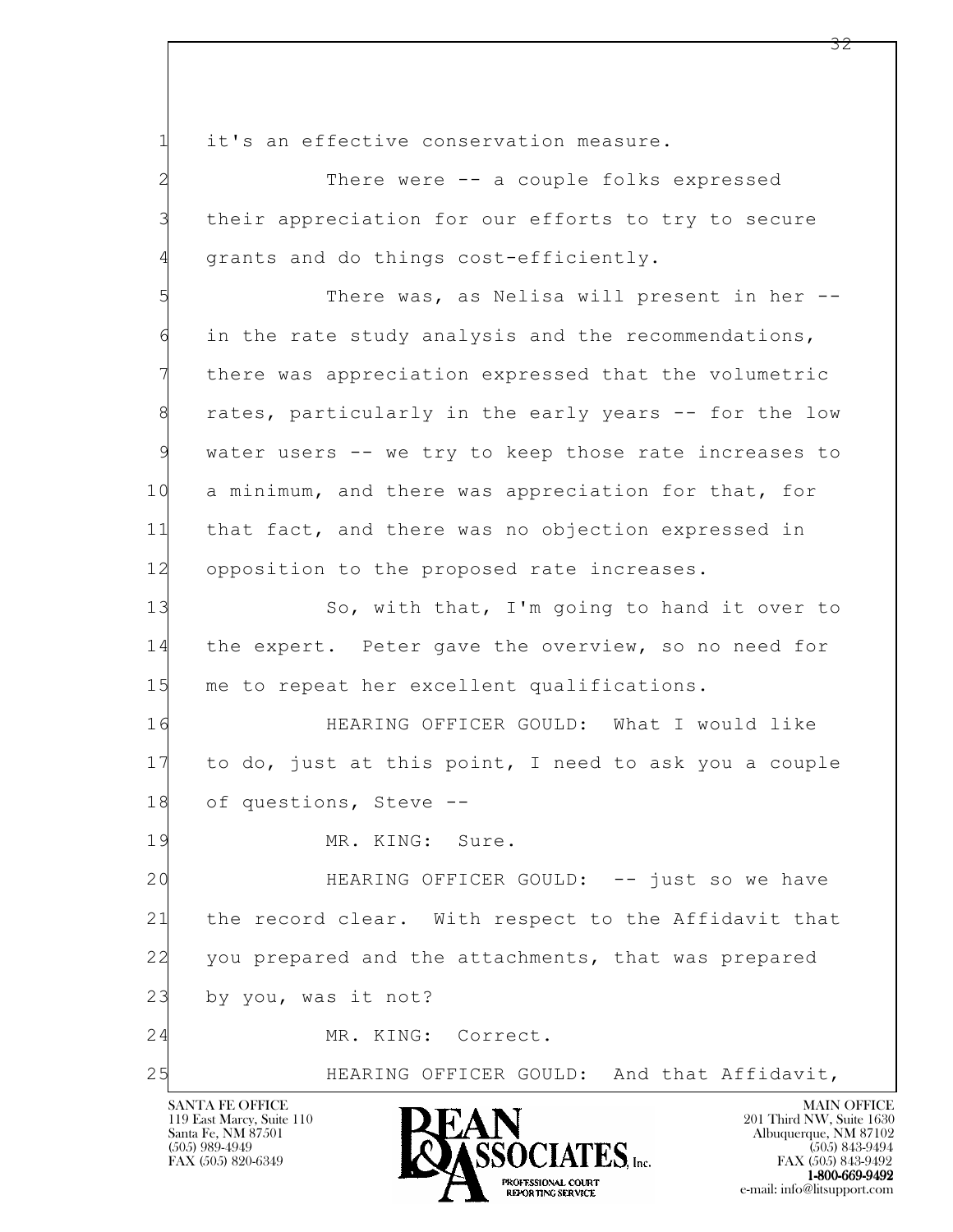1 it's an effective conservation measure.

2 There were -- a couple folks expressed

3 their appreciation for our efforts to try to secure

4 grants and do things cost-efficiently.

5 There was, as Nelisa will present in her --

6 in the rate study analysis and the recommendations,

7 there was appreciation expressed that the volumetric

8 rates, particularly in the early years -- for the low

9 water users -- we try to keep those rate increases to

10 a minimum, and there was appreciation for that, for

11 that fact, and there was no objection expressed in

12 opposition to the proposed rate increases.

13 So, with that, I'm going to hand it over to

14 the expert. Peter gave the overview, so no need for

15 me to repeat her excellent qualifications.

16 HEARING OFFICER GOULD: What I would like

17 to do, just at this point, I need to ask you a couple

18 of questions, Steve --

19 MR. KING: Sure.

20 HEARING OFFICER GOULD: -- just so we have

21 the record clear. With respect to the Affidavit that

22 you prepared and the attachments, that was prepared

23 by you, was it not?

24 MR. KING: Correct.

25 HEARING OFFICER GOULD: And that Affidavit,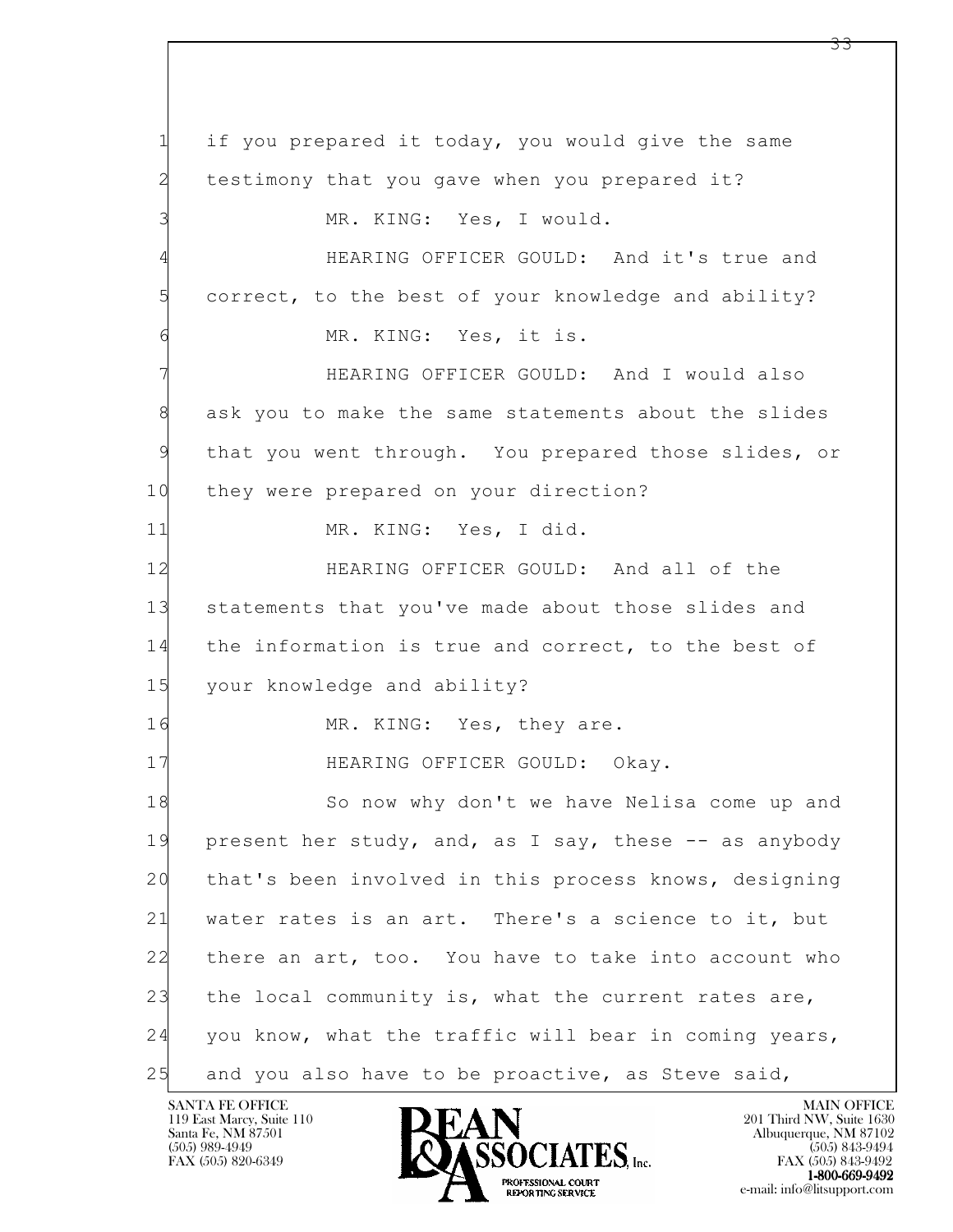1 if you prepared it today, you would give the same
2 testimony that you gave when you prepared it?
3 MR. KING: Yes, I would.
4 HEARING OFFICER GOULD: And it's true and
5 correct, to the best of your knowledge and ability?
6 MR. KING: Yes, it is.
7 HEARING OFFICER GOULD: And I would also
8 ask you to make the same statements about the slides
9 that you went through. You prepared those slides, or
10 they were prepared on your direction?
11 MR. KING: Yes, I did.
12 HEARING OFFICER GOULD: And all of the
13 statements that you've made about those slides and
14 the information is true and correct, to the best of
15 your knowledge and ability?
16 MR. KING: Yes, they are.
17 HEARING OFFICER GOULD: Okay.
18 So now why don't we have Nelisa come up and
19 present her study, and, as I say, these -- as anybody
20 that's been involved in this process knows, designing
21 water rates is an art. There's a science to it, but
22 there an art, too. You have to take into account who
23 the local community is, what the current rates are,
24 you know, what the traffic will bear in coming years,
25 and you also have to be proactive, as Steve said,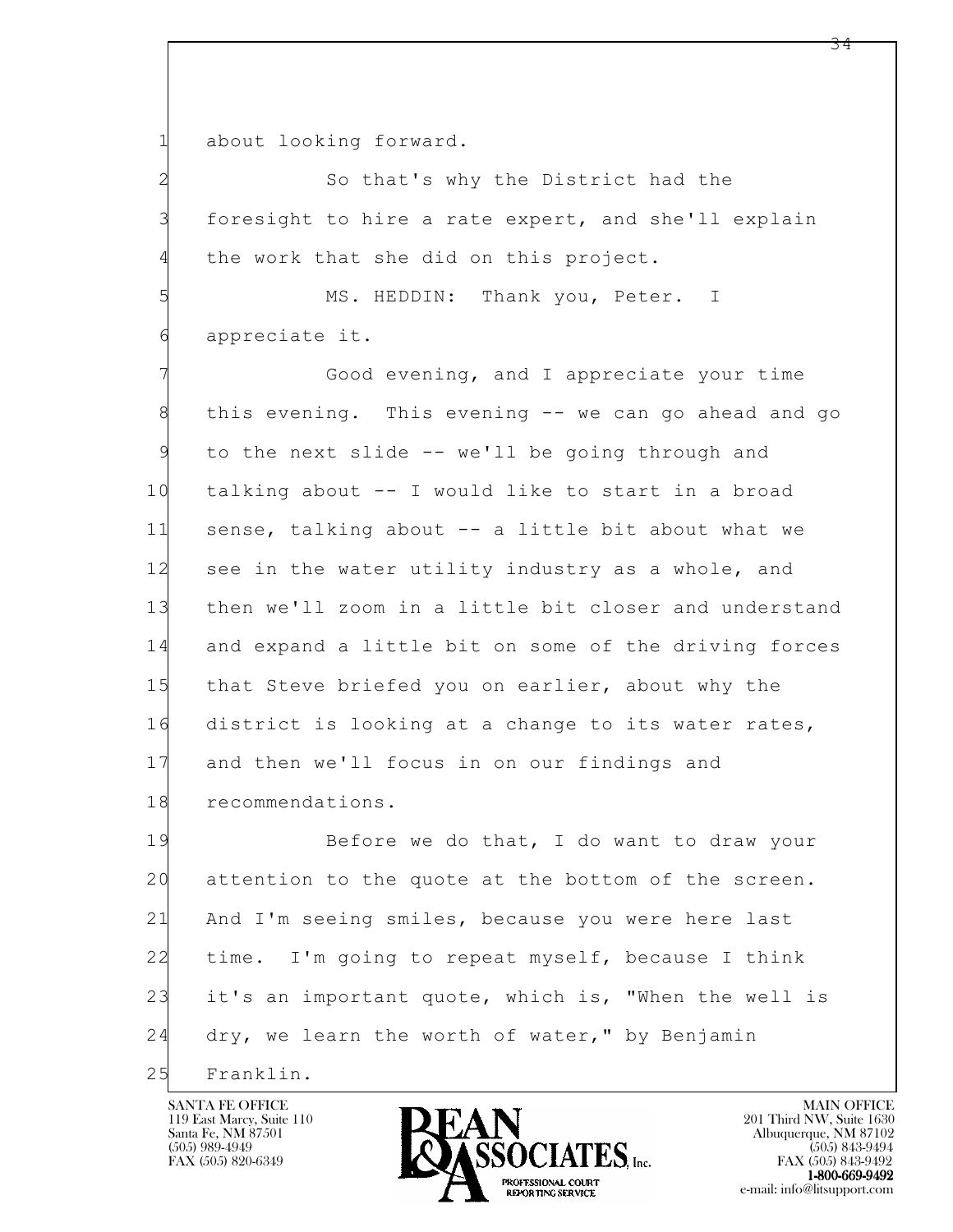1 about looking forward.

2 So that's why the District had the

3 foresight to hire a rate expert, and she'll explain

4 the work that she did on this project.

5 MS. HEDDIN: Thank you, Peter. I

6 appreciate it.

7 Good evening, and I appreciate your time

8 this evening. This evening -- we can go ahead and go

9 to the next slide -- we'll be going through and

10 talking about -- I would like to start in a broad

11 sense, talking about -- a little bit about what we

12 see in the water utility industry as a whole, and

13 then we'll zoom in a little bit closer and understand

14 and expand a little bit on some of the driving forces

15 that Steve briefed you on earlier, about why the

16 district is looking at a change to its water rates,

17 and then we'll focus in on our findings and

18 recommendations.

19 Before we do that, I do want to draw your

20 attention to the quote at the bottom of the screen.

21 And I'm seeing smiles, because you were here last

22 time. I'm going to repeat myself, because I think

23 it's an important quote, which is, "When the well is

24 dry, we learn the worth of water," by Benjamin

25 Franklin.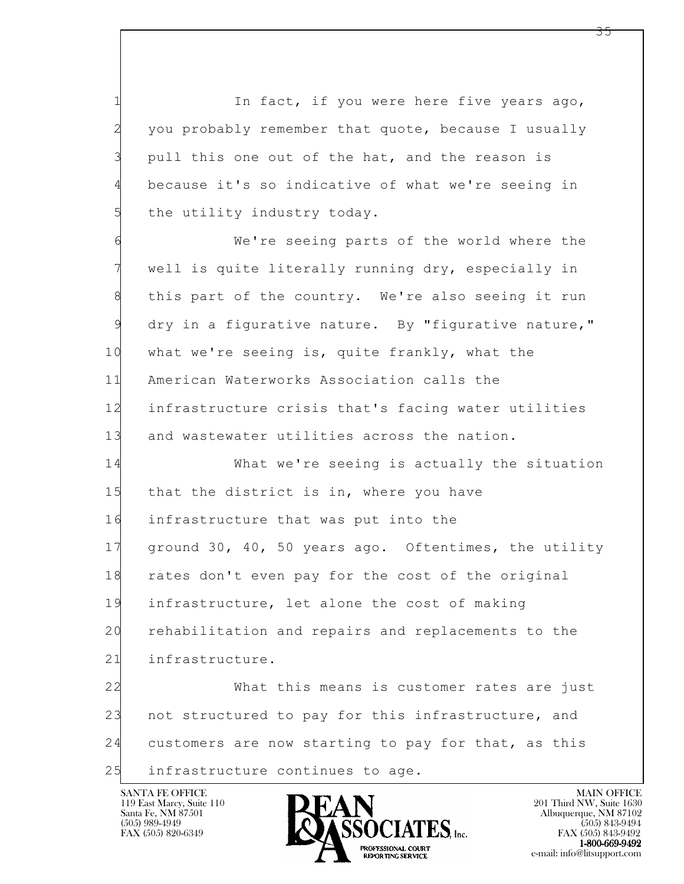In fact, if you were here five years ago, you probably remember that quote, because I usually pull this one out of the hat, and the reason is because it's so indicative of what we're seeing in the utility industry today.

We're seeing parts of the world where the well is quite literally running dry, especially in this part of the country. We're also seeing it run dry in a figurative nature. By "figurative nature," what we're seeing is, quite frankly, what the American Waterworks Association calls the infrastructure crisis that's facing water utilities and wastewater utilities across the nation.

What we're seeing is actually the situation that the district is in, where you have infrastructure that was put into the ground 30, 40, 50 years ago. Oftentimes, the utility rates don't even pay for the cost of the original infrastructure, let alone the cost of making rehabilitation and repairs and replacements to the infrastructure.

What this means is customer rates are just not structured to pay for this infrastructure, and customers are now starting to pay for that, as this infrastructure continues to age.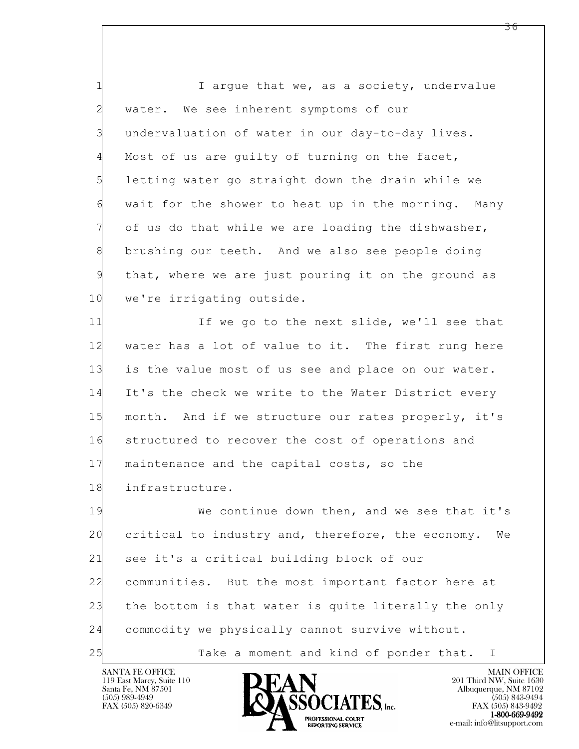I argue that we, as a society, undervalue water. We see inherent symptoms of our undervaluation of water in our day-to-day lives. Most of us are guilty of turning on the facet, letting water go straight down the drain while we wait for the shower to heat up in the morning. Many of us do that while we are loading the dishwasher, brushing our teeth. And we also see people doing that, where we are just pouring it on the ground as we're irrigating outside.

If we go to the next slide, we'll see that water has a lot of value to it. The first rung here is the value most of us see and place on our water. It's the check we write to the Water District every month. And if we structure our rates properly, it's structured to recover the cost of operations and maintenance and the capital costs, so the infrastructure.

We continue down then, and we see that it's critical to industry and, therefore, the economy. We see it's a critical building block of our communities. But the most important factor here at the bottom is that water is quite literally the only commodity we physically cannot survive without.

Take a moment and kind of ponder that. I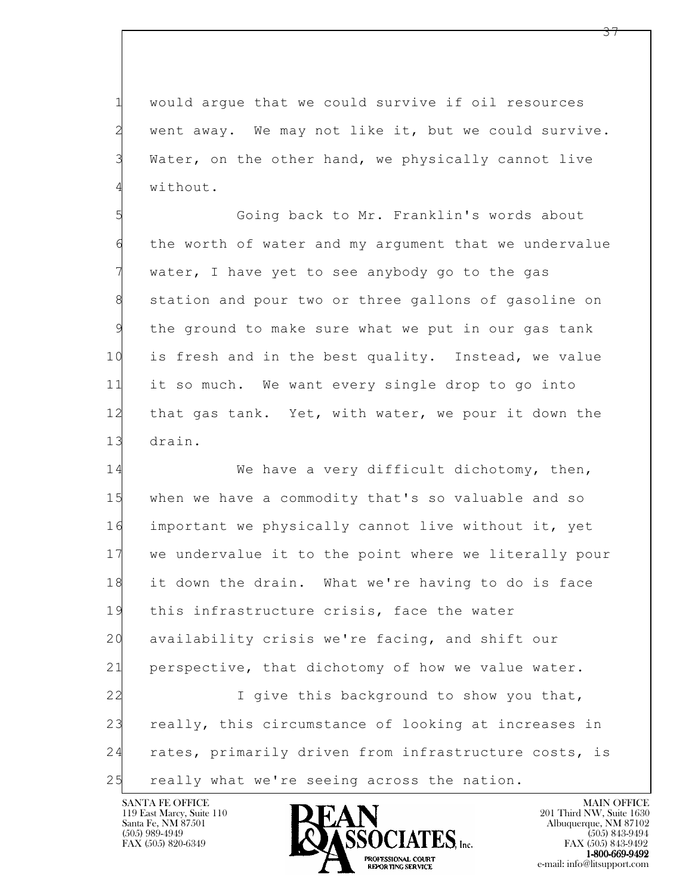1 would argue that we could survive if oil resources
2 went away. We may not like it, but we could survive.
3 Water, on the other hand, we physically cannot live
4 without.

5 Going back to Mr. Franklin's words about
6 the worth of water and my argument that we undervalue
7 water, I have yet to see anybody go to the gas
8 station and pour two or three gallons of gasoline on
9 the ground to make sure what we put in our gas tank
10 is fresh and in the best quality. Instead, we value
11 it so much. We want every single drop to go into
12 that gas tank. Yet, with water, we pour it down the
13 drain.

14 We have a very difficult dichotomy, then,
15 when we have a commodity that's so valuable and so
16 important we physically cannot live without it, yet
17 we undervalue it to the point where we literally pour
18 it down the drain. What we're having to do is face
19 this infrastructure crisis, face the water
20 availability crisis we're facing, and shift our
21 perspective, that dichotomy of how we value water.

22 I give this background to show you that,
23 really, this circumstance of looking at increases in
24 rates, primarily driven from infrastructure costs, is
25 really what we're seeing across the nation.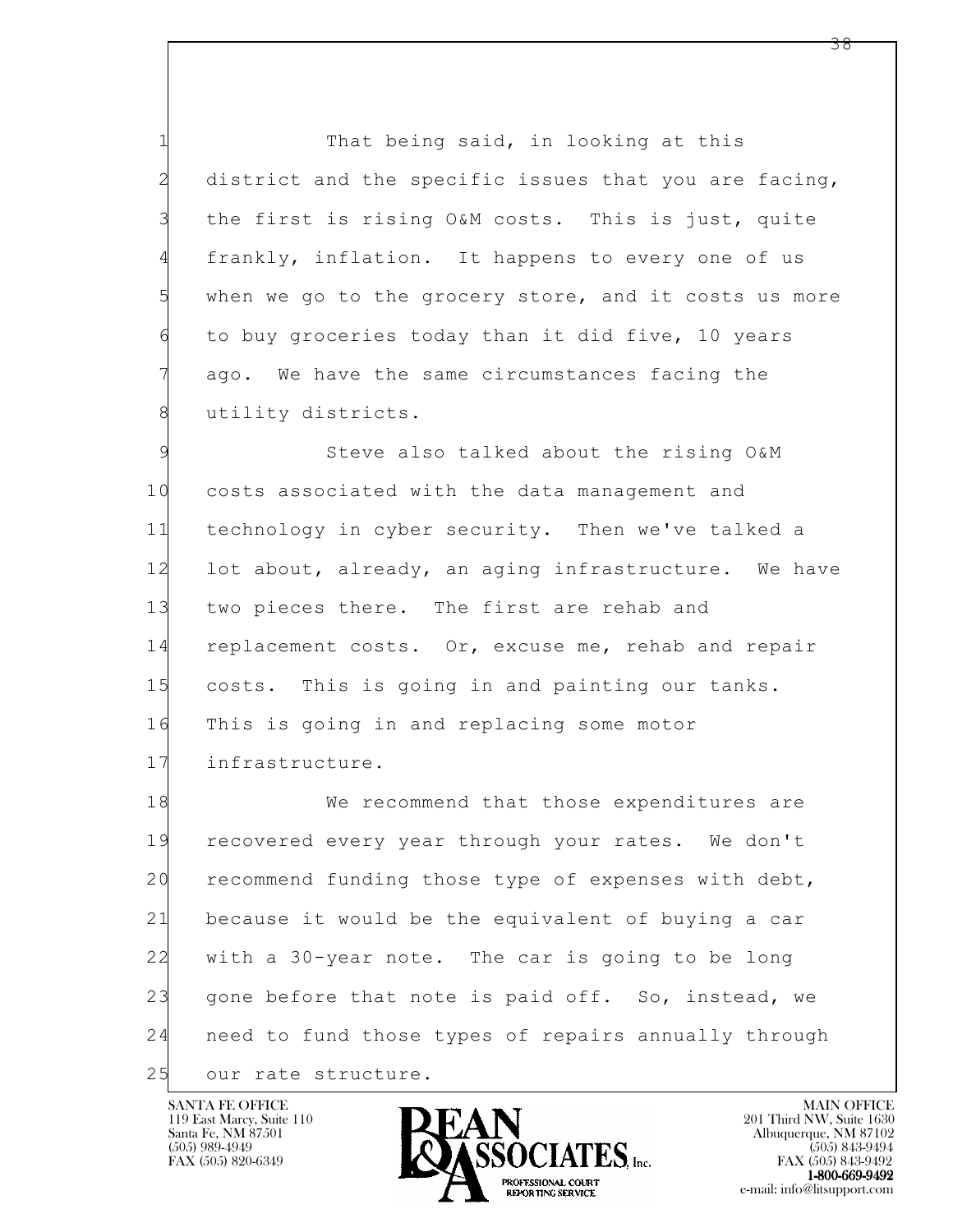That being said, in looking at this district and the specific issues that you are facing, the first is rising O&M costs. This is just, quite frankly, inflation. It happens to every one of us when we go to the grocery store, and it costs us more to buy groceries today than it did five, 10 years ago. We have the same circumstances facing the utility districts.

Steve also talked about the rising O&M costs associated with the data management and technology in cyber security. Then we've talked a lot about, already, an aging infrastructure. We have two pieces there. The first are rehab and replacement costs. Or, excuse me, rehab and repair costs. This is going in and painting our tanks. This is going in and replacing some motor infrastructure.

We recommend that those expenditures are recovered every year through your rates. We don't recommend funding those type of expenses with debt, because it would be the equivalent of buying a car with a 30-year note. The car is going to be long gone before that note is paid off. So, instead, we need to fund those types of repairs annually through our rate structure.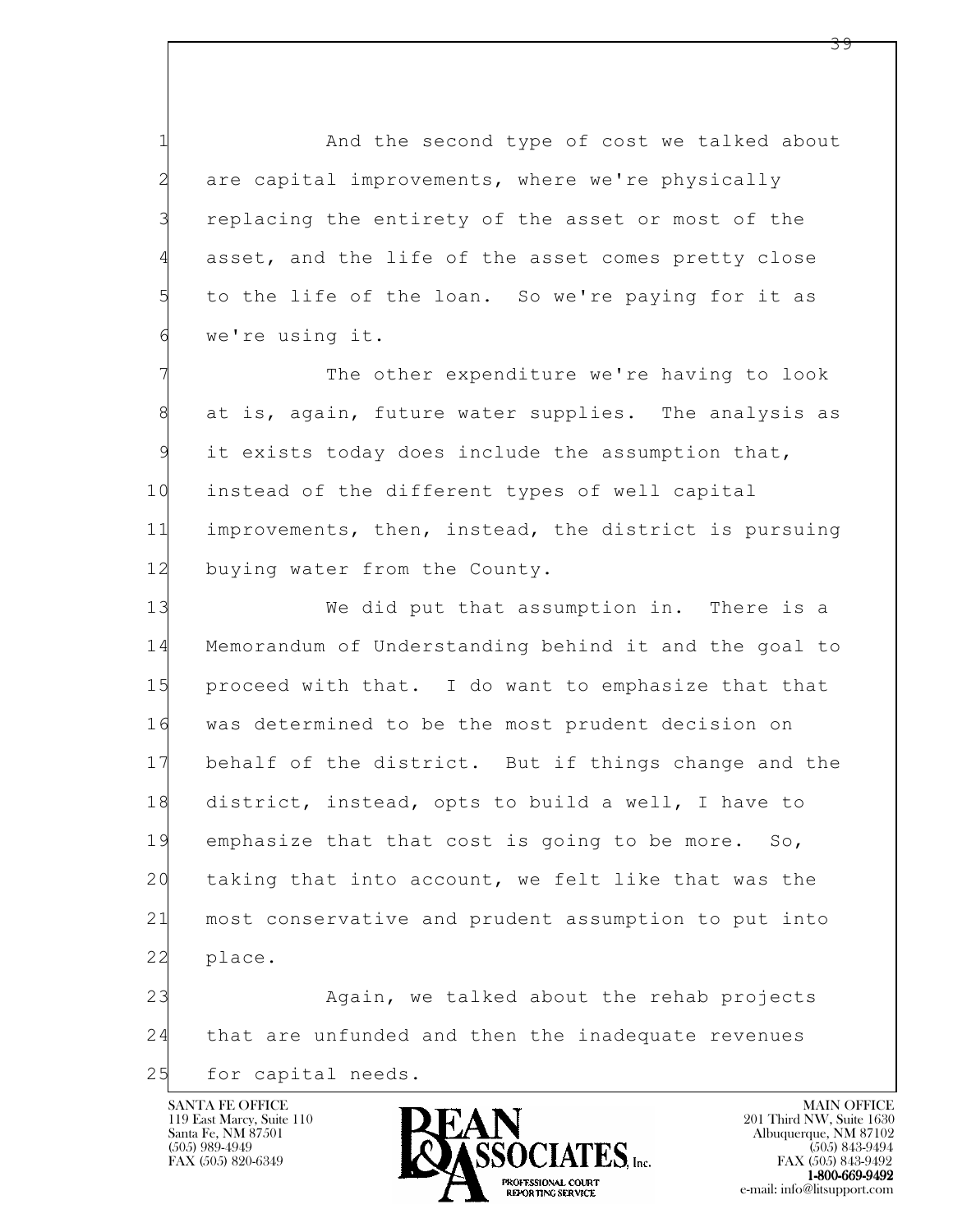And the second type of cost we talked about are capital improvements, where we're physically replacing the entirety of the asset or most of the asset, and the life of the asset comes pretty close to the life of the loan. So we're paying for it as we're using it.

The other expenditure we're having to look at is, again, future water supplies. The analysis as it exists today does include the assumption that, instead of the different types of well capital improvements, then, instead, the district is pursuing buying water from the County.

We did put that assumption in. There is a Memorandum of Understanding behind it and the goal to proceed with that. I do want to emphasize that that was determined to be the most prudent decision on behalf of the district. But if things change and the district, instead, opts to build a well, I have to emphasize that that cost is going to be more. So, taking that into account, we felt like that was the most conservative and prudent assumption to put into place.

Again, we talked about the rehab projects that are unfunded and then the inadequate revenues for capital needs.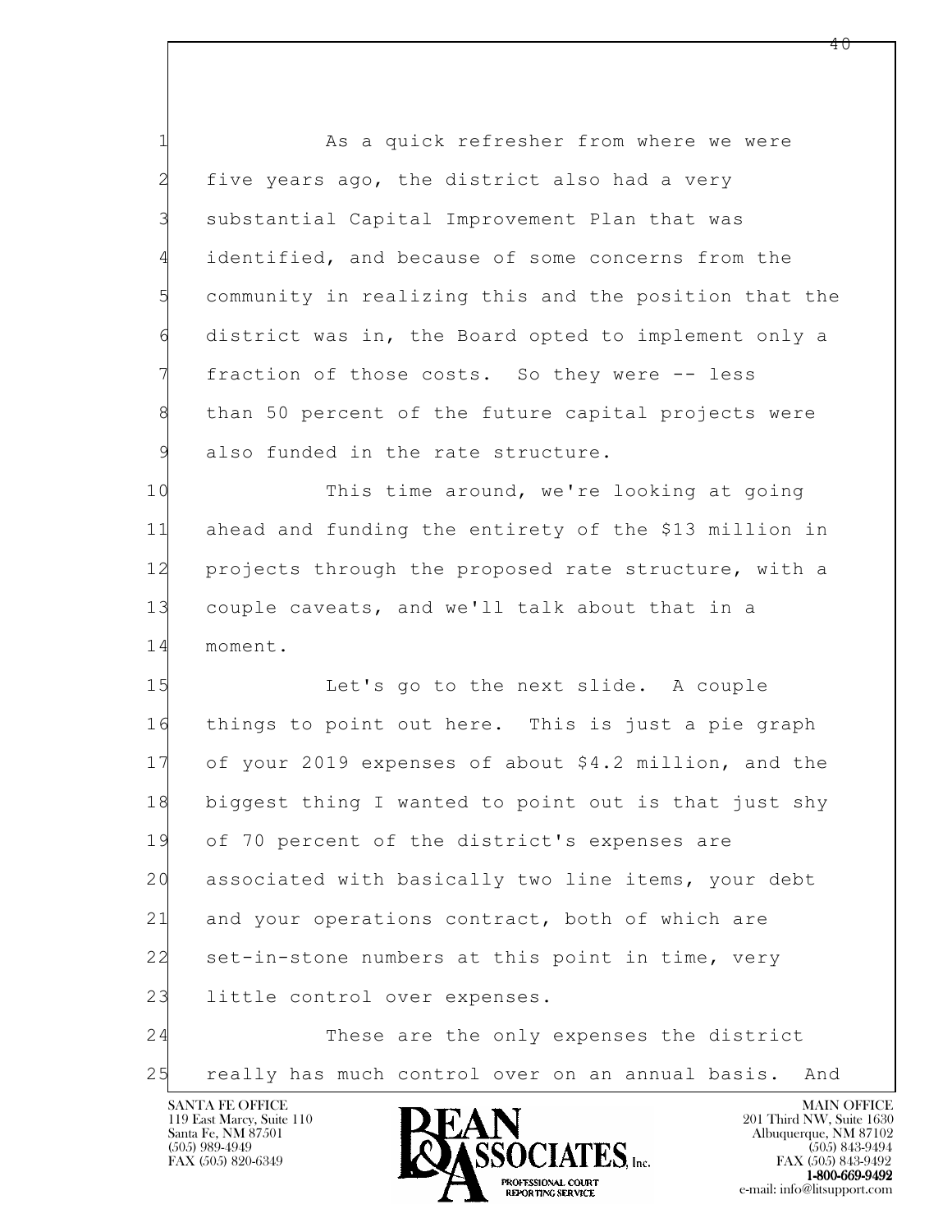1 As a quick refresher from where we were
2 five years ago, the district also had a very
3 substantial Capital Improvement Plan that was
4 identified, and because of some concerns from the
5 community in realizing this and the position that the
6 district was in, the Board opted to implement only a
7 fraction of those costs. So they were -- less
8 than 50 percent of the future capital projects were
9 also funded in the rate structure.

10 This time around, we're looking at going
11 ahead and funding the entirety of the $13 million in
12 projects through the proposed rate structure, with a
13 couple caveats, and we'll talk about that in a
14 moment.

15 Let's go to the next slide. A couple
16 things to point out here. This is just a pie graph
17 of your 2019 expenses of about $4.2 million, and the
18 biggest thing I wanted to point out is that just shy
19 of 70 percent of the district's expenses are
20 associated with basically two line items, your debt
21 and your operations contract, both of which are
22 set-in-stone numbers at this point in time, very
23 little control over expenses.

24 These are the only expenses the district
25 really has much control over on an annual basis. And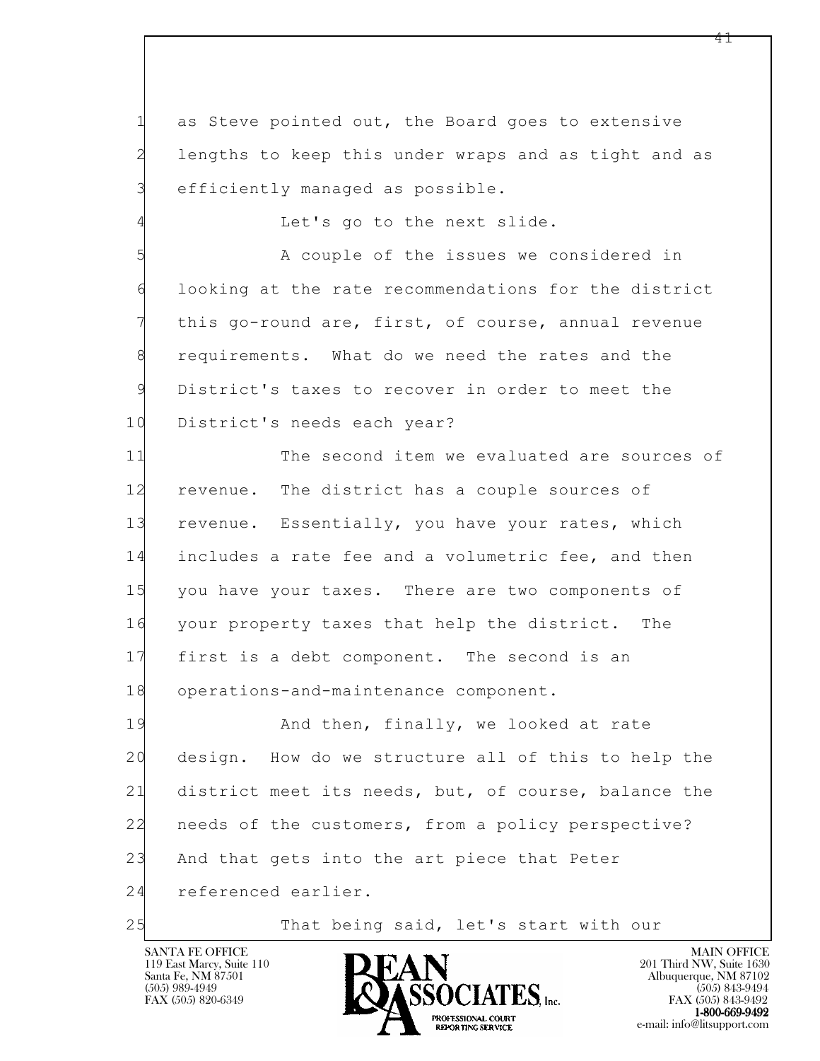1 as Steve pointed out, the Board goes to extensive
2 lengths to keep this under wraps and as tight and as
3 efficiently managed as possible.
4 Let's go to the next slide.
5 A couple of the issues we considered in
6 looking at the rate recommendations for the district
7 this go-round are, first, of course, annual revenue
8 requirements. What do we need the rates and the
9 District's taxes to recover in order to meet the
10 District's needs each year?
11 The second item we evaluated are sources of
12 revenue. The district has a couple sources of
13 revenue. Essentially, you have your rates, which
14 includes a rate fee and a volumetric fee, and then
15 you have your taxes. There are two components of
16 your property taxes that help the district. The
17 first is a debt component. The second is an
18 operations-and-maintenance component.
19 And then, finally, we looked at rate
20 design. How do we structure all of this to help the
21 district meet its needs, but, of course, balance the
22 needs of the customers, from a policy perspective?
23 And that gets into the art piece that Peter
24 referenced earlier.
25 That being said, let's start with our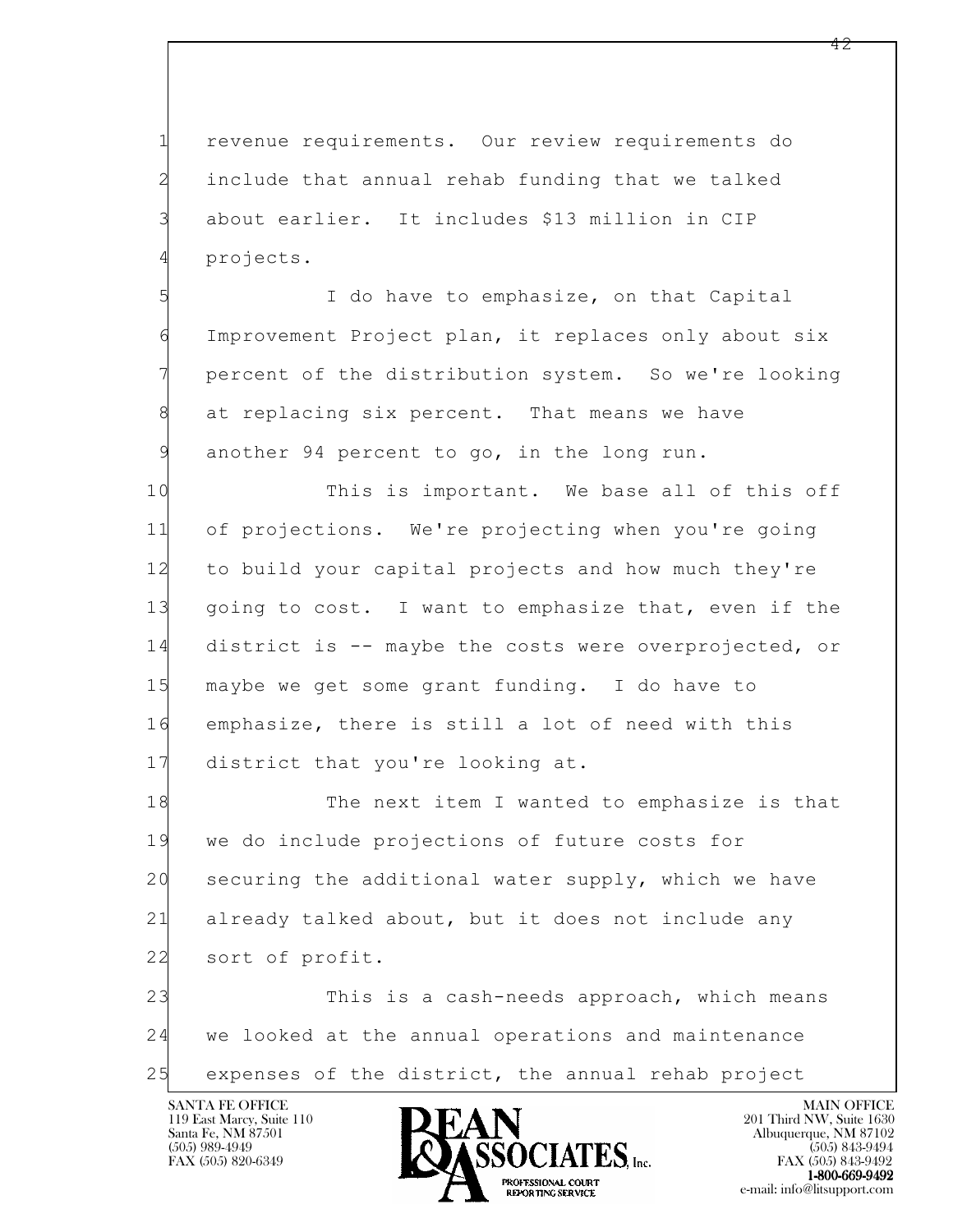1 revenue requirements. Our review requirements do
2 include that annual rehab funding that we talked
3 about earlier. It includes $13 million in CIP
4 projects.

5 I do have to emphasize, on that Capital
6 Improvement Project plan, it replaces only about six
7 percent of the distribution system. So we're looking
8 at replacing six percent. That means we have
9 another 94 percent to go, in the long run.

10 This is important. We base all of this off
11 of projections. We're projecting when you're going
12 to build your capital projects and how much they're
13 going to cost. I want to emphasize that, even if the
14 district is -- maybe the costs were overprojected, or
15 maybe we get some grant funding. I do have to
16 emphasize, there is still a lot of need with this
17 district that you're looking at.

18 The next item I wanted to emphasize is that
19 we do include projections of future costs for
20 securing the additional water supply, which we have
21 already talked about, but it does not include any
22 sort of profit.

23 This is a cash-needs approach, which means
24 we looked at the annual operations and maintenance
25 expenses of the district, the annual rehab project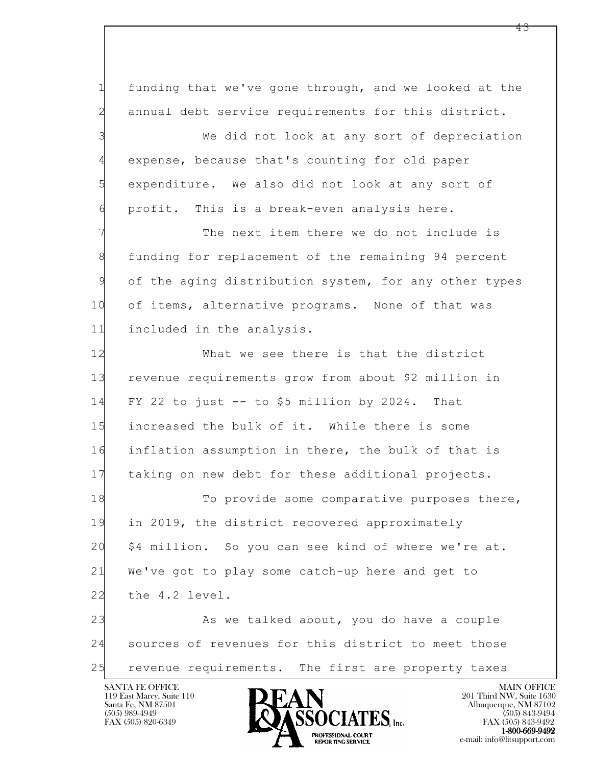1 funding that we've gone through, and we looked at the
2 annual debt service requirements for this district.
3 We did not look at any sort of depreciation
4 expense, because that's counting for old paper
5 expenditure. We also did not look at any sort of
6 profit. This is a break-even analysis here.
7 The next item there we do not include is
8 funding for replacement of the remaining 94 percent
9 of the aging distribution system, for any other types
10 of items, alternative programs. None of that was
11 included in the analysis.
12 What we see there is that the district
13 revenue requirements grow from about $2 million in
14 FY 22 to just -- to $5 million by 2024. That
15 increased the bulk of it. While there is some
16 inflation assumption in there, the bulk of that is
17 taking on new debt for these additional projects.
18 To provide some comparative purposes there,
19 in 2019, the district recovered approximately
20 $4 million. So you can see kind of where we're at.
21 We've got to play some catch-up here and get to
22 the 4.2 level.
23 As we talked about, you do have a couple
24 sources of revenues for this district to meet those
25 revenue requirements. The first are property taxes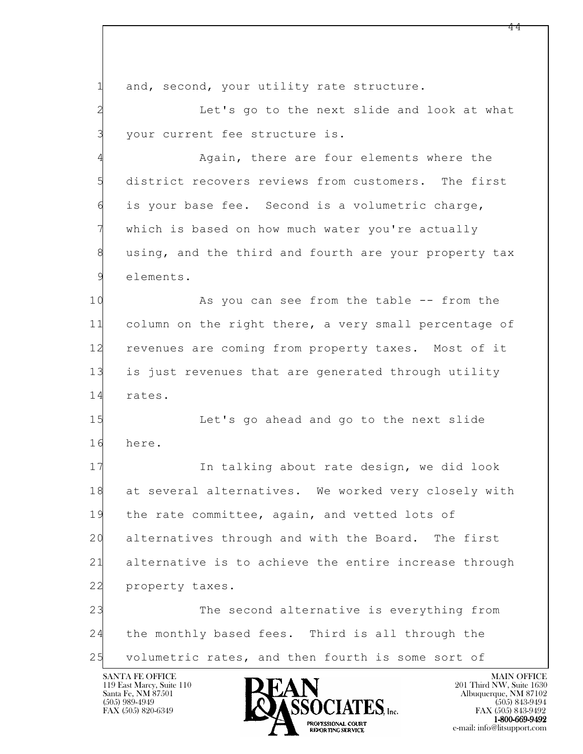1 and, second, your utility rate structure.

2 Let's go to the next slide and look at what

3 your current fee structure is.

4 Again, there are four elements where the

5 district recovers reviews from customers. The first

6 is your base fee. Second is a volumetric charge,

7 which is based on how much water you're actually

8 using, and the third and fourth are your property tax

9 elements.

10 As you can see from the table -- from the

11 column on the right there, a very small percentage of

12 revenues are coming from property taxes. Most of it

13 is just revenues that are generated through utility

14 rates.

15 Let's go ahead and go to the next slide

16 here.

17 In talking about rate design, we did look

18 at several alternatives. We worked very closely with

19 the rate committee, again, and vetted lots of

20 alternatives through and with the Board. The first

21 alternative is to achieve the entire increase through

22 property taxes.

23 The second alternative is everything from

24 the monthly based fees. Third is all through the

25 volumetric rates, and then fourth is some sort of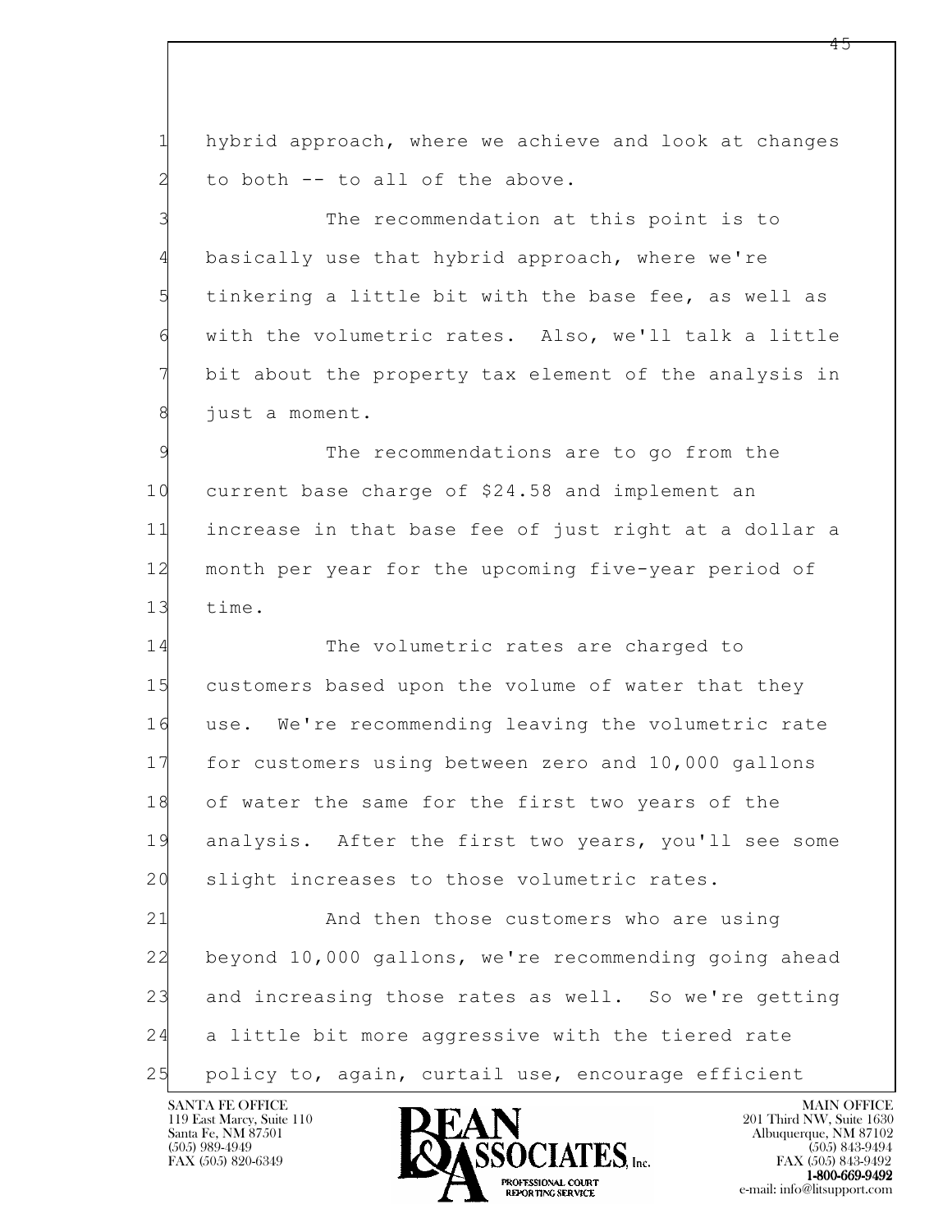hybrid approach, where we achieve and look at changes to both -- to all of the above.

The recommendation at this point is to basically use that hybrid approach, where we're tinkering a little bit with the base fee, as well as with the volumetric rates. Also, we'll talk a little bit about the property tax element of the analysis in just a moment.

The recommendations are to go from the current base charge of $24.58 and implement an increase in that base fee of just right at a dollar a month per year for the upcoming five-year period of time.

The volumetric rates are charged to customers based upon the volume of water that they use. We're recommending leaving the volumetric rate for customers using between zero and 10,000 gallons of water the same for the first two years of the analysis. After the first two years, you'll see some slight increases to those volumetric rates.

And then those customers who are using beyond 10,000 gallons, we're recommending going ahead and increasing those rates as well. So we're getting a little bit more aggressive with the tiered rate policy to, again, curtail use, encourage efficient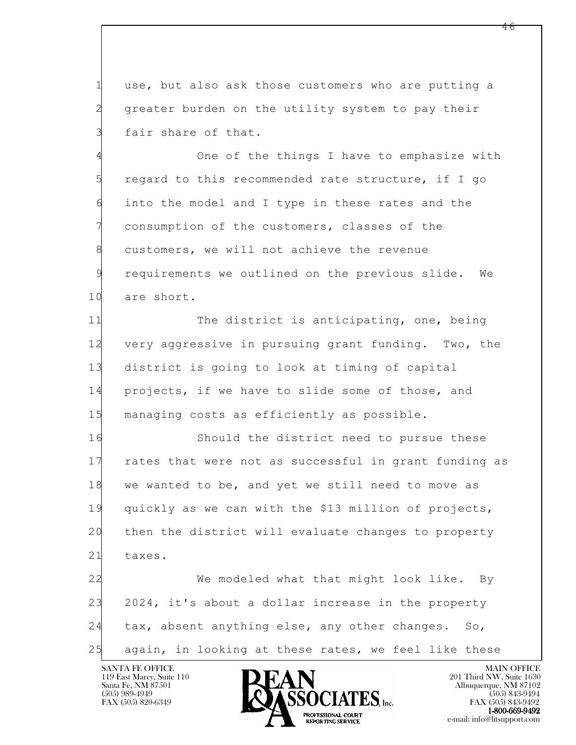1 use, but also ask those customers who are putting a
2 greater burden on the utility system to pay their
3 fair share of that.

4 One of the things I have to emphasize with
5 regard to this recommended rate structure, if I go
6 into the model and I type in these rates and the
7 consumption of the customers, classes of the
8 customers, we will not achieve the revenue
9 requirements we outlined on the previous slide. We
10 are short.

11 The district is anticipating, one, being
12 very aggressive in pursuing grant funding. Two, the
13 district is going to look at timing of capital
14 projects, if we have to slide some of those, and
15 managing costs as efficiently as possible.

16 Should the district need to pursue these
17 rates that were not as successful in grant funding as
18 we wanted to be, and yet we still need to move as
19 quickly as we can with the $13 million of projects,
20 then the district will evaluate changes to property
21 taxes.

22 We modeled what that might look like. By
23 2024, it's about a dollar increase in the property
24 tax, absent anything else, any other changes. So,
25 again, in looking at these rates, we feel like these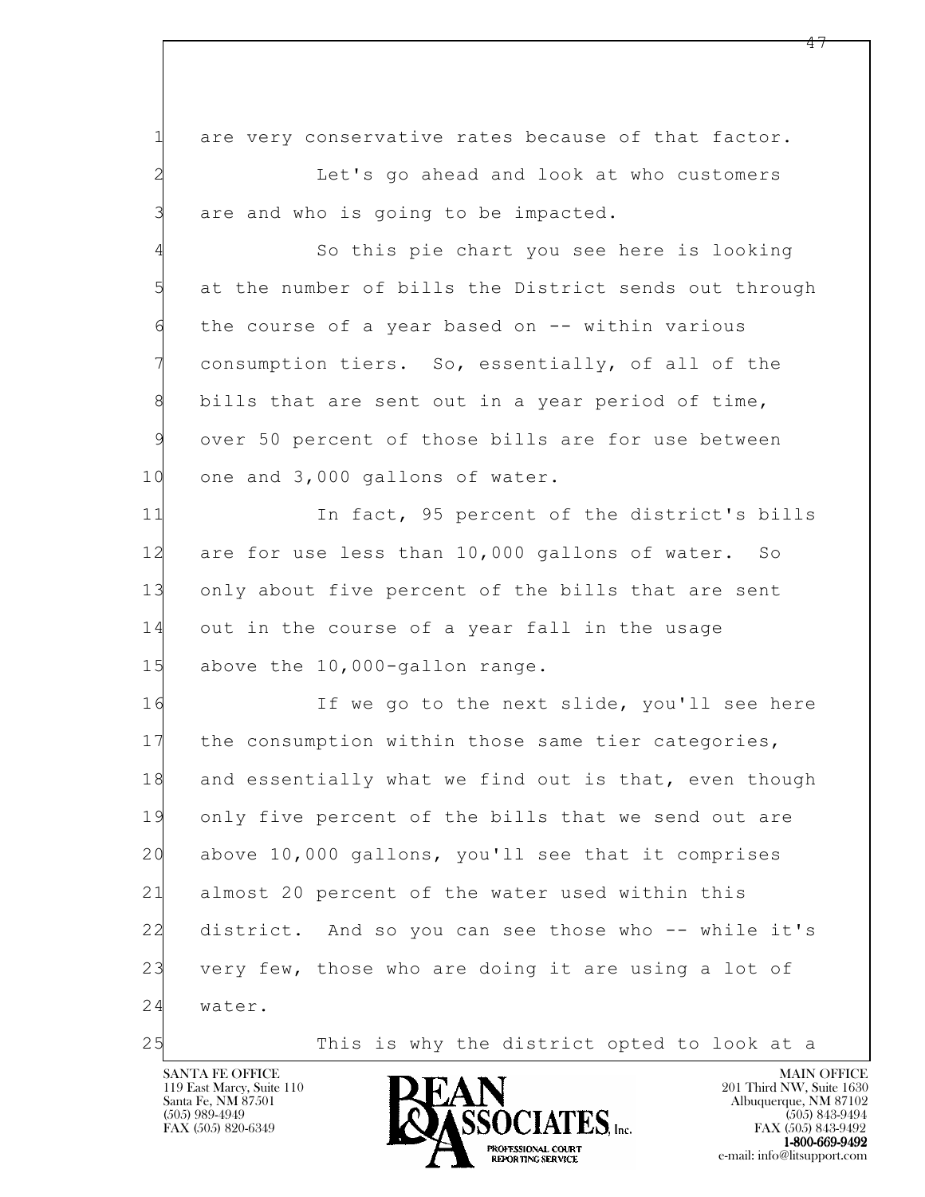1 are very conservative rates because of that factor.

2 Let's go ahead and look at who customers

3 are and who is going to be impacted.

4 So this pie chart you see here is looking

5 at the number of bills the District sends out through

6 the course of a year based on -- within various

7 consumption tiers. So, essentially, of all of the

8 bills that are sent out in a year period of time,

9 over 50 percent of those bills are for use between

10 one and 3,000 gallons of water.

11 In fact, 95 percent of the district's bills

12 are for use less than 10,000 gallons of water. So

13 only about five percent of the bills that are sent

14 out in the course of a year fall in the usage

15 above the 10,000-gallon range.

16 If we go to the next slide, you'll see here

17 the consumption within those same tier categories,

18 and essentially what we find out is that, even though

19 only five percent of the bills that we send out are

20 above 10,000 gallons, you'll see that it comprises

21 almost 20 percent of the water used within this

22 district. And so you can see those who -- while it's

23 very few, those who are doing it are using a lot of

24 water.

25 This is why the district opted to look at a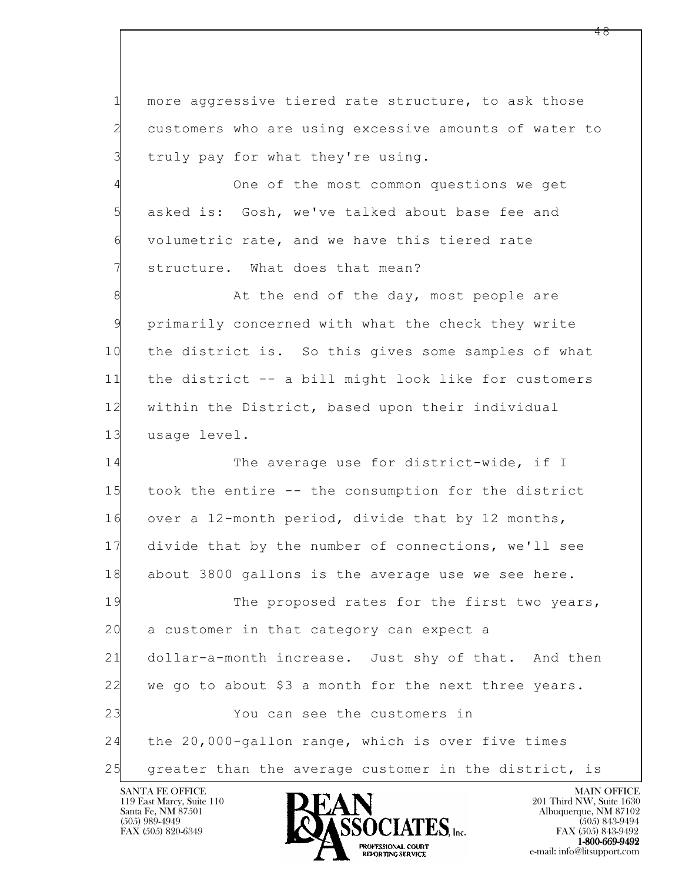1 more aggressive tiered rate structure, to ask those
2 customers who are using excessive amounts of water to
3 truly pay for what they're using.

4 One of the most common questions we get
5 asked is: Gosh, we've talked about base fee and
6 volumetric rate, and we have this tiered rate
7 structure. What does that mean?

8 At the end of the day, most people are
9 primarily concerned with what the check they write
10 the district is. So this gives some samples of what
11 the district -- a bill might look like for customers
12 within the District, based upon their individual
13 usage level.

14 The average use for district-wide, if I
15 took the entire -- the consumption for the district
16 over a 12-month period, divide that by 12 months,
17 divide that by the number of connections, we'll see
18 about 3800 gallons is the average use we see here.

19 The proposed rates for the first two years,
20 a customer in that category can expect a
21 dollar-a-month increase. Just shy of that. And then
22 we go to about $3 a month for the next three years.

23 You can see the customers in
24 the 20,000-gallon range, which is over five times
25 greater than the average customer in the district, is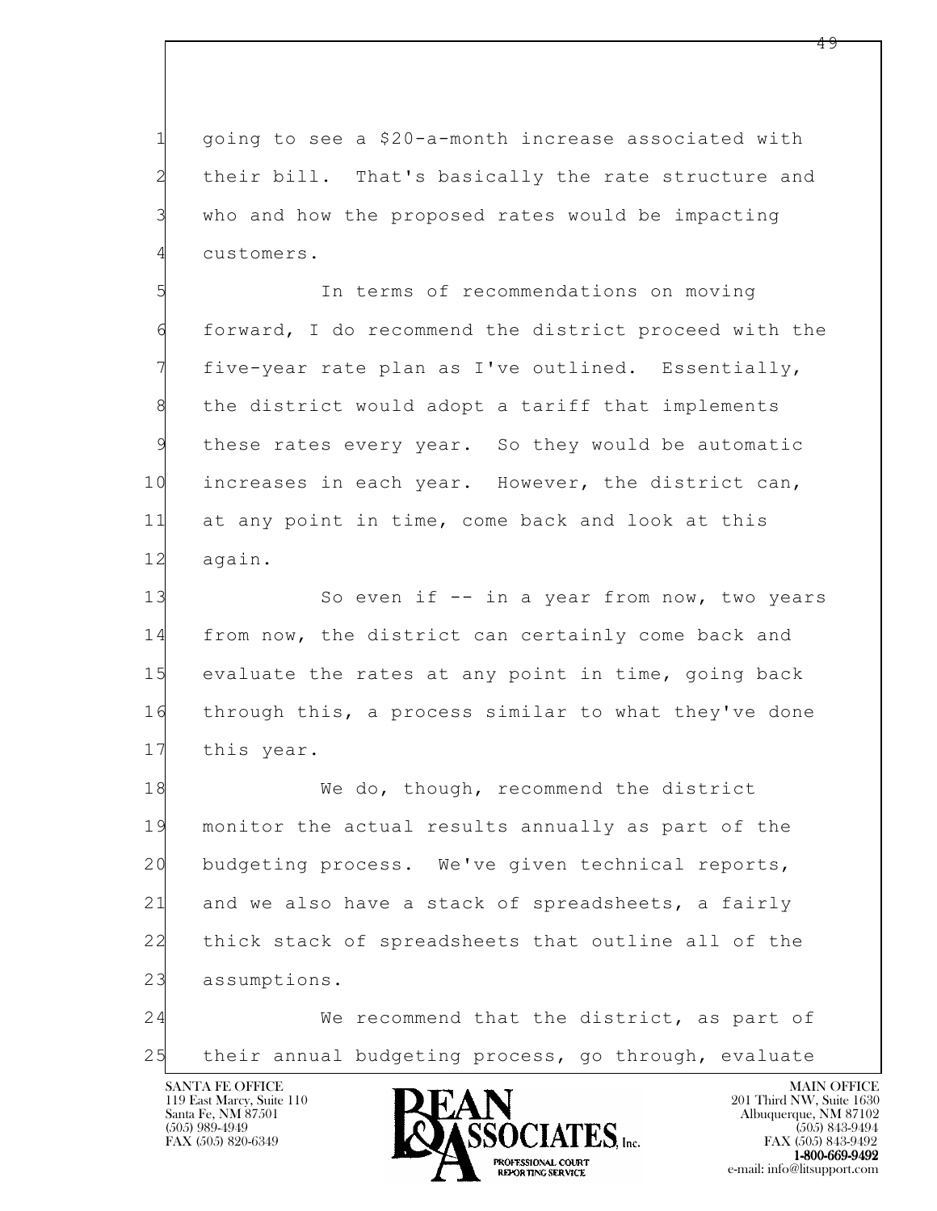1 going to see a $20-a-month increase associated with
2 their bill. That's basically the rate structure and
3 who and how the proposed rates would be impacting
4 customers.

5 In terms of recommendations on moving
6 forward, I do recommend the district proceed with the
7 five-year rate plan as I've outlined. Essentially,
8 the district would adopt a tariff that implements
9 these rates every year. So they would be automatic
10 increases in each year. However, the district can,
11 at any point in time, come back and look at this
12 again.

13 So even if -- in a year from now, two years
14 from now, the district can certainly come back and
15 evaluate the rates at any point in time, going back
16 through this, a process similar to what they've done
17 this year.

18 We do, though, recommend the district
19 monitor the actual results annually as part of the
20 budgeting process. We've given technical reports,
21 and we also have a stack of spreadsheets, a fairly
22 thick stack of spreadsheets that outline all of the
23 assumptions.

24 We recommend that the district, as part of
25 their annual budgeting process, go through, evaluate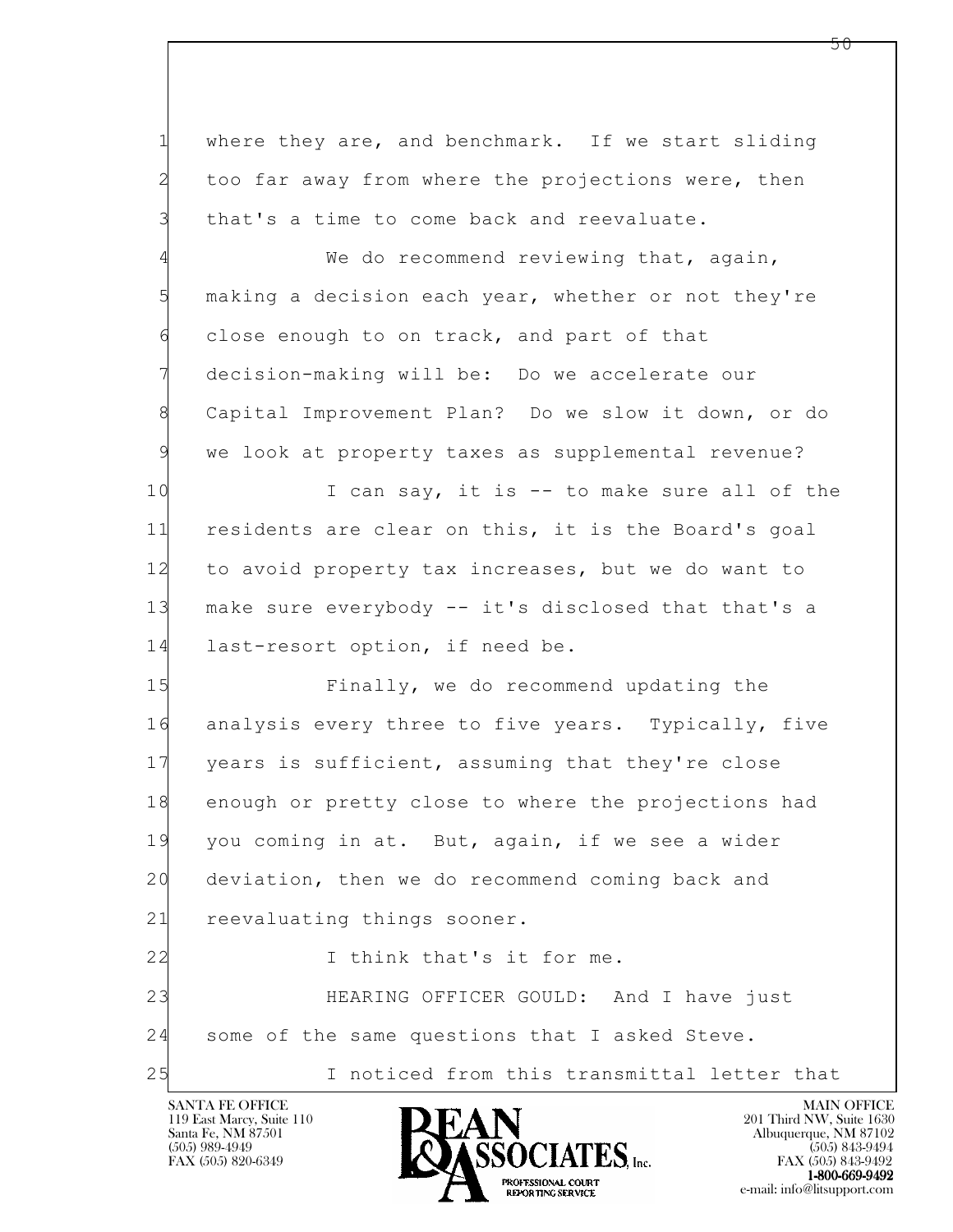where they are, and benchmark. If we start sliding too far away from where the projections were, then that's a time to come back and reevaluate.

We do recommend reviewing that, again, making a decision each year, whether or not they're close enough to on track, and part of that decision-making will be: Do we accelerate our Capital Improvement Plan? Do we slow it down, or do we look at property taxes as supplemental revenue?

I can say, it is -- to make sure all of the residents are clear on this, it is the Board's goal to avoid property tax increases, but we do want to make sure everybody -- it's disclosed that that's a last-resort option, if need be.

Finally, we do recommend updating the analysis every three to five years. Typically, five years is sufficient, assuming that they're close enough or pretty close to where the projections had you coming in at. But, again, if we see a wider deviation, then we do recommend coming back and reevaluating things sooner.

I think that's it for me.

HEARING OFFICER GOULD: And I have just some of the same questions that I asked Steve.

I noticed from this transmittal letter that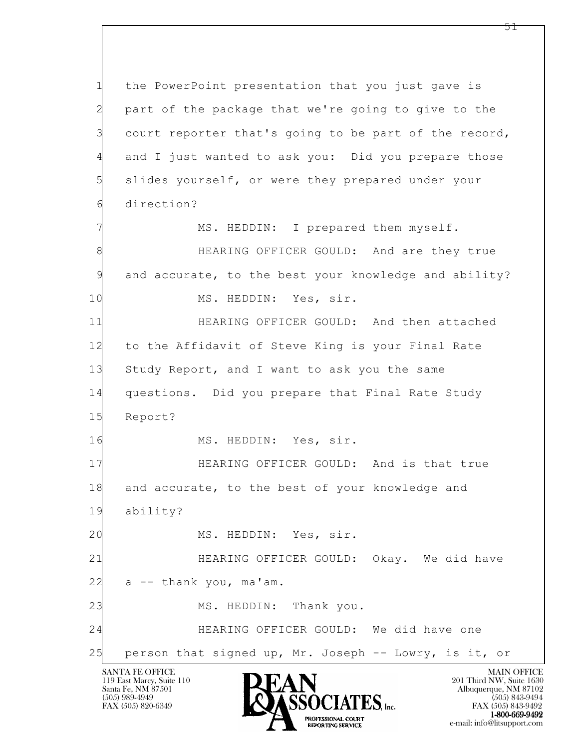1 the PowerPoint presentation that you just gave is
2 part of the package that we're going to give to the
3 court reporter that's going to be part of the record,
4 and I just wanted to ask you: Did you prepare those
5 slides yourself, or were they prepared under your
6 direction?

7 MS. HEDDIN: I prepared them myself.

8 HEARING OFFICER GOULD: And are they true
9 and accurate, to the best your knowledge and ability?

10 MS. HEDDIN: Yes, sir.

11 HEARING OFFICER GOULD: And then attached
12 to the Affidavit of Steve King is your Final Rate
13 Study Report, and I want to ask you the same
14 questions. Did you prepare that Final Rate Study
15 Report?

16 MS. HEDDIN: Yes, sir.

17 HEARING OFFICER GOULD: And is that true
18 and accurate, to the best of your knowledge and
19 ability?

20 MS. HEDDIN: Yes, sir.

21 HEARING OFFICER GOULD: Okay. We did have
22 a -- thank you, ma'am.

23 MS. HEDDIN: Thank you.

24 HEARING OFFICER GOULD: We did have one
25 person that signed up, Mr. Joseph -- Lowry, is it, or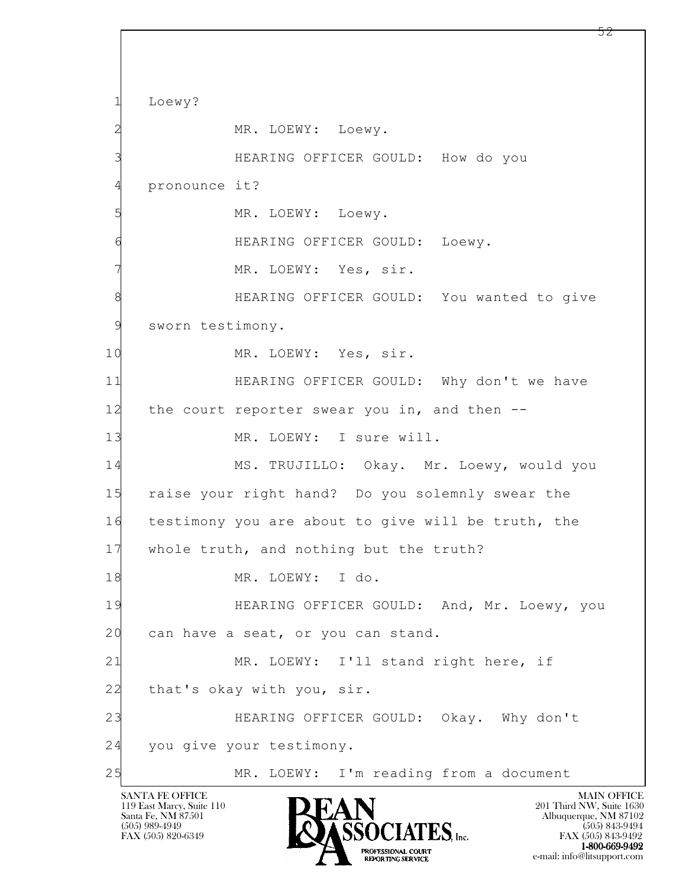1 Loewy?

2 MR. LOEWY: Loewy.

3 HEARING OFFICER GOULD: How do you

4 pronounce it?

5 MR. LOEWY: Loewy.

6 HEARING OFFICER GOULD: Loewy.

7 MR. LOEWY: Yes, sir.

8 HEARING OFFICER GOULD: You wanted to give

9 sworn testimony.

10 MR. LOEWY: Yes, sir.

11 HEARING OFFICER GOULD: Why don't we have

12 the court reporter swear you in, and then --

13 MR. LOEWY: I sure will.

14 MS. TRUJILLO: Okay. Mr. Loewy, would you

15 raise your right hand? Do you solemnly swear the

16 testimony you are about to give will be truth, the

17 whole truth, and nothing but the truth?

18 MR. LOEWY: I do.

19 HEARING OFFICER GOULD: And, Mr. Loewy, you

20 can have a seat, or you can stand.

21 MR. LOEWY: I'll stand right here, if

22 that's okay with you, sir.

23 HEARING OFFICER GOULD: Okay. Why don't

24 you give your testimony.

25 MR. LOEWY: I'm reading from a document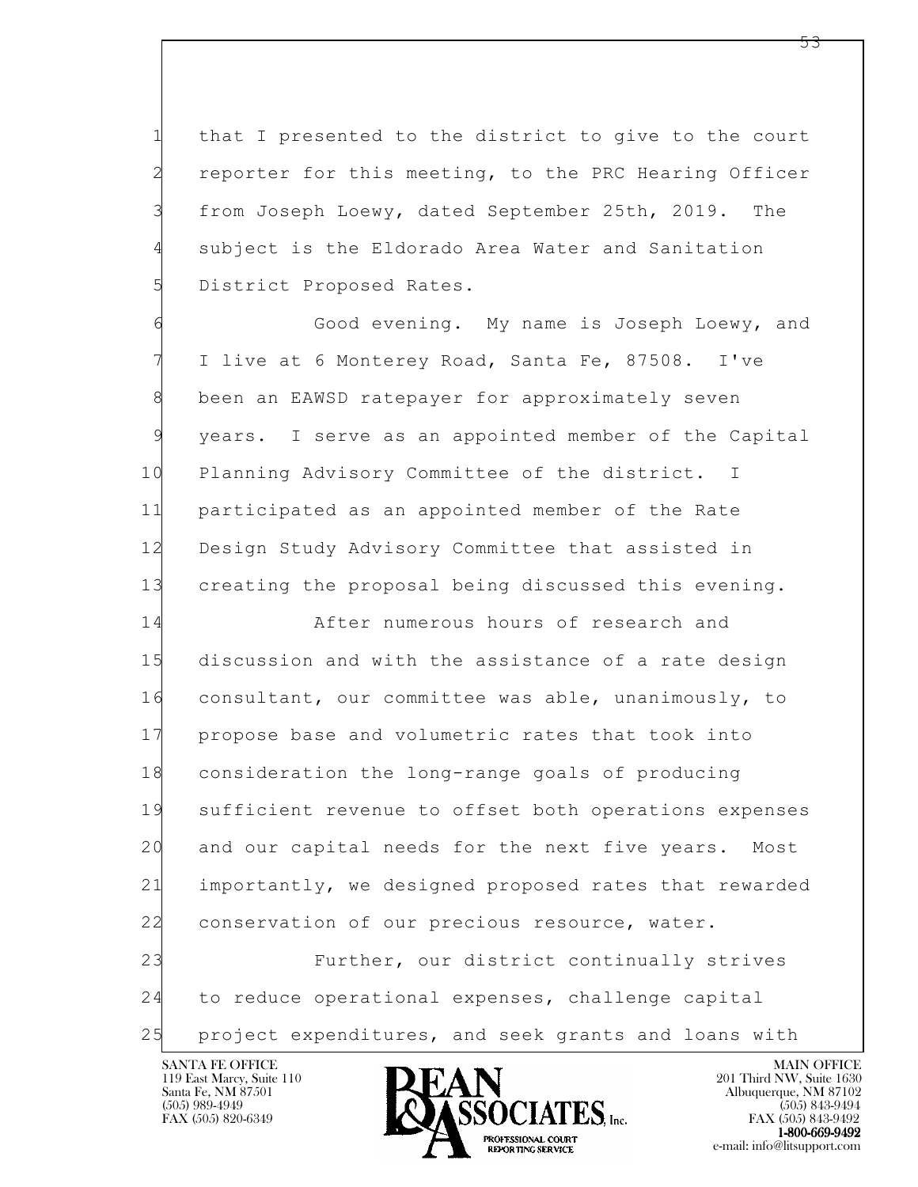1 that I presented to the district to give to the court
2 reporter for this meeting, to the PRC Hearing Officer
3 from Joseph Loewy, dated September 25th, 2019. The
4 subject is the Eldorado Area Water and Sanitation
5 District Proposed Rates.

6 Good evening. My name is Joseph Loewy, and
7 I live at 6 Monterey Road, Santa Fe, 87508. I've
8 been an EAWSD ratepayer for approximately seven
9 years. I serve as an appointed member of the Capital
10 Planning Advisory Committee of the district. I
11 participated as an appointed member of the Rate
12 Design Study Advisory Committee that assisted in
13 creating the proposal being discussed this evening.

14 After numerous hours of research and
15 discussion and with the assistance of a rate design
16 consultant, our committee was able, unanimously, to
17 propose base and volumetric rates that took into
18 consideration the long-range goals of producing
19 sufficient revenue to offset both operations expenses
20 and our capital needs for the next five years. Most
21 importantly, we designed proposed rates that rewarded
22 conservation of our precious resource, water.

23 Further, our district continually strives
24 to reduce operational expenses, challenge capital
25 project expenditures, and seek grants and loans with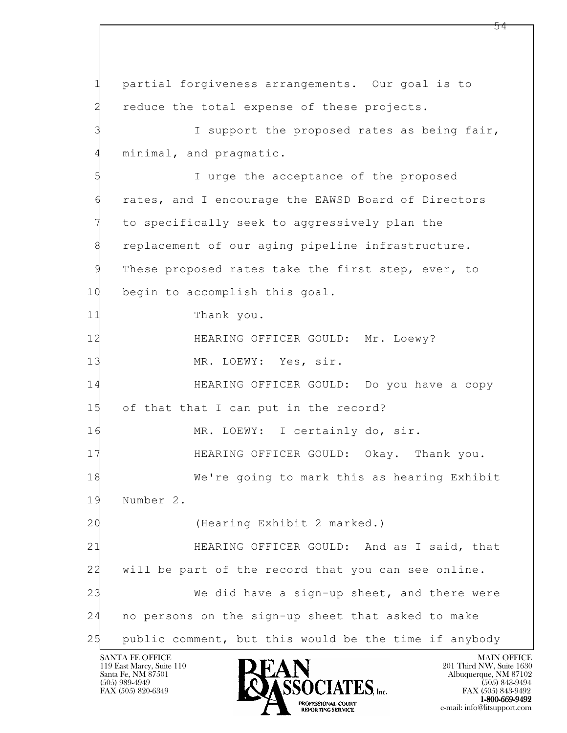1 partial forgiveness arrangements. Our goal is to
2 reduce the total expense of these projects.
3 I support the proposed rates as being fair,
4 minimal, and pragmatic.
5 I urge the acceptance of the proposed
6 rates, and I encourage the EAWSD Board of Directors
7 to specifically seek to aggressively plan the
8 replacement of our aging pipeline infrastructure.
9 These proposed rates take the first step, ever, to
10 begin to accomplish this goal.
11 Thank you.
12 HEARING OFFICER GOULD: Mr. Loewy?
13 MR. LOEWY: Yes, sir.
14 HEARING OFFICER GOULD: Do you have a copy
15 of that that I can put in the record?
16 MR. LOEWY: I certainly do, sir.
17 HEARING OFFICER GOULD: Okay. Thank you.
18 We're going to mark this as hearing Exhibit
19 Number 2.
20 (Hearing Exhibit 2 marked.)
21 HEARING OFFICER GOULD: And as I said, that
22 will be part of the record that you can see online.
23 We did have a sign-up sheet, and there were
24 no persons on the sign-up sheet that asked to make
25 public comment, but this would be the time if anybody

SANTA FE OFFICE
119 East Marcy, Suite 110
Santa Fe, NM 87501
(505) 989-4949
FAX (505) 820-6349

BEAN & ASSOCIATES, Inc.
PROFESSIONAL COURT REPORTING SERVICE

MAIN OFFICE
201 Third NW, Suite 1630
Albuquerque, NM 87102
(505) 843-9494
FAX (505) 843-9492
1-800-669-9492
e-mail: info@litsupport.com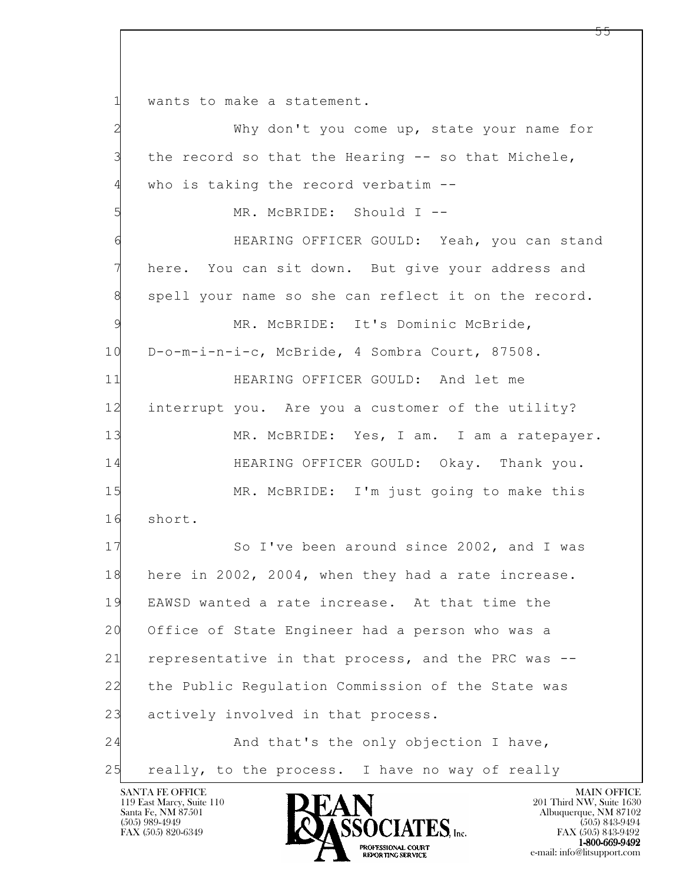1 wants to make a statement.

2 Why don't you come up, state your name for

3 the record so that the Hearing -- so that Michele,

4 who is taking the record verbatim --

5 MR. McBRIDE: Should I --

6 HEARING OFFICER GOULD: Yeah, you can stand

7 here. You can sit down. But give your address and

8 spell your name so she can reflect it on the record.

9 MR. McBRIDE: It's Dominic McBride,

10 D-o-m-i-n-i-c, McBride, 4 Sombra Court, 87508.

11 HEARING OFFICER GOULD: And let me

12 interrupt you. Are you a customer of the utility?

13 MR. McBRIDE: Yes, I am. I am a ratepayer.

14 HEARING OFFICER GOULD: Okay. Thank you.

15 MR. McBRIDE: I'm just going to make this

16 short.

17 So I've been around since 2002, and I was

18 here in 2002, 2004, when they had a rate increase.

19 EAWSD wanted a rate increase. At that time the

20 Office of State Engineer had a person who was a

21 representative in that process, and the PRC was --

22 the Public Regulation Commission of the State was

23 actively involved in that process.

24 And that's the only objection I have,

25 really, to the process. I have no way of really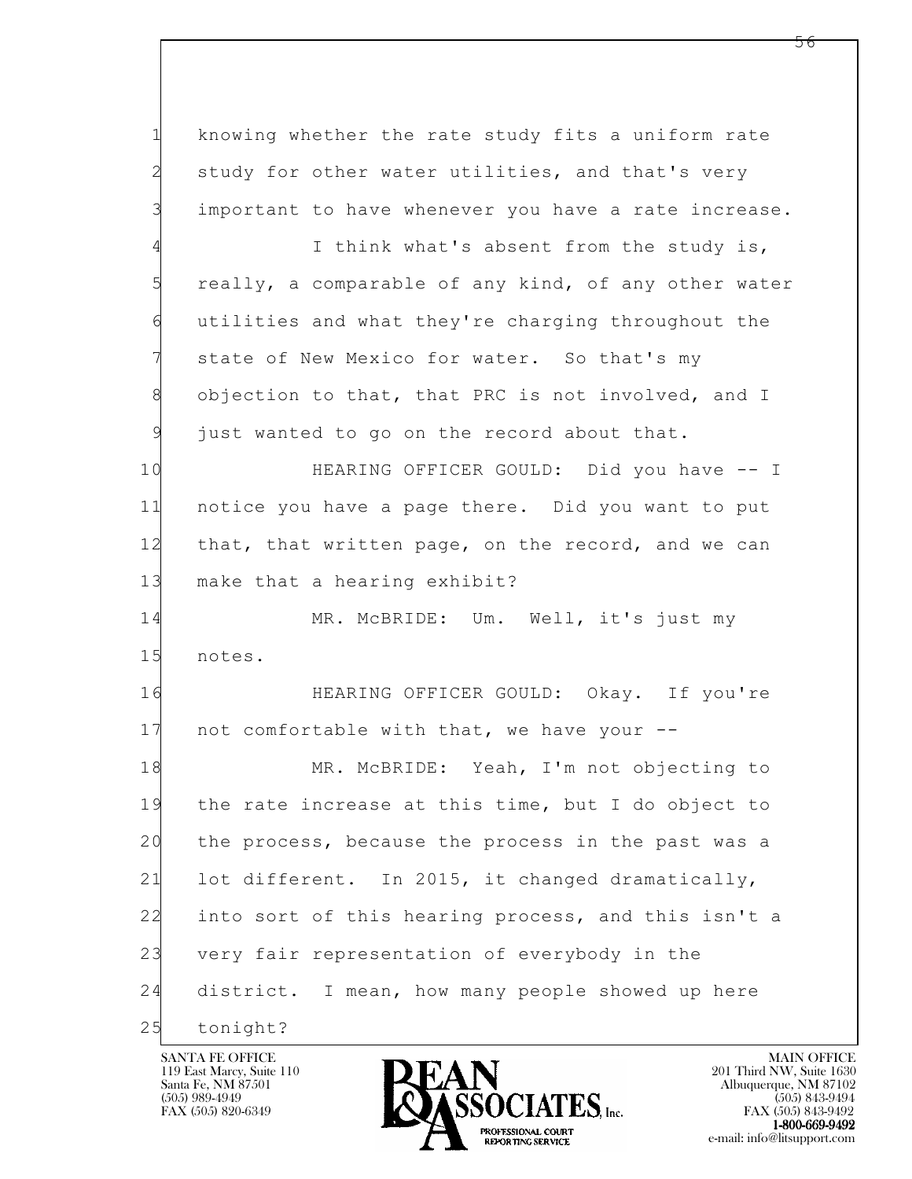1 knowing whether the rate study fits a uniform rate
2 study for other water utilities, and that's very
3 important to have whenever you have a rate increase.
4 I think what's absent from the study is,
5 really, a comparable of any kind, of any other water
6 utilities and what they're charging throughout the
7 state of New Mexico for water. So that's my
8 objection to that, that PRC is not involved, and I
9 just wanted to go on the record about that.
10 HEARING OFFICER GOULD: Did you have -- I
11 notice you have a page there. Did you want to put
12 that, that written page, on the record, and we can
13 make that a hearing exhibit?
14 MR. McBRIDE: Um. Well, it's just my
15 notes.
16 HEARING OFFICER GOULD: Okay. If you're
17 not comfortable with that, we have your --
18 MR. McBRIDE: Yeah, I'm not objecting to
19 the rate increase at this time, but I do object to
20 the process, because the process in the past was a
21 lot different. In 2015, it changed dramatically,
22 into sort of this hearing process, and this isn't a
23 very fair representation of everybody in the
24 district. I mean, how many people showed up here
25 tonight?

SANTA FE OFFICE
119 East Marcy, Suite 110
Santa Fe, NM 87501
(505) 989-4949
FAX (505) 820-6349

BEAN & ASSOCIATES, Inc.
PROFESSIONAL COURT REPORTING SERVICE

MAIN OFFICE
201 Third NW, Suite 1630
Albuquerque, NM 87102
(505) 843-9494
FAX (505) 843-9492
1-800-669-9492
e-mail: info@litsupport.com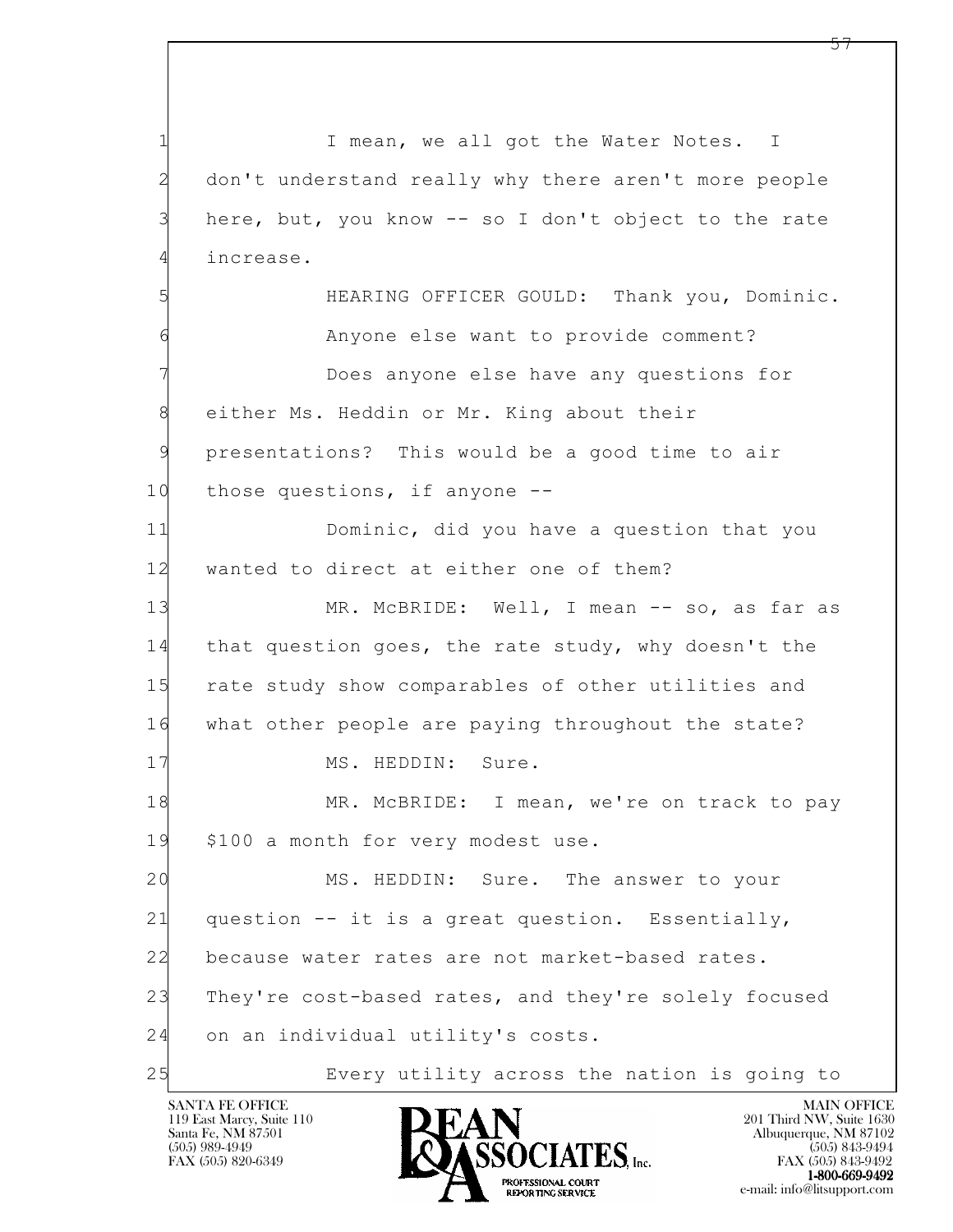I mean, we all got the Water Notes. I don't understand really why there aren't more people here, but, you know -- so I don't object to the rate increase.

HEARING OFFICER GOULD: Thank you, Dominic.

Anyone else want to provide comment?

Does anyone else have any questions for either Ms. Heddin or Mr. King about their presentations? This would be a good time to air those questions, if anyone --

Dominic, did you have a question that you wanted to direct at either one of them?

MR. McBRIDE: Well, I mean -- so, as far as that question goes, the rate study, why doesn't the rate study show comparables of other utilities and what other people are paying throughout the state?

MS. HEDDIN: Sure.

MR. McBRIDE: I mean, we're on track to pay $100 a month for very modest use.

MS. HEDDIN: Sure. The answer to your question -- it is a great question. Essentially, because water rates are not market-based rates. They're cost-based rates, and they're solely focused on an individual utility's costs.

Every utility across the nation is going to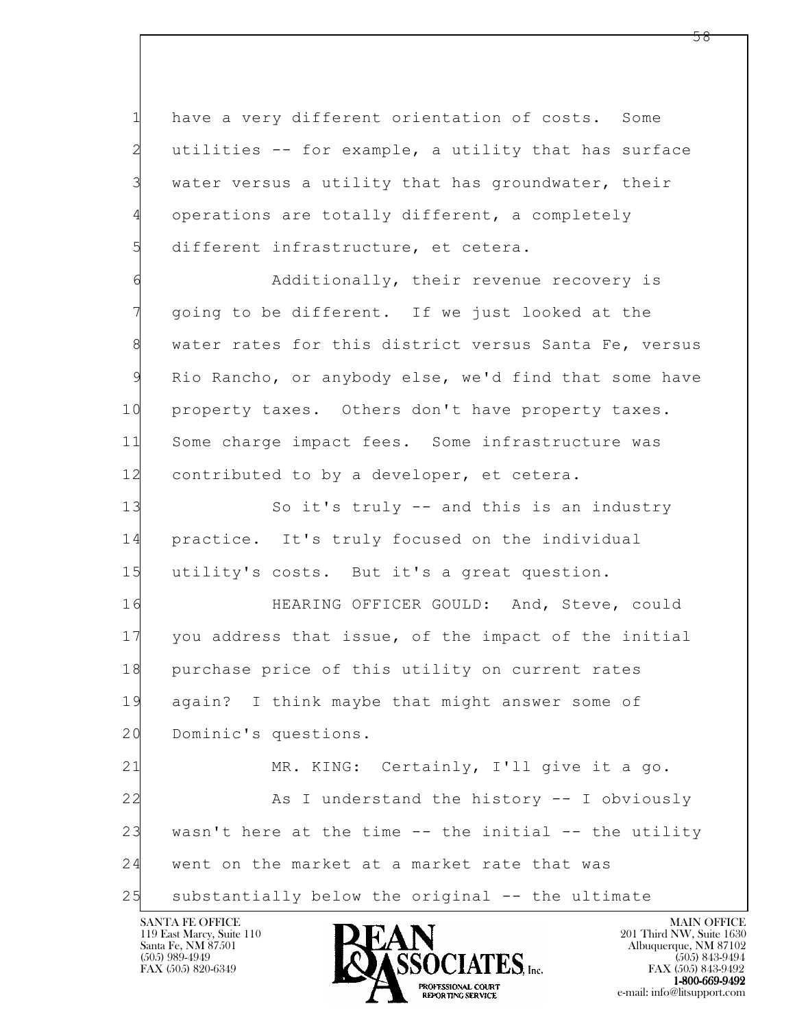1 have a very different orientation of costs. Some
2 utilities -- for example, a utility that has surface
3 water versus a utility that has groundwater, their
4 operations are totally different, a completely
5 different infrastructure, et cetera.
6 Additionally, their revenue recovery is
7 going to be different. If we just looked at the
8 water rates for this district versus Santa Fe, versus
9 Rio Rancho, or anybody else, we'd find that some have
10 property taxes. Others don't have property taxes.
11 Some charge impact fees. Some infrastructure was
12 contributed to by a developer, et cetera.
13 So it's truly -- and this is an industry
14 practice. It's truly focused on the individual
15 utility's costs. But it's a great question.
16 HEARING OFFICER GOULD: And, Steve, could
17 you address that issue, of the impact of the initial
18 purchase price of this utility on current rates
19 again? I think maybe that might answer some of
20 Dominic's questions.
21 MR. KING: Certainly, I'll give it a go.
22 As I understand the history -- I obviously
23 wasn't here at the time -- the initial -- the utility
24 went on the market at a market rate that was
25 substantially below the original -- the ultimate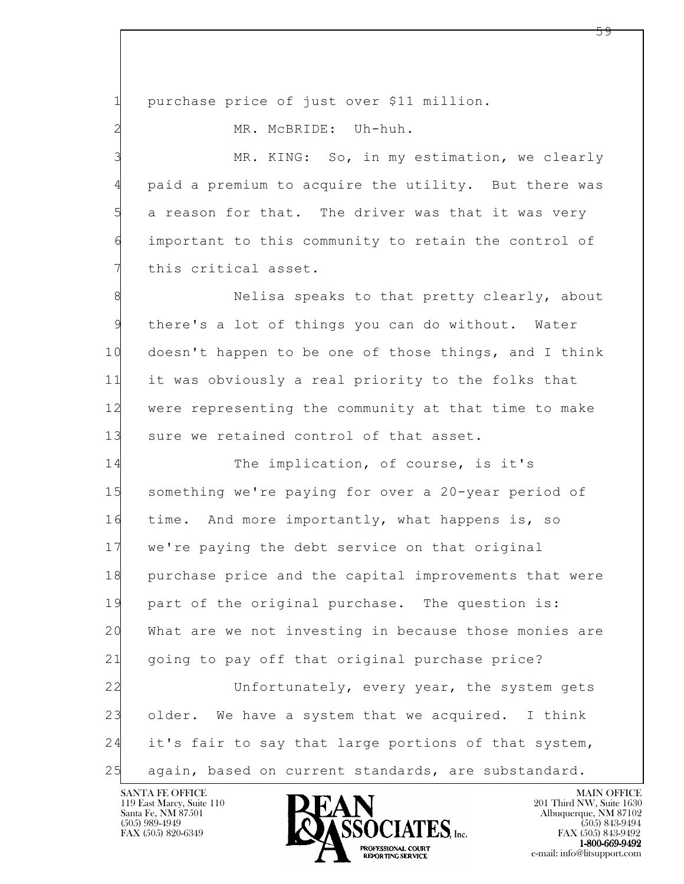purchase price of just over $11 million.

MR. McBRIDE: Uh-huh.

MR. KING: So, in my estimation, we clearly paid a premium to acquire the utility. But there was a reason for that. The driver was that it was very important to this community to retain the control of this critical asset.

Nelisa speaks to that pretty clearly, about there's a lot of things you can do without. Water doesn't happen to be one of those things, and I think it was obviously a real priority to the folks that were representing the community at that time to make sure we retained control of that asset.

The implication, of course, is it's something we're paying for over a 20-year period of time. And more importantly, what happens is, so we're paying the debt service on that original purchase price and the capital improvements that were part of the original purchase. The question is: What are we not investing in because those monies are going to pay off that original purchase price?

Unfortunately, every year, the system gets older. We have a system that we acquired. I think it's fair to say that large portions of that system, again, based on current standards, are substandard.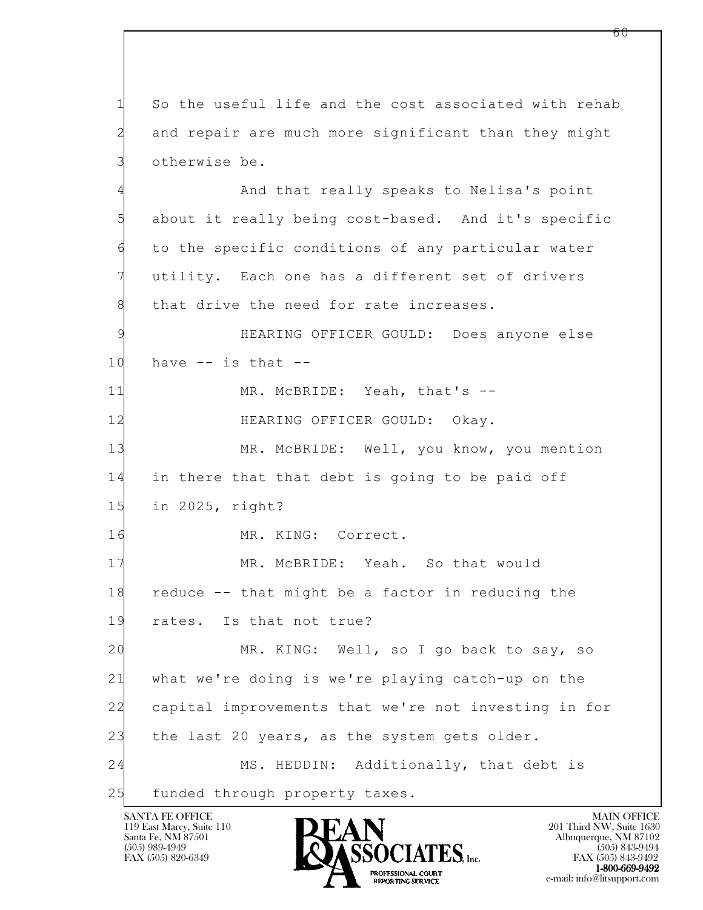1 So the useful life and the cost associated with rehab
2 and repair are much more significant than they might
3 otherwise be.

4 And that really speaks to Nelisa's point
5 about it really being cost-based. And it's specific
6 to the specific conditions of any particular water
7 utility. Each one has a different set of drivers
8 that drive the need for rate increases.

9 HEARING OFFICER GOULD: Does anyone else
10 have -- is that --

11 MR. McBRIDE: Yeah, that's --

12 HEARING OFFICER GOULD: Okay.

13 MR. McBRIDE: Well, you know, you mention
14 in there that that debt is going to be paid off
15 in 2025, right?

16 MR. KING: Correct.

17 MR. McBRIDE: Yeah. So that would
18 reduce -- that might be a factor in reducing the
19 rates. Is that not true?

20 MR. KING: Well, so I go back to say, so
21 what we're doing is we're playing catch-up on the
22 capital improvements that we're not investing in for
23 the last 20 years, as the system gets older.

24 MS. HEDDIN: Additionally, that debt is
25 funded through property taxes.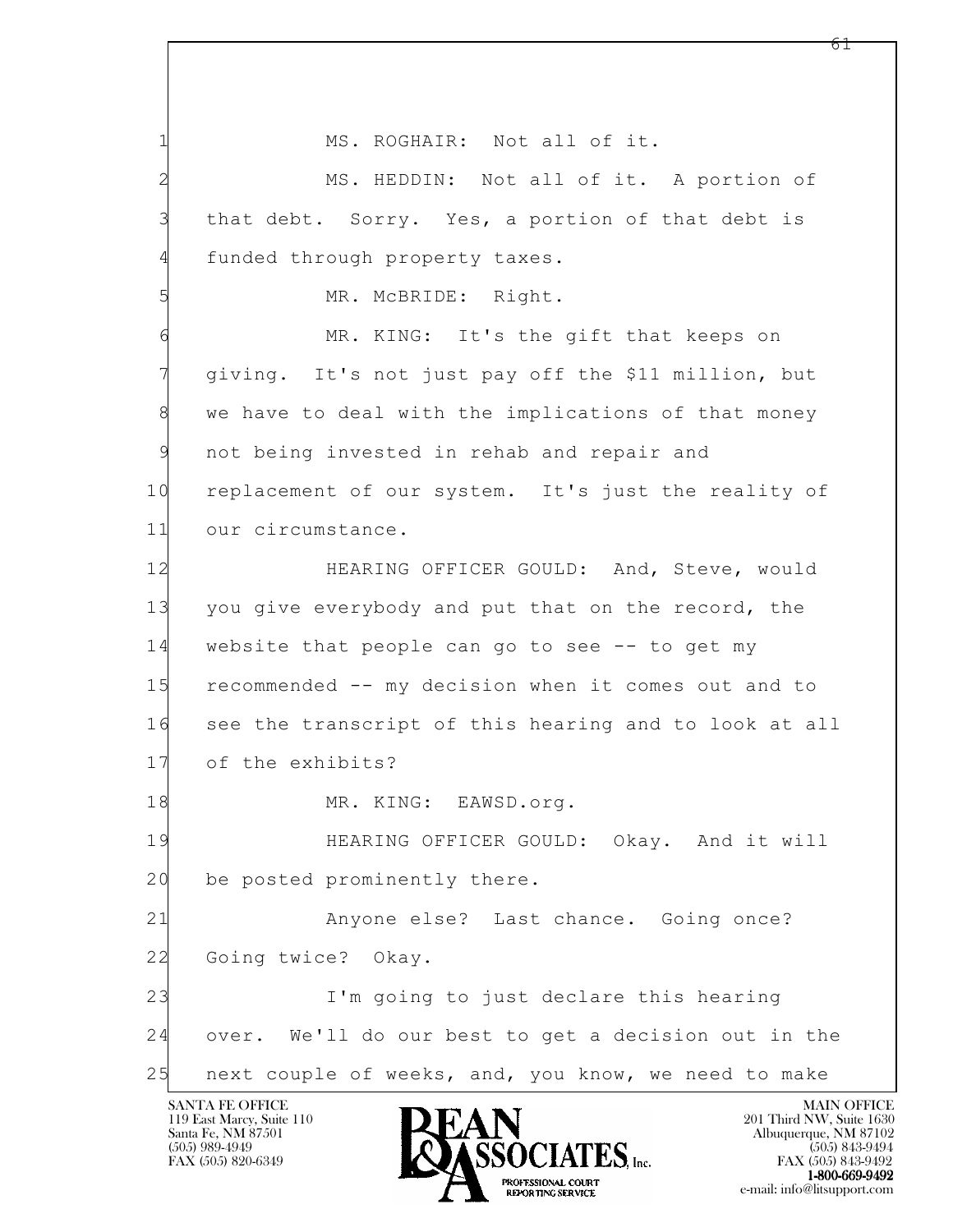MS. ROGHAIR: Not all of it.

MS. HEDDIN: Not all of it. A portion of that debt. Sorry. Yes, a portion of that debt is funded through property taxes.

MR. McBRIDE: Right.

MR. KING: It's the gift that keeps on giving. It's not just pay off the $11 million, but we have to deal with the implications of that money not being invested in rehab and repair and replacement of our system. It's just the reality of our circumstance.

HEARING OFFICER GOULD: And, Steve, would you give everybody and put that on the record, the website that people can go to see -- to get my recommended -- my decision when it comes out and to see the transcript of this hearing and to look at all of the exhibits?

MR. KING: EAWSD.org.

HEARING OFFICER GOULD: Okay. And it will be posted prominently there.

Anyone else? Last chance. Going once? Going twice? Okay.

I'm going to just declare this hearing over. We'll do our best to get a decision out in the next couple of weeks, and, you know, we need to make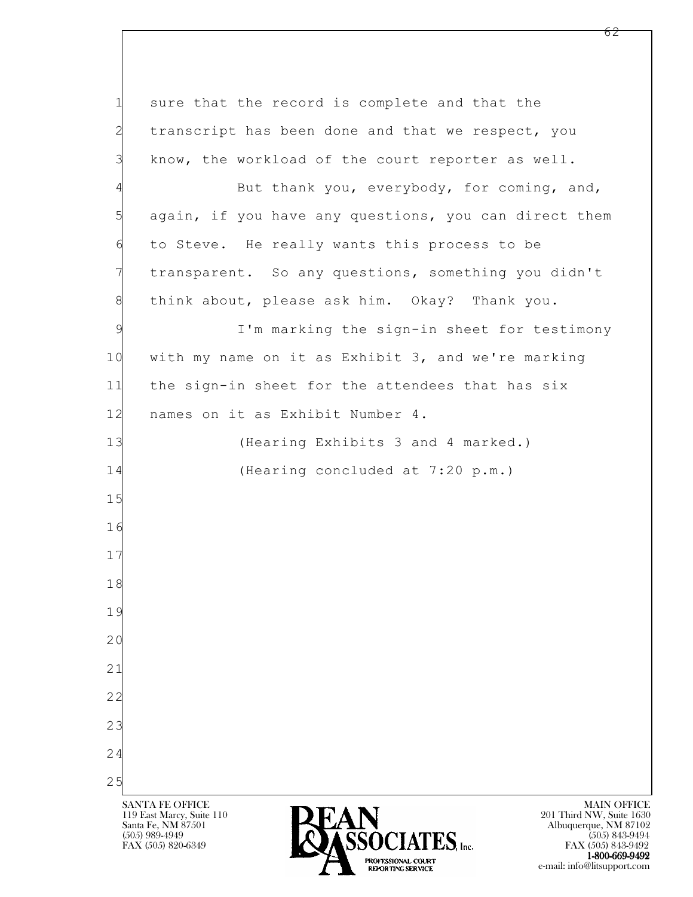sure that the record is complete and that the transcript has been done and that we respect, you know, the workload of the court reporter as well.

But thank you, everybody, for coming, and, again, if you have any questions, you can direct them to Steve. He really wants this process to be transparent. So any questions, something you didn't think about, please ask him. Okay? Thank you.

I'm marking the sign-in sheet for testimony with my name on it as Exhibit 3, and we're marking the sign-in sheet for the attendees that has six names on it as Exhibit Number 4.

(Hearing Exhibits 3 and 4 marked.)

(Hearing concluded at 7:20 p.m.)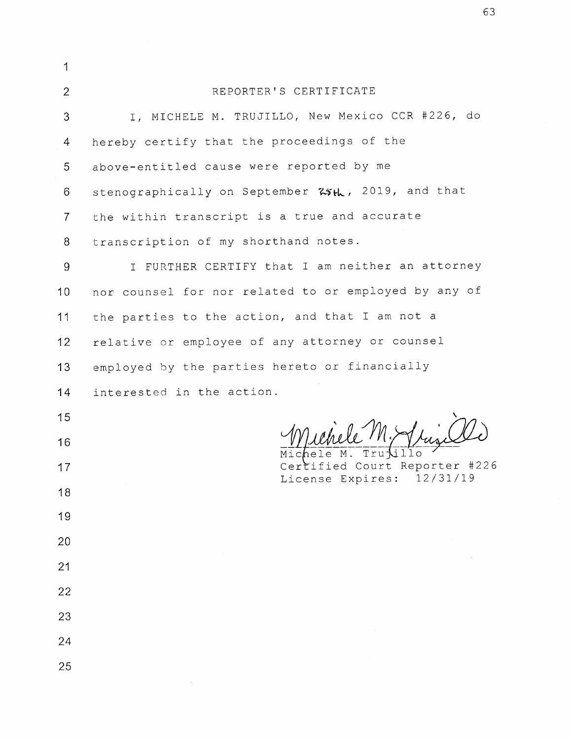# REPORTER'S CERTIFICATE

I, MICHELE M. TRUJILLO, New Mexico CCR #226, do hereby certify that the proceedings of the above-entitled cause were reported by me stenographically on September 25th, 2019, and that the within transcript is a true and accurate transcription of my shorthand notes.

I FURTHER CERTIFY that I am neither an attorney nor counsel for nor related to or employed by any of the parties to the action, and that I am not a relative or employee of any attorney or counsel employed by the parties hereto or financially interested in the action.

Michele M. Trujillo
Certified Court Reporter #226
License Expires: 12/31/19